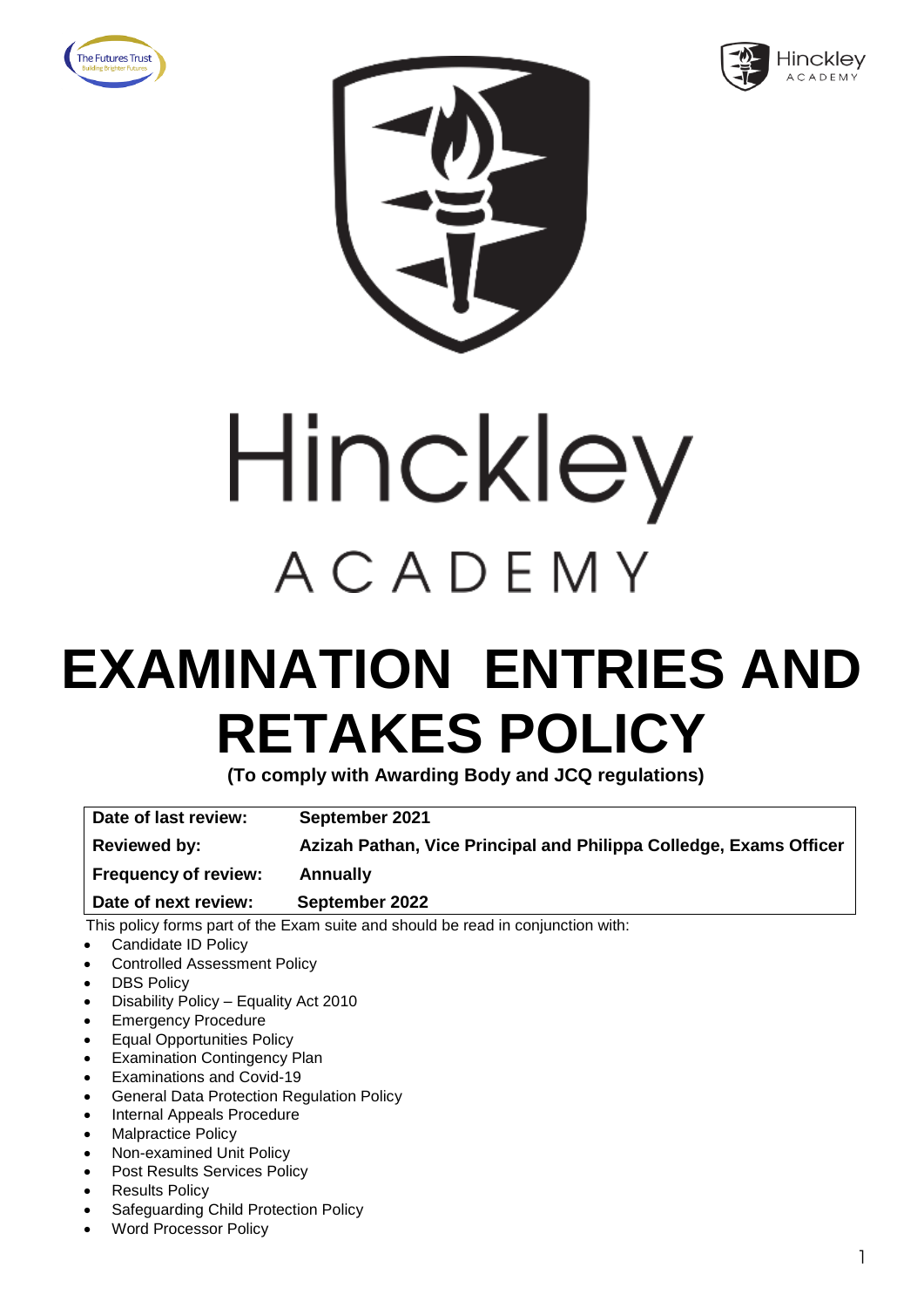Hinckley

ACADEMY

# EXAMINATION ENTRIES AND RETAKES POLICY

**(To comply with Awarding Body and JCQ regulations)**

| | |
|---|---|
| **Date of last review:** | **September 2021** |
| **Reviewed by:** | **Azizah Pathan, Vice Principal and Philippa Colledge, Exams Officer** |
| **Frequency of review:** | **Annually** |
| **Date of next review:** | **September 2022** |

This policy forms part of the Exam suite and should be read in conjunction with:

- Candidate ID Policy
- Controlled Assessment Policy
- DBS Policy
- Disability Policy – Equality Act 2010
- Emergency Procedure
- Equal Opportunities Policy
- Examination Contingency Plan
- Examinations and Covid-19
- General Data Protection Regulation Policy
- Internal Appeals Procedure
- Malpractice Policy
- Non-examined Unit Policy
- Post Results Services Policy
- Results Policy
- Safeguarding Child Protection Policy
- Word Processor Policy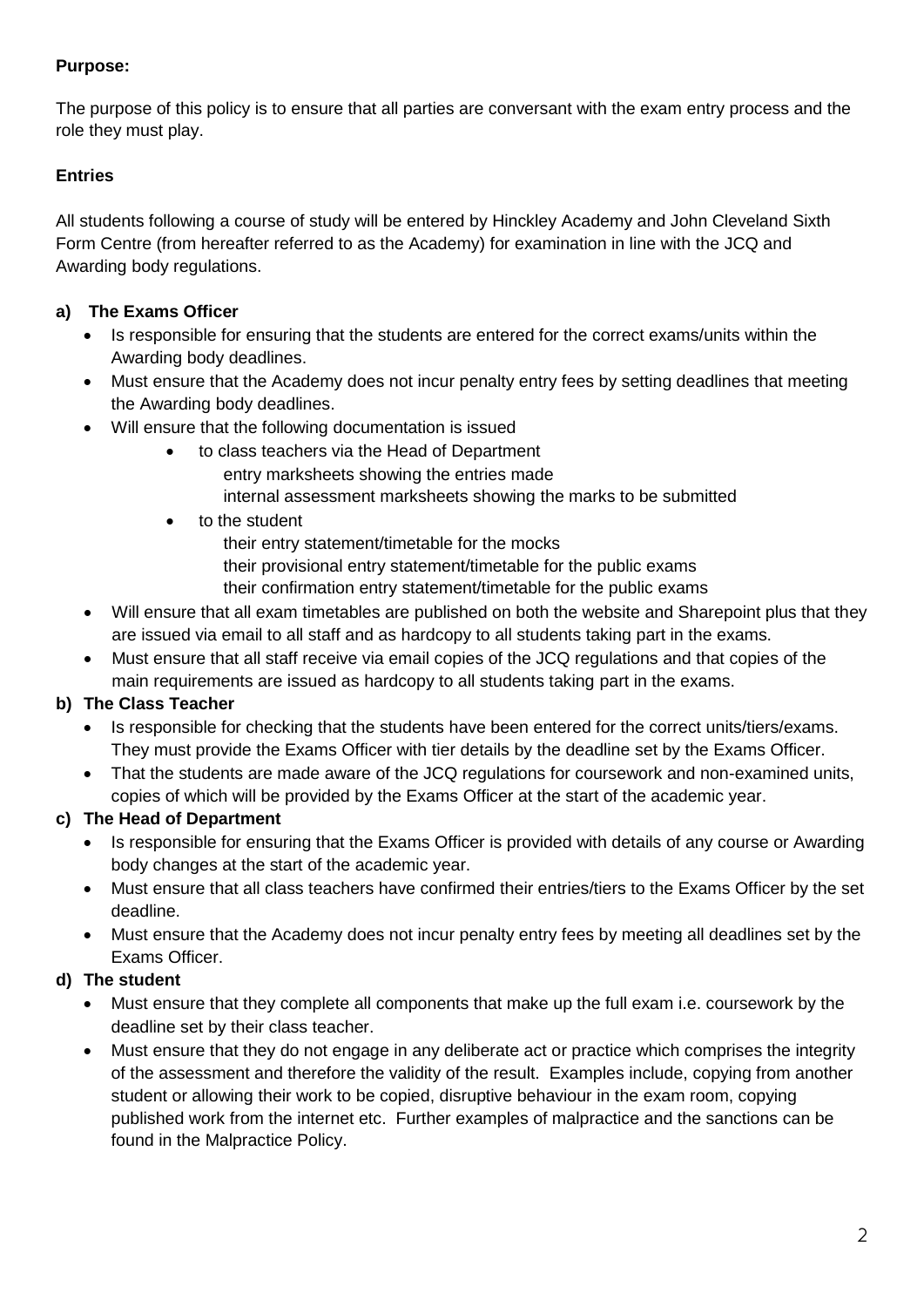**Purpose:**

The purpose of this policy is to ensure that all parties are conversant with the exam entry process and the role they must play.

**Entries**

All students following a course of study will be entered by Hinckley Academy and John Cleveland Sixth Form Centre (from hereafter referred to as the Academy) for examination in line with the JCQ and Awarding body regulations.

**a) The Exams Officer**

- Is responsible for ensuring that the students are entered for the correct exams/units within the Awarding body deadlines.
- Must ensure that the Academy does not incur penalty entry fees by setting deadlines that meeting the Awarding body deadlines.
- Will ensure that the following documentation is issued
    - to class teachers via the Head of Department
      entry marksheets showing the entries made
      internal assessment marksheets showing the marks to be submitted
    - to the student
      their entry statement/timetable for the mocks
      their provisional entry statement/timetable for the public exams
      their confirmation entry statement/timetable for the public exams
- Will ensure that all exam timetables are published on both the website and Sharepoint plus that they are issued via email to all staff and as hardcopy to all students taking part in the exams.
- Must ensure that all staff receive via email copies of the JCQ regulations and that copies of the main requirements are issued as hardcopy to all students taking part in the exams.

**b) The Class Teacher**

- Is responsible for checking that the students have been entered for the correct units/tiers/exams. They must provide the Exams Officer with tier details by the deadline set by the Exams Officer.
- That the students are made aware of the JCQ regulations for coursework and non-examined units, copies of which will be provided by the Exams Officer at the start of the academic year.

**c) The Head of Department**

- Is responsible for ensuring that the Exams Officer is provided with details of any course or Awarding body changes at the start of the academic year.
- Must ensure that all class teachers have confirmed their entries/tiers to the Exams Officer by the set deadline.
- Must ensure that the Academy does not incur penalty entry fees by meeting all deadlines set by the Exams Officer.

**d) The student**

- Must ensure that they complete all components that make up the full exam i.e. coursework by the deadline set by their class teacher.
- Must ensure that they do not engage in any deliberate act or practice which comprises the integrity of the assessment and therefore the validity of the result. Examples include, copying from another student or allowing their work to be copied, disruptive behaviour in the exam room, copying published work from the internet etc. Further examples of malpractice and the sanctions can be found in the Malpractice Policy.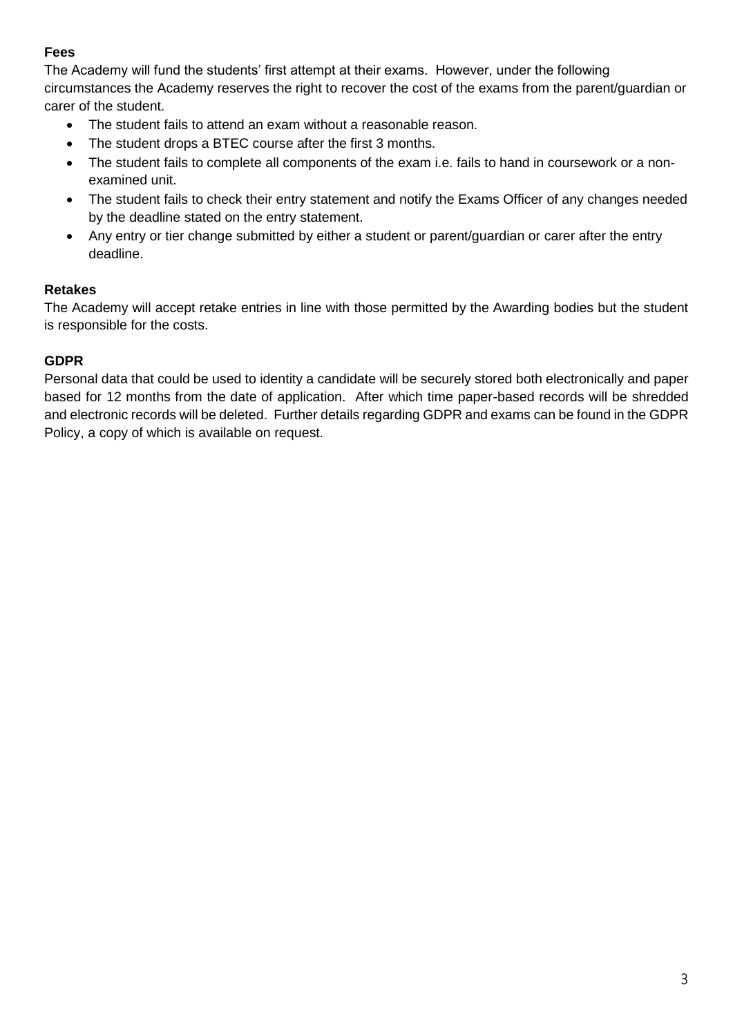**Fees**

The Academy will fund the students' first attempt at their exams. However, under the following circumstances the Academy reserves the right to recover the cost of the exams from the parent/guardian or carer of the student.

- The student fails to attend an exam without a reasonable reason.
- The student drops a BTEC course after the first 3 months.
- The student fails to complete all components of the exam i.e. fails to hand in coursework or a non-examined unit.
- The student fails to check their entry statement and notify the Exams Officer of any changes needed by the deadline stated on the entry statement.
- Any entry or tier change submitted by either a student or parent/guardian or carer after the entry deadline.

**Retakes**

The Academy will accept retake entries in line with those permitted by the Awarding bodies but the student is responsible for the costs.

**GDPR**

Personal data that could be used to identity a candidate will be securely stored both electronically and paper based for 12 months from the date of application. After which time paper-based records will be shredded and electronic records will be deleted. Further details regarding GDPR and exams can be found in the GDPR Policy, a copy of which is available on request.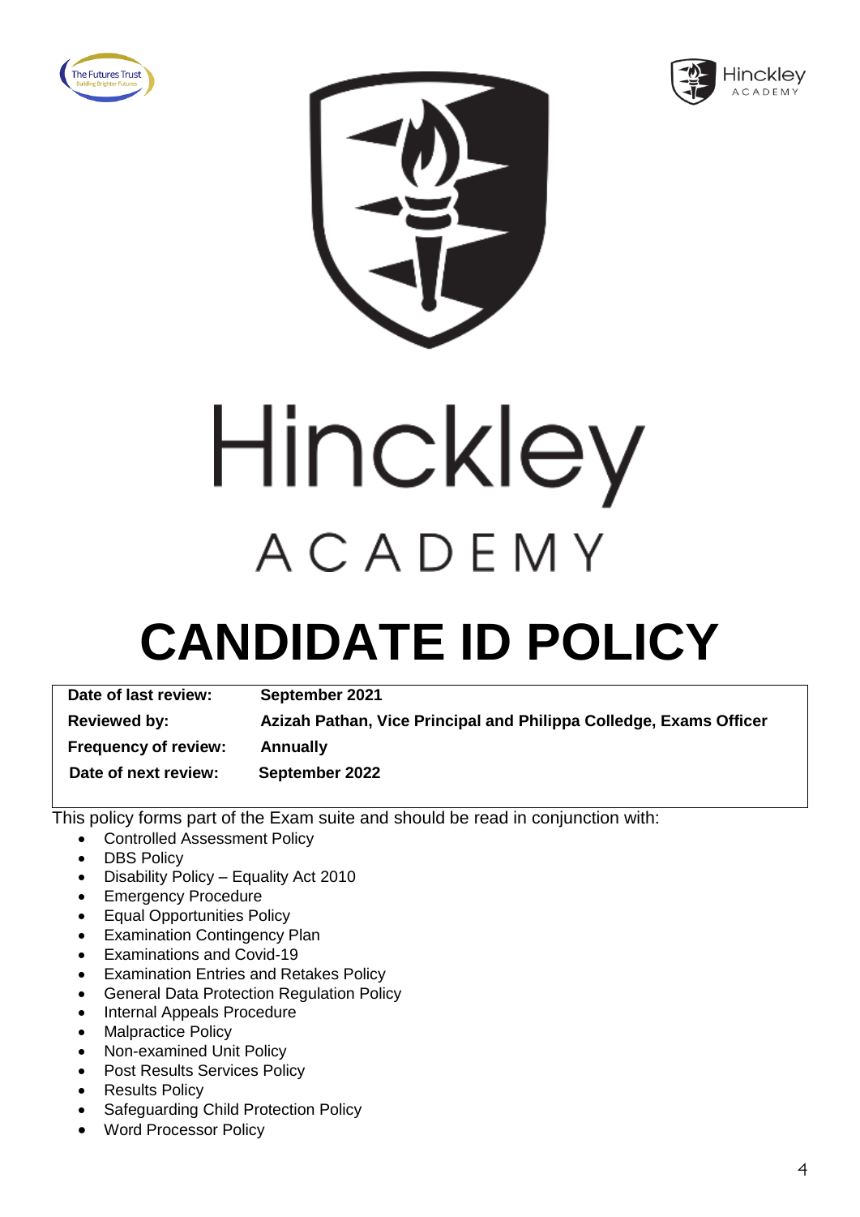# Hinckley ACADEMY

# CANDIDATE ID POLICY

| | |
|---|---|
| **Date of last review:** | **September 2021** |
| **Reviewed by:** | **Azizah Pathan, Vice Principal and Philippa Colledge, Exams Officer** |
| **Frequency of review:** | **Annually** |
| **Date of next review:** | **September 2022** |

This policy forms part of the Exam suite and should be read in conjunction with:

- Controlled Assessment Policy
- DBS Policy
- Disability Policy – Equality Act 2010
- Emergency Procedure
- Equal Opportunities Policy
- Examination Contingency Plan
- Examinations and Covid-19
- Examination Entries and Retakes Policy
- General Data Protection Regulation Policy
- Internal Appeals Procedure
- Malpractice Policy
- Non-examined Unit Policy
- Post Results Services Policy
- Results Policy
- Safeguarding Child Protection Policy
- Word Processor Policy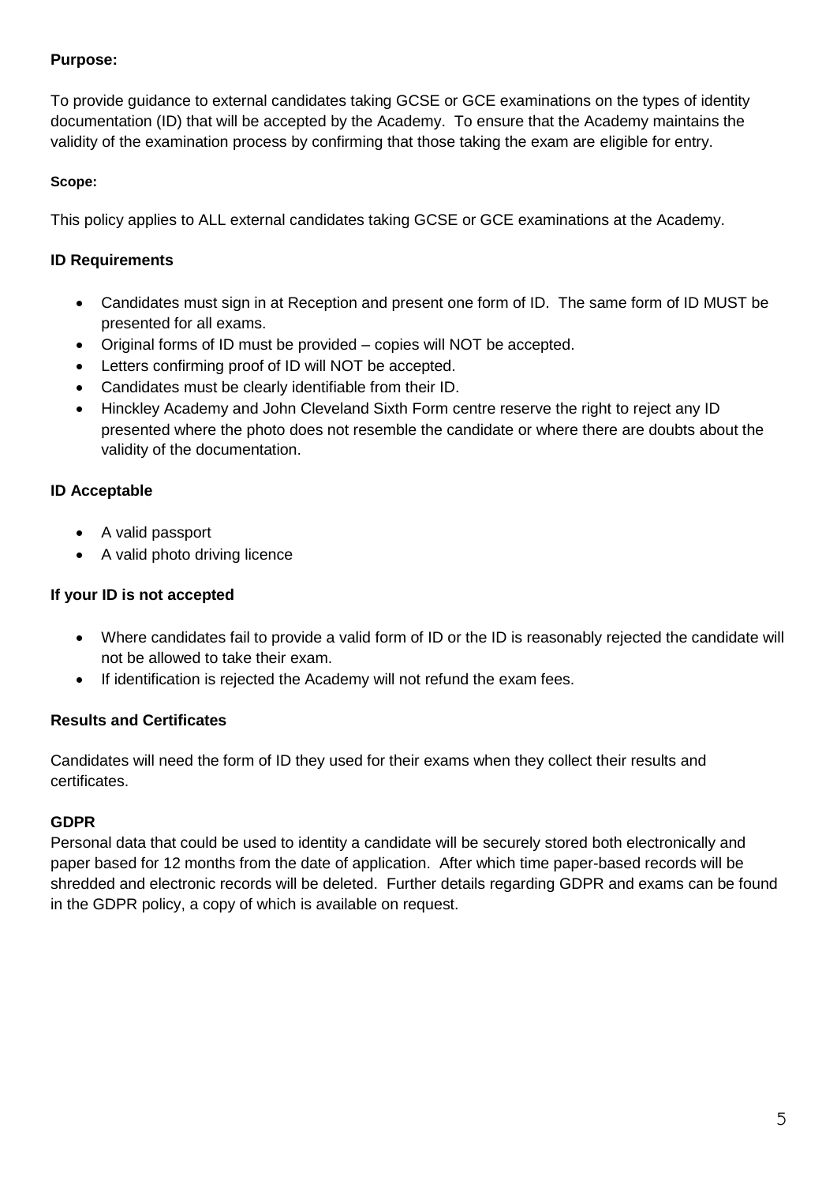**Purpose:**

To provide guidance to external candidates taking GCSE or GCE examinations on the types of identity documentation (ID) that will be accepted by the Academy. To ensure that the Academy maintains the validity of the examination process by confirming that those taking the exam are eligible for entry.

**Scope:**

This policy applies to ALL external candidates taking GCSE or GCE examinations at the Academy.

**ID Requirements**

- Candidates must sign in at Reception and present one form of ID. The same form of ID MUST be presented for all exams.
- Original forms of ID must be provided – copies will NOT be accepted.
- Letters confirming proof of ID will NOT be accepted.
- Candidates must be clearly identifiable from their ID.
- Hinckley Academy and John Cleveland Sixth Form centre reserve the right to reject any ID presented where the photo does not resemble the candidate or where there are doubts about the validity of the documentation.

**ID Acceptable**

- A valid passport
- A valid photo driving licence

**If your ID is not accepted**

- Where candidates fail to provide a valid form of ID or the ID is reasonably rejected the candidate will not be allowed to take their exam.
- If identification is rejected the Academy will not refund the exam fees.

**Results and Certificates**

Candidates will need the form of ID they used for their exams when they collect their results and certificates.

**GDPR**

Personal data that could be used to identity a candidate will be securely stored both electronically and paper based for 12 months from the date of application. After which time paper-based records will be shredded and electronic records will be deleted. Further details regarding GDPR and exams can be found in the GDPR policy, a copy of which is available on request.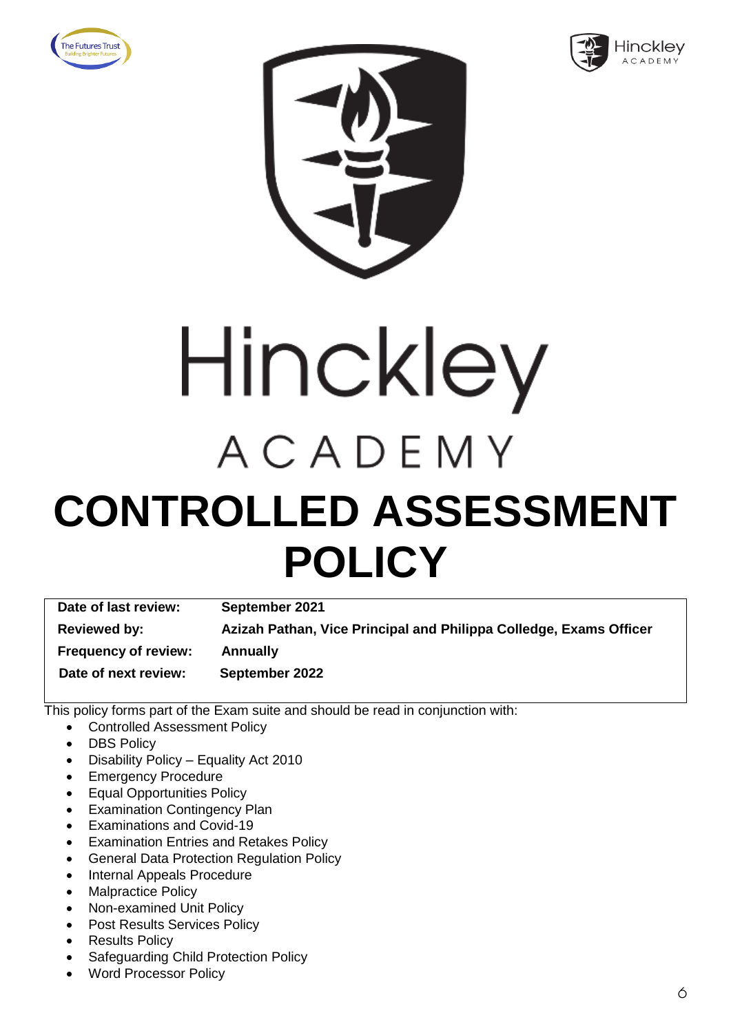# Hinckley

ACADEMY

# CONTROLLED ASSESSMENT POLICY

| | |
|---|---|
| **Date of last review:** | **September 2021** |
| **Reviewed by:** | **Azizah Pathan, Vice Principal and Philippa Colledge, Exams Officer** |
| **Frequency of review:** | **Annually** |
| **Date of next review:** | **September 2022** |

This policy forms part of the Exam suite and should be read in conjunction with:

- Controlled Assessment Policy
- DBS Policy
- Disability Policy – Equality Act 2010
- Emergency Procedure
- Equal Opportunities Policy
- Examination Contingency Plan
- Examinations and Covid-19
- Examination Entries and Retakes Policy
- General Data Protection Regulation Policy
- Internal Appeals Procedure
- Malpractice Policy
- Non-examined Unit Policy
- Post Results Services Policy
- Results Policy
- Safeguarding Child Protection Policy
- Word Processor Policy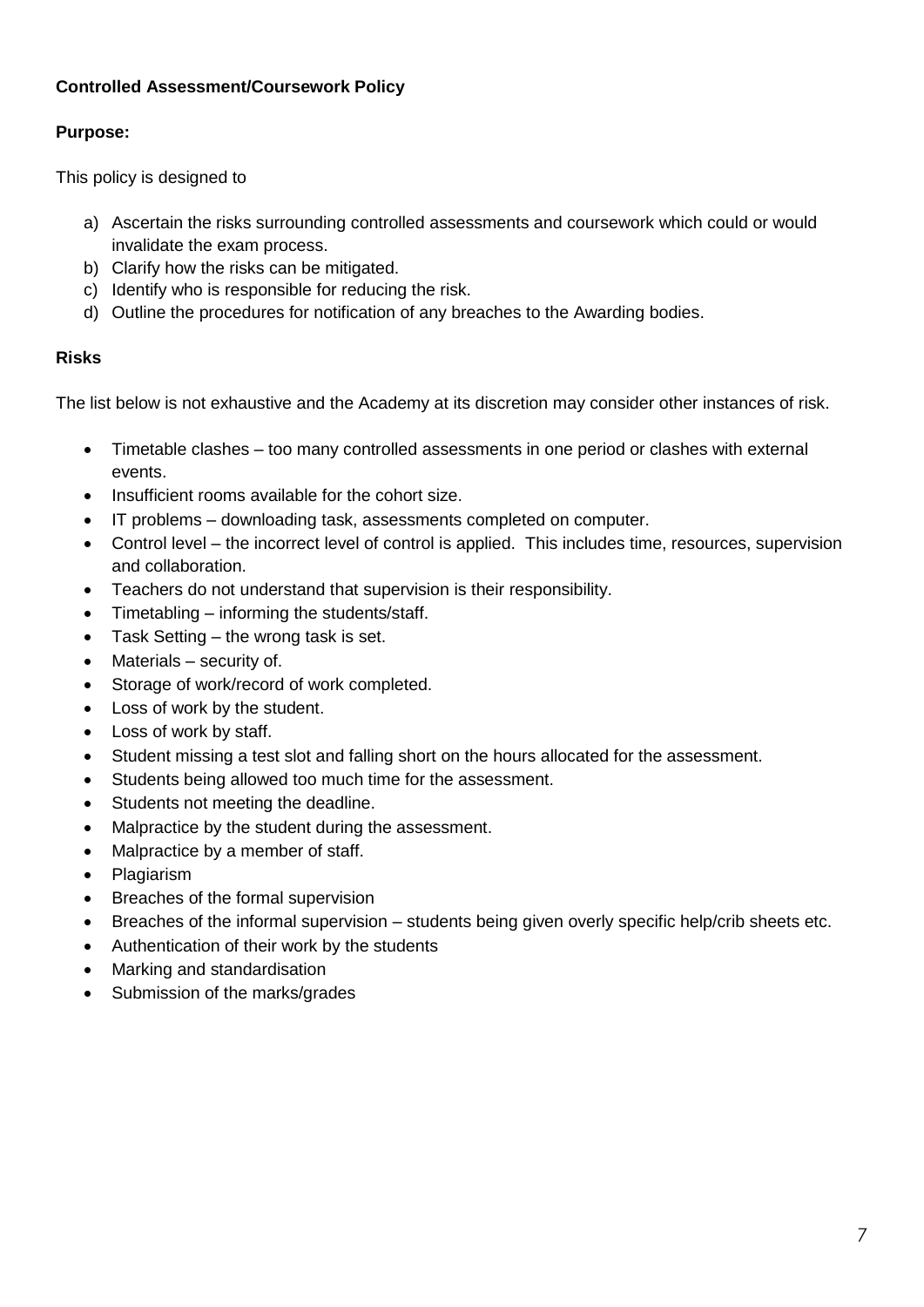**Controlled Assessment/Coursework Policy**

**Purpose:**

This policy is designed to

a) Ascertain the risks surrounding controlled assessments and coursework which could or would invalidate the exam process.
b) Clarify how the risks can be mitigated.
c) Identify who is responsible for reducing the risk.
d) Outline the procedures for notification of any breaches to the Awarding bodies.

**Risks**

The list below is not exhaustive and the Academy at its discretion may consider other instances of risk.

- Timetable clashes – too many controlled assessments in one period or clashes with external events.
- Insufficient rooms available for the cohort size.
- IT problems – downloading task, assessments completed on computer.
- Control level – the incorrect level of control is applied. This includes time, resources, supervision and collaboration.
- Teachers do not understand that supervision is their responsibility.
- Timetabling – informing the students/staff.
- Task Setting – the wrong task is set.
- Materials – security of.
- Storage of work/record of work completed.
- Loss of work by the student.
- Loss of work by staff.
- Student missing a test slot and falling short on the hours allocated for the assessment.
- Students being allowed too much time for the assessment.
- Students not meeting the deadline.
- Malpractice by the student during the assessment.
- Malpractice by a member of staff.
- Plagiarism
- Breaches of the formal supervision
- Breaches of the informal supervision – students being given overly specific help/crib sheets etc.
- Authentication of their work by the students
- Marking and standardisation
- Submission of the marks/grades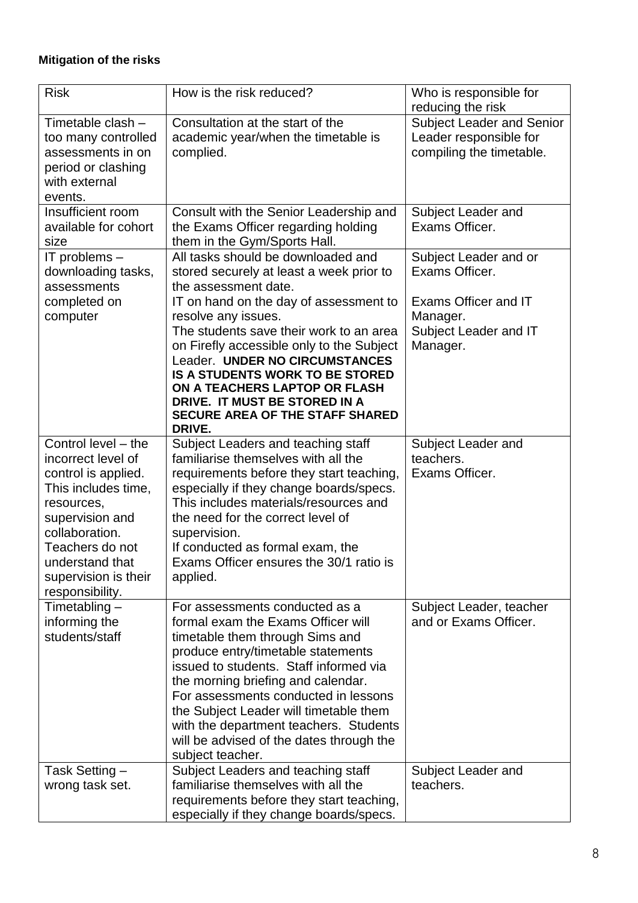**Mitigation of the risks**

| Risk | How is the risk reduced? | Who is responsible for reducing the risk |
| --- | --- | --- |
| Timetable clash – too many controlled assessments in on period or clashing with external events. | Consultation at the start of the academic year/when the timetable is complied. | Subject Leader and Senior Leader responsible for compiling the timetable. |
| Insufficient room available for cohort size | Consult with the Senior Leadership and the Exams Officer regarding holding them in the Gym/Sports Hall. | Subject Leader and Exams Officer. |
| IT problems – downloading tasks, assessments completed on computer | All tasks should be downloaded and stored securely at least a week prior to the assessment date.<br>IT on hand on the day of assessment to resolve any issues.<br>The students save their work to an area on Firefly accessible only to the Subject Leader. **UNDER NO CIRCUMSTANCES IS A STUDENTS WORK TO BE STORED ON A TEACHERS LAPTOP OR FLASH DRIVE. IT MUST BE STORED IN A SECURE AREA OF THE STAFF SHARED DRIVE.** | Subject Leader and or Exams Officer.<br><br>Exams Officer and IT Manager.<br>Subject Leader and IT Manager. |
| Control level – the incorrect level of control is applied. This includes time, resources, supervision and collaboration. Teachers do not understand that supervision is their responsibility. | Subject Leaders and teaching staff familiarise themselves with all the requirements before they start teaching, especially if they change boards/specs. This includes materials/resources and the need for the correct level of supervision.<br>If conducted as formal exam, the Exams Officer ensures the 30/1 ratio is applied. | Subject Leader and teachers.<br>Exams Officer. |
| Timetabling – informing the students/staff | For assessments conducted as a formal exam the Exams Officer will timetable them through Sims and produce entry/timetable statements issued to students. Staff informed via the morning briefing and calendar.<br>For assessments conducted in lessons the Subject Leader will timetable them with the department teachers. Students will be advised of the dates through the subject teacher. | Subject Leader, teacher and or Exams Officer. |
| Task Setting – wrong task set. | Subject Leaders and teaching staff familiarise themselves with all the requirements before they start teaching, especially if they change boards/specs. | Subject Leader and teachers. |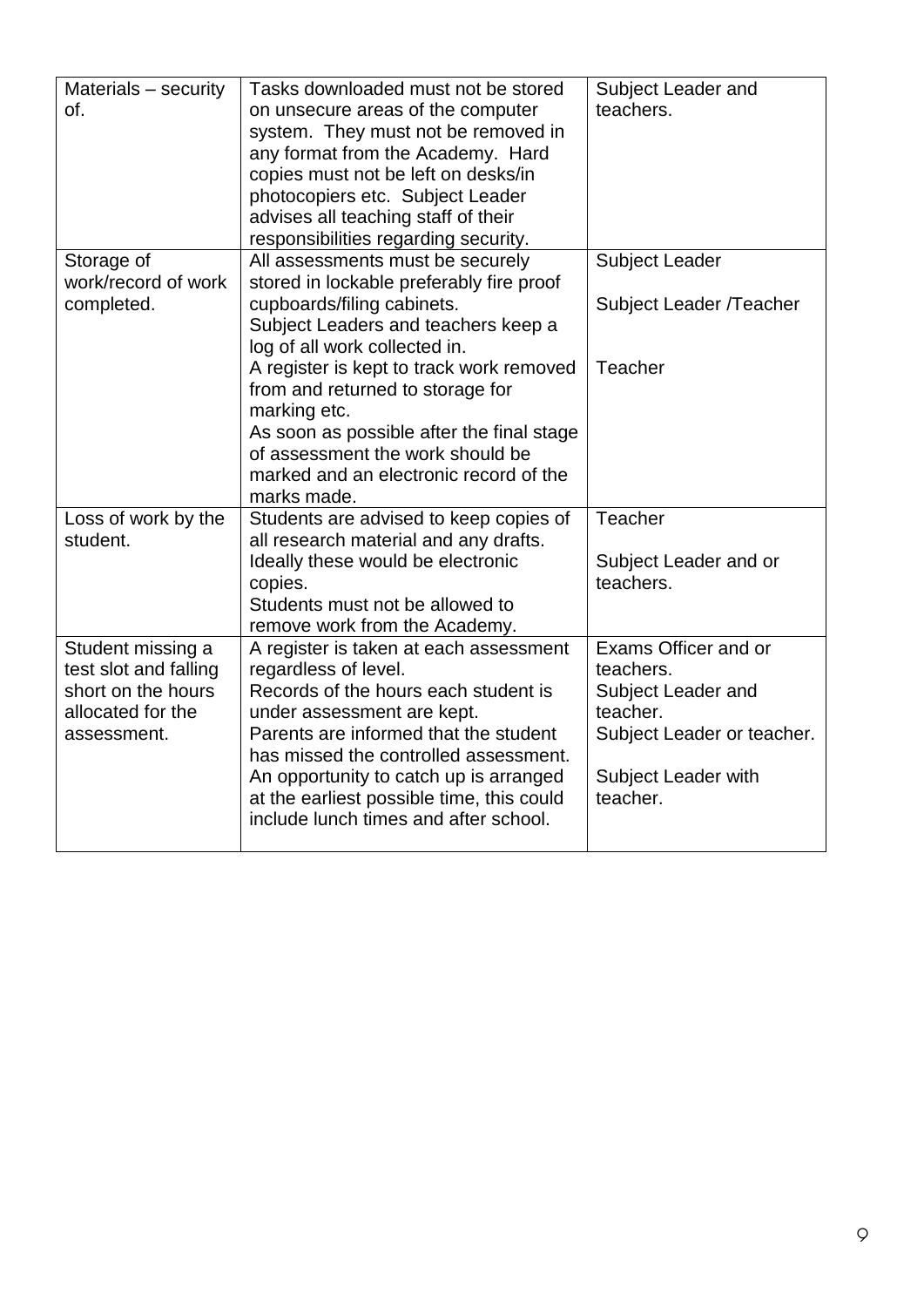| | | |
|---|---|---|
| Materials – security of. | Tasks downloaded must not be stored on unsecure areas of the computer system. They must not be removed in any format from the Academy. Hard copies must not be left on desks/in photocopiers etc. Subject Leader advises all teaching staff of their responsibilities regarding security. | Subject Leader and teachers. |
| Storage of work/record of work completed. | All assessments must be securely stored in lockable preferably fire proof cupboards/filing cabinets.<br>Subject Leaders and teachers keep a log of all work collected in.<br>A register is kept to track work removed from and returned to storage for marking etc.<br>As soon as possible after the final stage of assessment the work should be marked and an electronic record of the marks made. | Subject Leader<br><br>Subject Leader /Teacher<br><br>Teacher |
| Loss of work by the student. | Students are advised to keep copies of all research material and any drafts. Ideally these would be electronic copies.<br>Students must not be allowed to remove work from the Academy. | Teacher<br><br>Subject Leader and or teachers. |
| Student missing a test slot and falling short on the hours allocated for the assessment. | A register is taken at each assessment regardless of level.<br>Records of the hours each student is under assessment are kept.<br>Parents are informed that the student has missed the controlled assessment.<br>An opportunity to catch up is arranged at the earliest possible time, this could include lunch times and after school. | Exams Officer and or teachers.<br>Subject Leader and teacher.<br>Subject Leader or teacher.<br><br>Subject Leader with teacher. |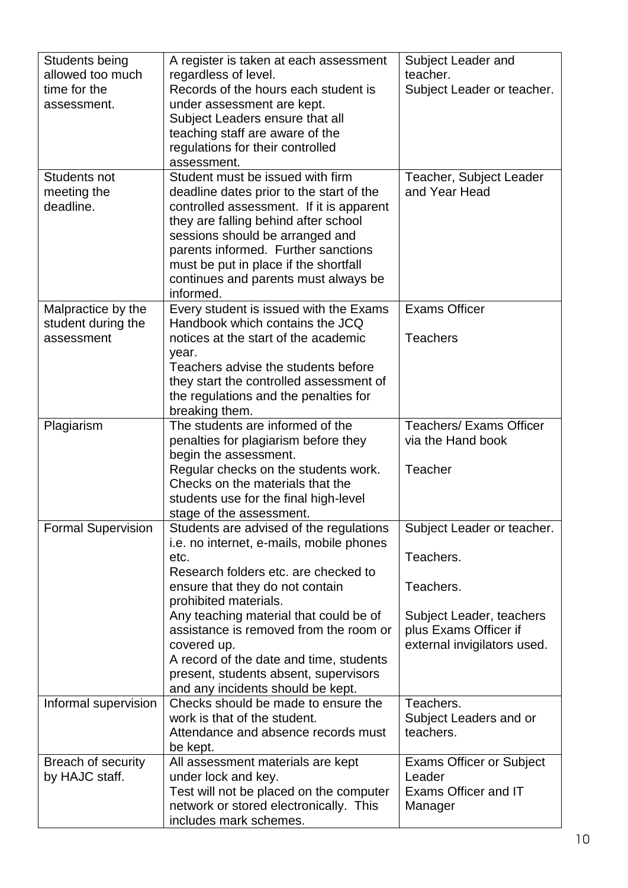| Students being allowed too much time for the assessment. | A register is taken at each assessment regardless of level.<br>Records of the hours each student is under assessment are kept.<br>Subject Leaders ensure that all teaching staff are aware of the regulations for their controlled assessment. | Subject Leader and teacher.<br>Subject Leader or teacher. |
|---|---|---|
| Students not meeting the deadline. | Student must be issued with firm deadline dates prior to the start of the controlled assessment. If it is apparent they are falling behind after school sessions should be arranged and parents informed. Further sanctions must be put in place if the shortfall continues and parents must always be informed. | Teacher, Subject Leader and Year Head |
| Malpractice by the student during the assessment | Every student is issued with the Exams Handbook which contains the JCQ notices at the start of the academic year.<br>Teachers advise the students before they start the controlled assessment of the regulations and the penalties for breaking them. | Exams Officer<br><br>Teachers |
| Plagiarism | The students are informed of the penalties for plagiarism before they begin the assessment.<br>Regular checks on the students work. Checks on the materials that the students use for the final high-level stage of the assessment. | Teachers/ Exams Officer via the Hand book<br><br>Teacher |
| Formal Supervision | Students are advised of the regulations i.e. no internet, e-mails, mobile phones etc.<br>Research folders etc. are checked to ensure that they do not contain prohibited materials.<br>Any teaching material that could be of assistance is removed from the room or covered up.<br>A record of the date and time, students present, students absent, supervisors and any incidents should be kept. | Subject Leader or teacher.<br><br>Teachers.<br><br>Teachers.<br><br>Subject Leader, teachers plus Exams Officer if external invigilators used. |
| Informal supervision | Checks should be made to ensure the work is that of the student.<br>Attendance and absence records must be kept. | Teachers.<br>Subject Leaders and or teachers. |
| Breach of security by HAJC staff. | All assessment materials are kept under lock and key.<br>Test will not be placed on the computer network or stored electronically. This includes mark schemes. | Exams Officer or Subject Leader<br>Exams Officer and IT Manager |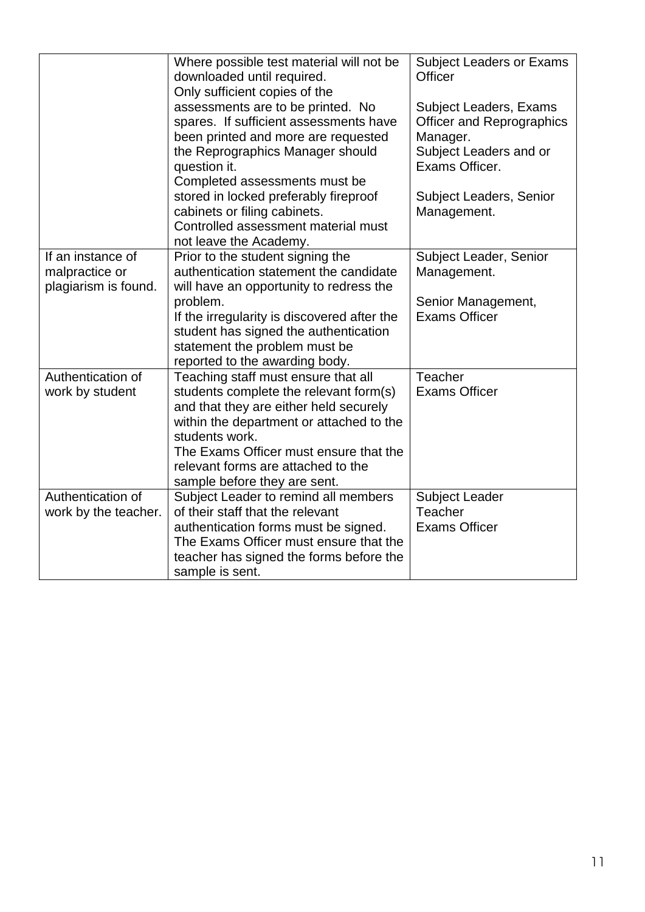| | | |
|---|---|---|
| | Where possible test material will not be downloaded until required.<br>Only sufficient copies of the assessments are to be printed. No spares. If sufficient assessments have been printed and more are requested the Reprographics Manager should question it.<br>Completed assessments must be stored in locked preferably fireproof cabinets or filing cabinets.<br>Controlled assessment material must not leave the Academy. | Subject Leaders or Exams Officer<br><br>Subject Leaders, Exams Officer and Reprographics Manager.<br>Subject Leaders and or Exams Officer.<br><br>Subject Leaders, Senior Management. |
| If an instance of malpractice or plagiarism is found. | Prior to the student signing the authentication statement the candidate will have an opportunity to redress the problem.<br>If the irregularity is discovered after the student has signed the authentication statement the problem must be reported to the awarding body. | Subject Leader, Senior Management.<br><br>Senior Management, Exams Officer |
| Authentication of work by student | Teaching staff must ensure that all students complete the relevant form(s) and that they are either held securely within the department or attached to the students work.<br>The Exams Officer must ensure that the relevant forms are attached to the sample before they are sent. | Teacher<br>Exams Officer |
| Authentication of work by the teacher. | Subject Leader to remind all members of their staff that the relevant authentication forms must be signed.<br>The Exams Officer must ensure that the teacher has signed the forms before the sample is sent. | Subject Leader<br>Teacher<br>Exams Officer |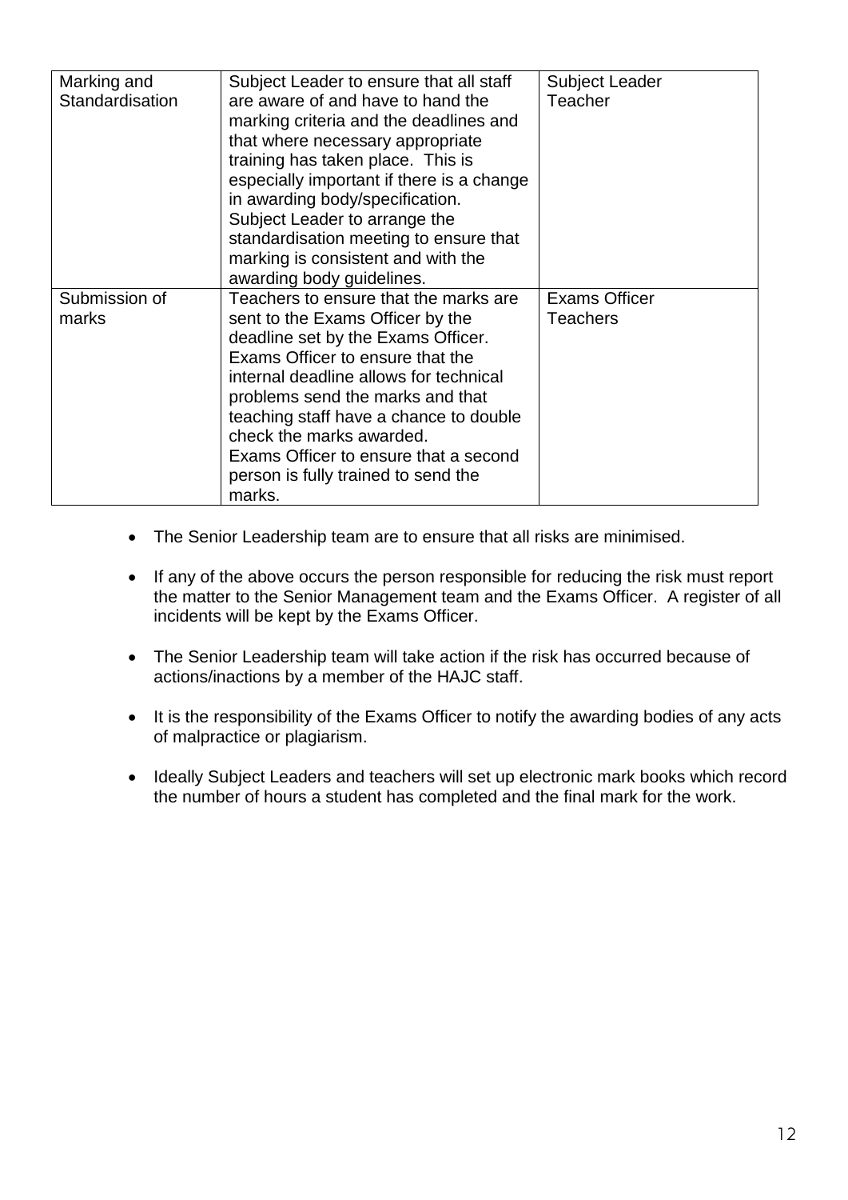| | | |
|---|---|---|
| Marking and Standardisation | Subject Leader to ensure that all staff are aware of and have to hand the marking criteria and the deadlines and that where necessary appropriate training has taken place. This is especially important if there is a change in awarding body/specification.<br>Subject Leader to arrange the standardisation meeting to ensure that marking is consistent and with the awarding body guidelines. | Subject Leader<br>Teacher |
| Submission of marks | Teachers to ensure that the marks are sent to the Exams Officer by the deadline set by the Exams Officer.<br>Exams Officer to ensure that the internal deadline allows for technical problems send the marks and that teaching staff have a chance to double check the marks awarded.<br>Exams Officer to ensure that a second person is fully trained to send the marks. | Exams Officer<br>Teachers |

- The Senior Leadership team are to ensure that all risks are minimised.
- If any of the above occurs the person responsible for reducing the risk must report the matter to the Senior Management team and the Exams Officer. A register of all incidents will be kept by the Exams Officer.
- The Senior Leadership team will take action if the risk has occurred because of actions/inactions by a member of the HAJC staff.
- It is the responsibility of the Exams Officer to notify the awarding bodies of any acts of malpractice or plagiarism.
- Ideally Subject Leaders and teachers will set up electronic mark books which record the number of hours a student has completed and the final mark for the work.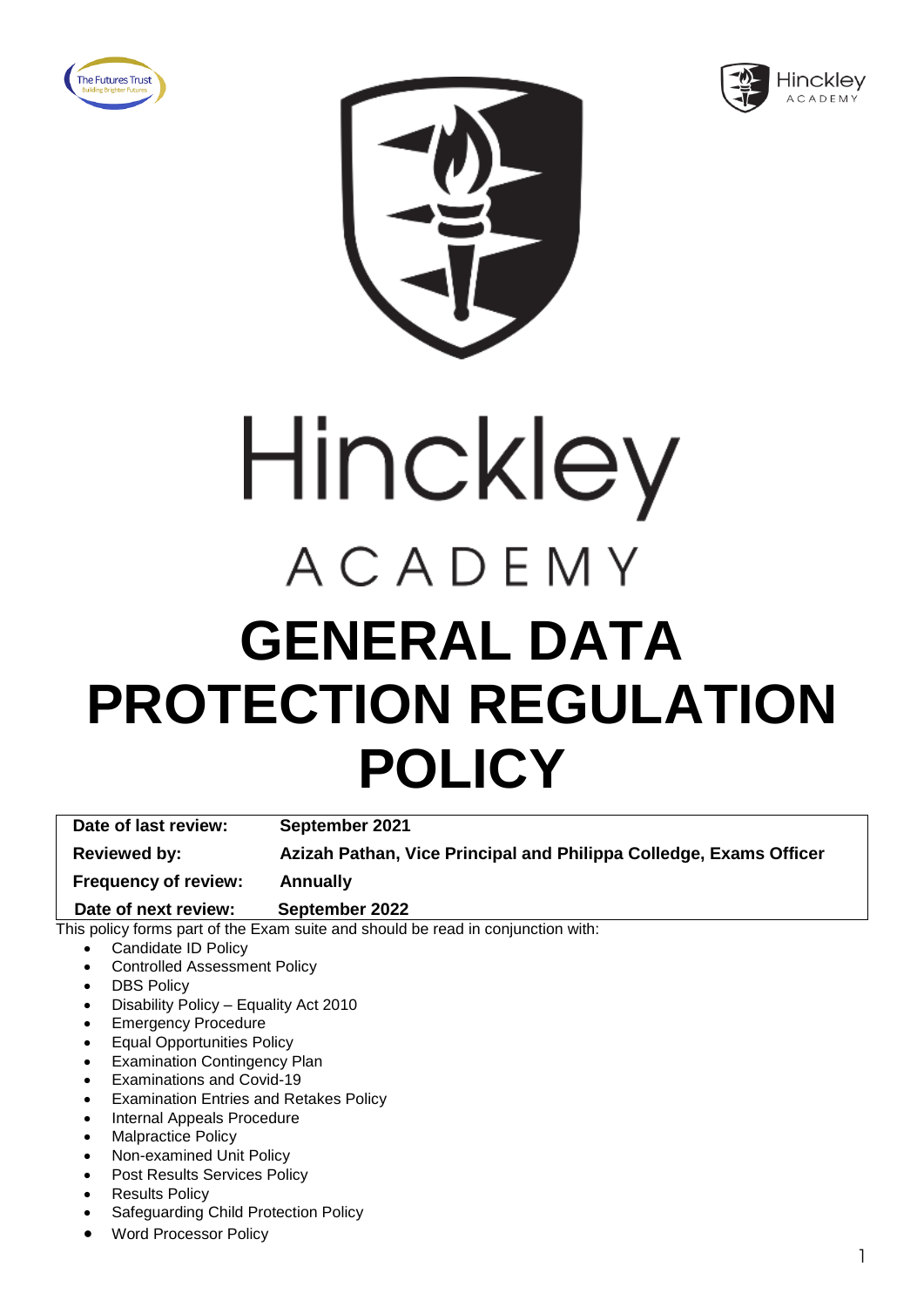# Hinckley

ACADEMY

# GENERAL DATA PROTECTION REGULATION POLICY

| | |
|---|---|
| **Date of last review:** | **September 2021** |
| **Reviewed by:** | **Azizah Pathan, Vice Principal and Philippa Colledge, Exams Officer** |
| **Frequency of review:** | **Annually** |
| **Date of next review:** | **September 2022** |

This policy forms part of the Exam suite and should be read in conjunction with:

- Candidate ID Policy
- Controlled Assessment Policy
- DBS Policy
- Disability Policy – Equality Act 2010
- Emergency Procedure
- Equal Opportunities Policy
- Examination Contingency Plan
- Examinations and Covid-19
- Examination Entries and Retakes Policy
- Internal Appeals Procedure
- Malpractice Policy
- Non-examined Unit Policy
- Post Results Services Policy
- Results Policy
- Safeguarding Child Protection Policy
- Word Processor Policy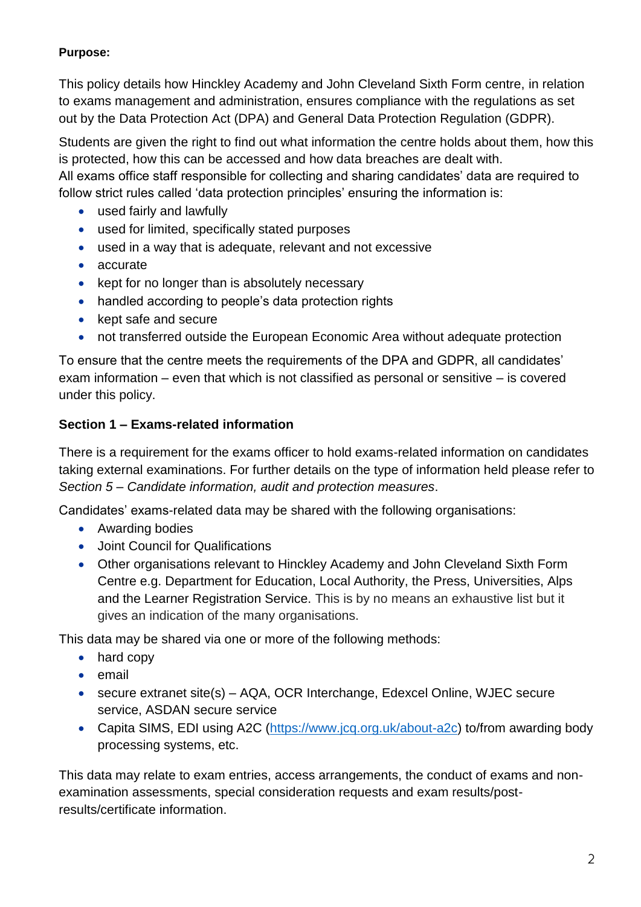**Purpose:**

This policy details how Hinckley Academy and John Cleveland Sixth Form centre, in relation to exams management and administration, ensures compliance with the regulations as set out by the Data Protection Act (DPA) and General Data Protection Regulation (GDPR).

Students are given the right to find out what information the centre holds about them, how this is protected, how this can be accessed and how data breaches are dealt with.
All exams office staff responsible for collecting and sharing candidates' data are required to follow strict rules called 'data protection principles' ensuring the information is:

- used fairly and lawfully
- used for limited, specifically stated purposes
- used in a way that is adequate, relevant and not excessive
- accurate
- kept for no longer than is absolutely necessary
- handled according to people's data protection rights
- kept safe and secure
- not transferred outside the European Economic Area without adequate protection

To ensure that the centre meets the requirements of the DPA and GDPR, all candidates' exam information – even that which is not classified as personal or sensitive – is covered under this policy.

**Section 1 – Exams-related information**

There is a requirement for the exams officer to hold exams-related information on candidates taking external examinations. For further details on the type of information held please refer to *Section 5 – Candidate information, audit and protection measures*.

Candidates' exams-related data may be shared with the following organisations:

- Awarding bodies
- Joint Council for Qualifications
- Other organisations relevant to Hinckley Academy and John Cleveland Sixth Form Centre e.g. Department for Education, Local Authority, the Press, Universities, Alps and the Learner Registration Service. This is by no means an exhaustive list but it gives an indication of the many organisations.

This data may be shared via one or more of the following methods:

- hard copy
- email
- secure extranet site(s) – AQA, OCR Interchange, Edexcel Online, WJEC secure service, ASDAN secure service
- Capita SIMS, EDI using A2C (https://www.jcq.org.uk/about-a2c) to/from awarding body processing systems, etc.

This data may relate to exam entries, access arrangements, the conduct of exams and non-examination assessments, special consideration requests and exam results/post-results/certificate information.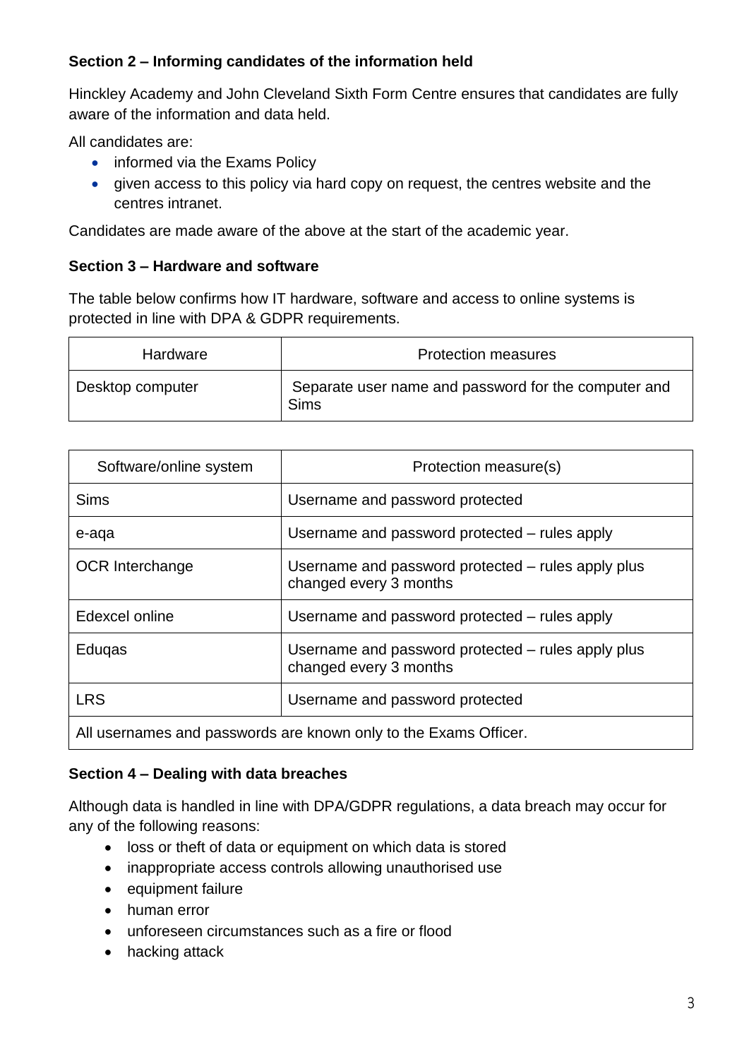**Section 2 – Informing candidates of the information held**

Hinckley Academy and John Cleveland Sixth Form Centre ensures that candidates are fully aware of the information and data held.

All candidates are:

- informed via the Exams Policy
- given access to this policy via hard copy on request, the centres website and the centres intranet.

Candidates are made aware of the above at the start of the academic year.

**Section 3 – Hardware and software**

The table below confirms how IT hardware, software and access to online systems is protected in line with DPA & GDPR requirements.

| Hardware | Protection measures |
| --- | --- |
| Desktop computer | Separate user name and password for the computer and Sims |

| Software/online system | Protection measure(s) |
| --- | --- |
| Sims | Username and password protected |
| e-aqa | Username and password protected – rules apply |
| OCR Interchange | Username and password protected – rules apply plus changed every 3 months |
| Edexcel online | Username and password protected – rules apply |
| Eduqas | Username and password protected – rules apply plus changed every 3 months |
| LRS | Username and password protected |
| All usernames and passwords are known only to the Exams Officer. | |

**Section 4 – Dealing with data breaches**

Although data is handled in line with DPA/GDPR regulations, a data breach may occur for any of the following reasons:

- loss or theft of data or equipment on which data is stored
- inappropriate access controls allowing unauthorised use
- equipment failure
- human error
- unforeseen circumstances such as a fire or flood
- hacking attack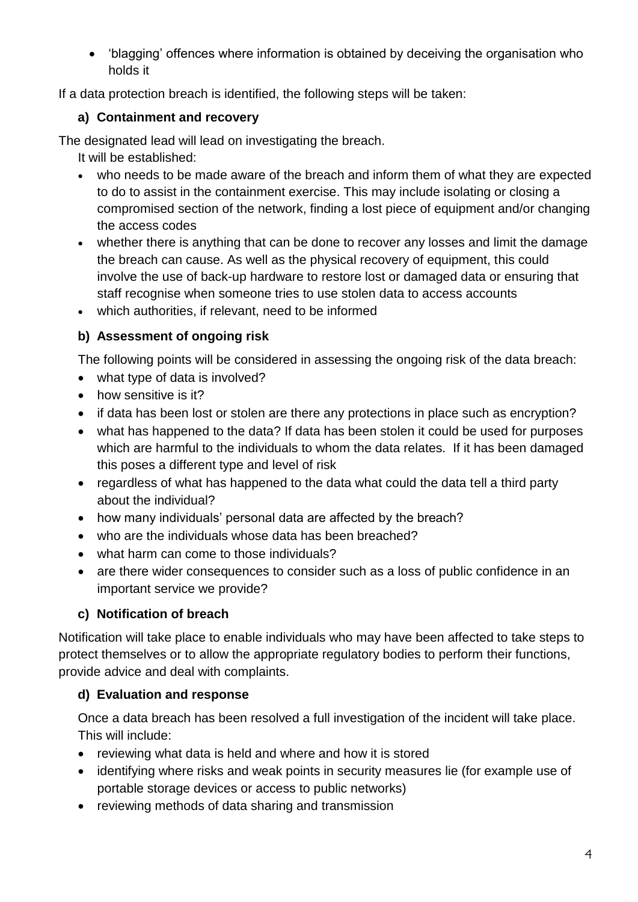- 'blagging' offences where information is obtained by deceiving the organisation who holds it

If a data protection breach is identified, the following steps will be taken:

**a) Containment and recovery**

The designated lead will lead on investigating the breach.

It will be established:

- who needs to be made aware of the breach and inform them of what they are expected to do to assist in the containment exercise. This may include isolating or closing a compromised section of the network, finding a lost piece of equipment and/or changing the access codes
- whether there is anything that can be done to recover any losses and limit the damage the breach can cause. As well as the physical recovery of equipment, this could involve the use of back-up hardware to restore lost or damaged data or ensuring that staff recognise when someone tries to use stolen data to access accounts
- which authorities, if relevant, need to be informed

**b) Assessment of ongoing risk**

The following points will be considered in assessing the ongoing risk of the data breach:

- what type of data is involved?
- how sensitive is it?
- if data has been lost or stolen are there any protections in place such as encryption?
- what has happened to the data? If data has been stolen it could be used for purposes which are harmful to the individuals to whom the data relates. If it has been damaged this poses a different type and level of risk
- regardless of what has happened to the data what could the data tell a third party about the individual?
- how many individuals' personal data are affected by the breach?
- who are the individuals whose data has been breached?
- what harm can come to those individuals?
- are there wider consequences to consider such as a loss of public confidence in an important service we provide?

**c) Notification of breach**

Notification will take place to enable individuals who may have been affected to take steps to protect themselves or to allow the appropriate regulatory bodies to perform their functions, provide advice and deal with complaints.

**d) Evaluation and response**

Once a data breach has been resolved a full investigation of the incident will take place. This will include:

- reviewing what data is held and where and how it is stored
- identifying where risks and weak points in security measures lie (for example use of portable storage devices or access to public networks)
- reviewing methods of data sharing and transmission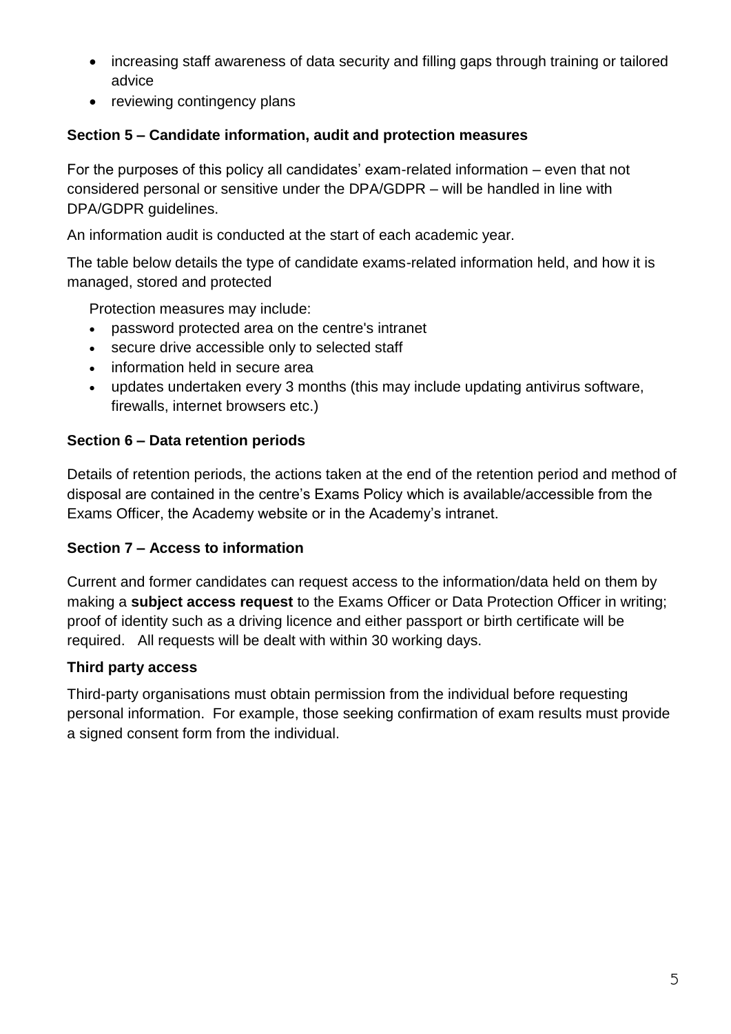- increasing staff awareness of data security and filling gaps through training or tailored advice
- reviewing contingency plans

**Section 5 – Candidate information, audit and protection measures**

For the purposes of this policy all candidates' exam-related information – even that not considered personal or sensitive under the DPA/GDPR – will be handled in line with DPA/GDPR guidelines.

An information audit is conducted at the start of each academic year.

The table below details the type of candidate exams-related information held, and how it is managed, stored and protected

Protection measures may include:

- password protected area on the centre's intranet
- secure drive accessible only to selected staff
- information held in secure area
- updates undertaken every 3 months (this may include updating antivirus software, firewalls, internet browsers etc.)

**Section 6 – Data retention periods**

Details of retention periods, the actions taken at the end of the retention period and method of disposal are contained in the centre's Exams Policy which is available/accessible from the Exams Officer, the Academy website or in the Academy's intranet.

**Section 7 – Access to information**

Current and former candidates can request access to the information/data held on them by making a **subject access request** to the Exams Officer or Data Protection Officer in writing; proof of identity such as a driving licence and either passport or birth certificate will be required. All requests will be dealt with within 30 working days.

**Third party access**

Third-party organisations must obtain permission from the individual before requesting personal information. For example, those seeking confirmation of exam results must provide a signed consent form from the individual.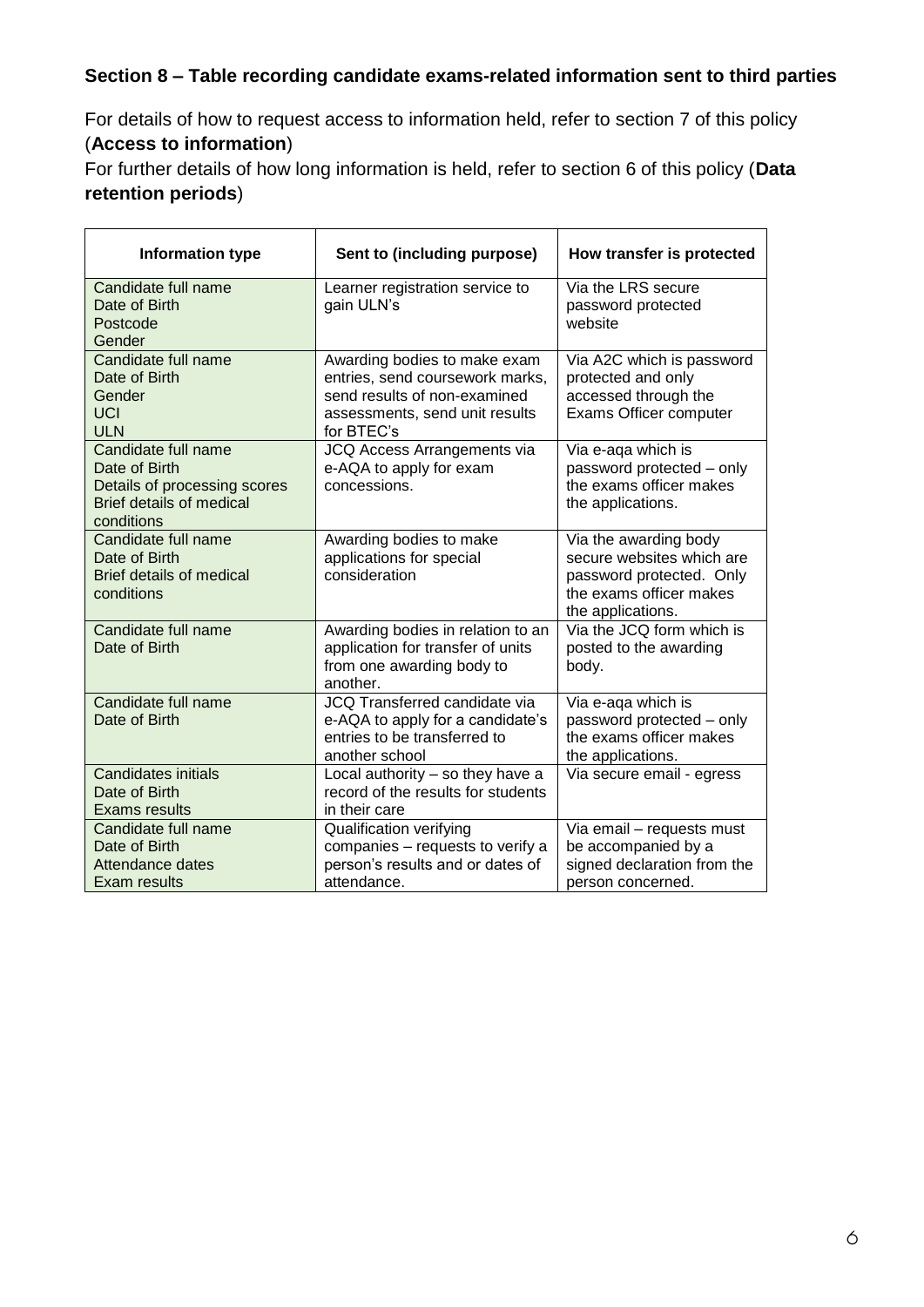## Section 8 – Table recording candidate exams-related information sent to third parties

For details of how to request access to information held, refer to section 7 of this policy (**Access to information**)
For further details of how long information is held, refer to section 6 of this policy (**Data retention periods**)

| Information type | Sent to (including purpose) | How transfer is protected |
|---|---|---|
| Candidate full name<br>Date of Birth<br>Postcode<br>Gender | Learner registration service to gain ULN's | Via the LRS secure password protected website |
| Candidate full name<br>Date of Birth<br>Gender<br>UCI<br>ULN | Awarding bodies to make exam entries, send coursework marks, send results of non-examined assessments, send unit results for BTEC's | Via A2C which is password protected and only accessed through the Exams Officer computer |
| Candidate full name<br>Date of Birth<br>Details of processing scores<br>Brief details of medical conditions | JCQ Access Arrangements via e-AQA to apply for exam concessions. | Via e-aqa which is password protected – only the exams officer makes the applications. |
| Candidate full name<br>Date of Birth<br>Brief details of medical conditions | Awarding bodies to make applications for special consideration | Via the awarding body secure websites which are password protected. Only the exams officer makes the applications. |
| Candidate full name<br>Date of Birth | Awarding bodies in relation to an application for transfer of units from one awarding body to another. | Via the JCQ form which is posted to the awarding body. |
| Candidate full name<br>Date of Birth | JCQ Transferred candidate via e-AQA to apply for a candidate's entries to be transferred to another school | Via e-aqa which is password protected – only the exams officer makes the applications. |
| Candidates initials<br>Date of Birth<br>Exams results | Local authority – so they have a record of the results for students in their care | Via secure email - egress |
| Candidate full name<br>Date of Birth<br>Attendance dates<br>Exam results | Qualification verifying companies – requests to verify a person's results and or dates of attendance. | Via email – requests must be accompanied by a signed declaration from the person concerned. |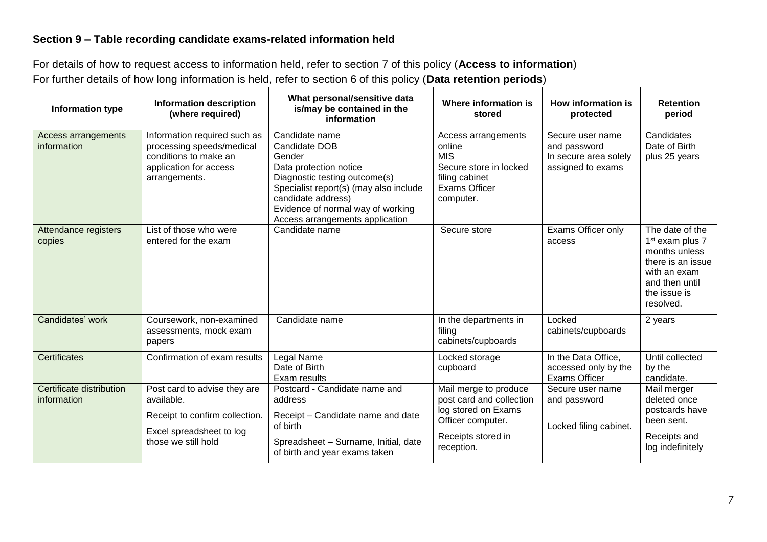**Section 9 – Table recording candidate exams-related information held**

For details of how to request access to information held, refer to section 7 of this policy (**Access to information**)
For further details of how long information is held, refer to section 6 of this policy (**Data retention periods**)

| Information type | Information description (where required) | What personal/sensitive data is/may be contained in the information | Where information is stored | How information is protected | Retention period |
|---|---|---|---|---|---|
| Access arrangements information | Information required such as processing speeds/medical conditions to make an application for access arrangements. | Candidate name<br>Candidate DOB<br>Gender<br>Data protection notice<br>Diagnostic testing outcome(s)<br>Specialist report(s) (may also include candidate address)<br>Evidence of normal way of working<br>Access arrangements application | Access arrangements online<br>MIS<br>Secure store in locked filing cabinet<br>Exams Officer computer. | Secure user name and password<br>In secure area solely assigned to exams | Candidates Date of Birth plus 25 years |
| Attendance registers copies | List of those who were entered for the exam | Candidate name | Secure store | Exams Officer only access | The date of the 1st exam plus 7 months unless there is an issue with an exam and then until the issue is resolved. |
| Candidates' work | Coursework, non-examined assessments, mock exam papers | Candidate name | In the departments in filing cabinets/cupboards | Locked cabinets/cupboards | 2 years |
| Certificates | Confirmation of exam results | Legal Name<br>Date of Birth<br>Exam results | Locked storage cupboard | In the Data Office, accessed only by the Exams Officer | Until collected by the candidate. |
| Certificate distribution information | Post card to advise they are available.<br>Receipt to confirm collection.<br>Excel spreadsheet to log those we still hold | Postcard - Candidate name and address<br>Receipt – Candidate name and date of birth<br>Spreadsheet – Surname, Initial, date of birth and year exams taken | Mail merge to produce post card and collection log stored on Exams Officer computer.<br>Receipts stored in reception. | Secure user name and password<br>Locked filing cabinet. | Mail merger deleted once postcards have been sent.<br>Receipts and log indefinitely |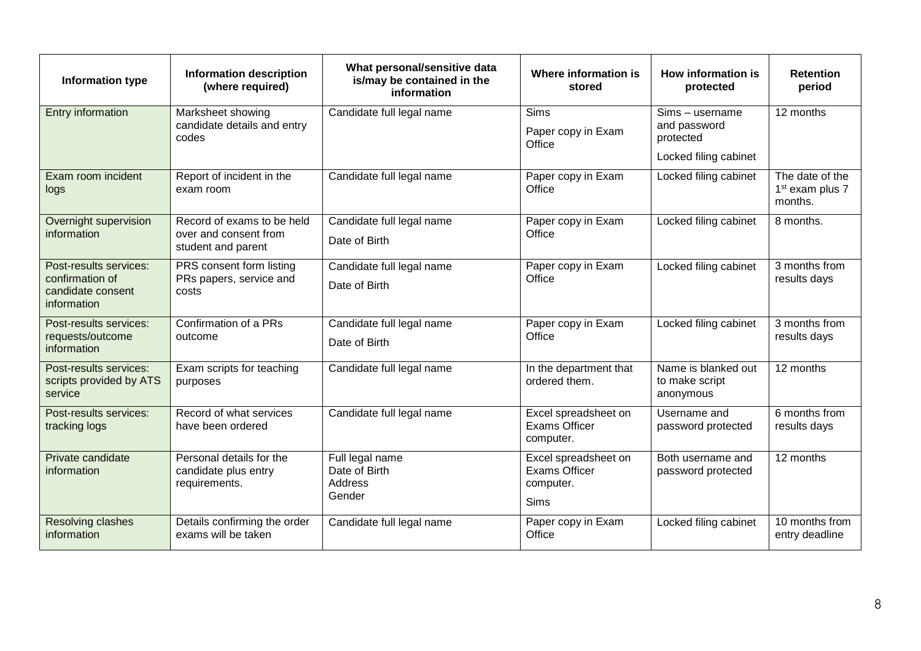| Information type | Information description (where required) | What personal/sensitive data is/may be contained in the information | Where information is stored | How information is protected | Retention period |
|---|---|---|---|---|---|
| Entry information | Marksheet showing candidate details and entry codes | Candidate full legal name | Sims<br>Paper copy in Exam Office | Sims – username and password protected<br>Locked filing cabinet | 12 months |
| Exam room incident logs | Report of incident in the exam room | Candidate full legal name | Paper copy in Exam Office | Locked filing cabinet | The date of the 1st exam plus 7 months. |
| Overnight supervision information | Record of exams to be held over and consent from student and parent | Candidate full legal name<br>Date of Birth | Paper copy in Exam Office | Locked filing cabinet | 8 months. |
| Post-results services: confirmation of candidate consent information | PRS consent form listing PRs papers, service and costs | Candidate full legal name<br>Date of Birth | Paper copy in Exam Office | Locked filing cabinet | 3 months from results days |
| Post-results services: requests/outcome information | Confirmation of a PRs outcome | Candidate full legal name<br>Date of Birth | Paper copy in Exam Office | Locked filing cabinet | 3 months from results days |
| Post-results services: scripts provided by ATS service | Exam scripts for teaching purposes | Candidate full legal name | In the department that ordered them. | Name is blanked out to make script anonymous | 12 months |
| Post-results services: tracking logs | Record of what services have been ordered | Candidate full legal name | Excel spreadsheet on Exams Officer computer. | Username and password protected | 6 months from results days |
| Private candidate information | Personal details for the candidate plus entry requirements. | Full legal name<br>Date of Birth<br>Address<br>Gender | Excel spreadsheet on Exams Officer computer.<br>Sims | Both username and password protected | 12 months |
| Resolving clashes information | Details confirming the order exams will be taken | Candidate full legal name | Paper copy in Exam Office | Locked filing cabinet | 10 months from entry deadline |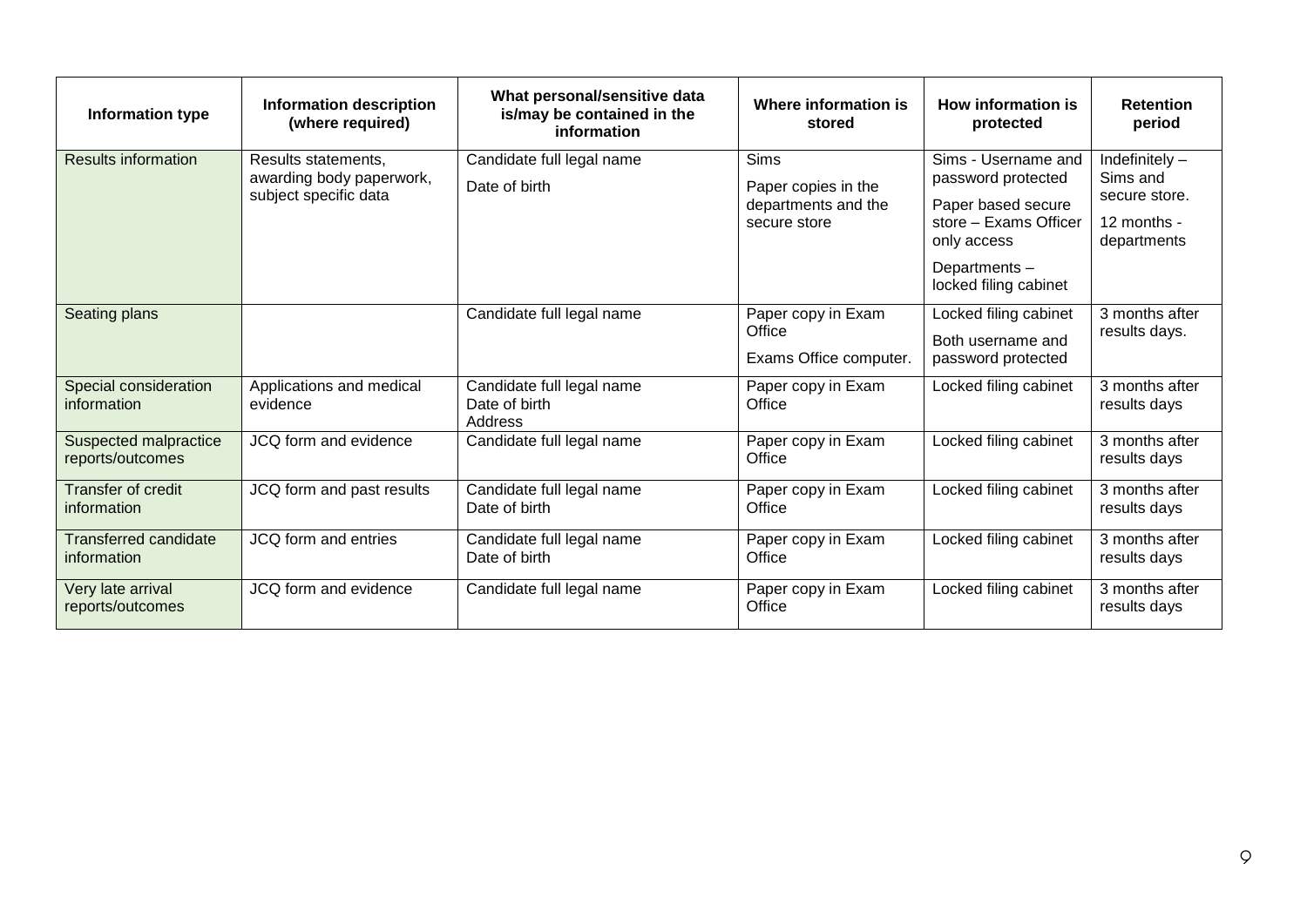| Information type | Information description (where required) | What personal/sensitive data is/may be contained in the information | Where information is stored | How information is protected | Retention period |
|---|---|---|---|---|---|
| Results information | Results statements, awarding body paperwork, subject specific data | Candidate full legal name<br>Date of birth | Sims<br>Paper copies in the departments and the secure store | Sims - Username and password protected<br>Paper based secure store – Exams Officer only access<br>Departments – locked filing cabinet | Indefinitely – Sims and secure store.<br>12 months - departments |
| Seating plans | | Candidate full legal name | Paper copy in Exam Office<br>Exams Office computer. | Locked filing cabinet<br>Both username and password protected | 3 months after results days. |
| Special consideration information | Applications and medical evidence | Candidate full legal name<br>Date of birth<br>Address | Paper copy in Exam Office | Locked filing cabinet | 3 months after results days |
| Suspected malpractice reports/outcomes | JCQ form and evidence | Candidate full legal name | Paper copy in Exam Office | Locked filing cabinet | 3 months after results days |
| Transfer of credit information | JCQ form and past results | Candidate full legal name<br>Date of birth | Paper copy in Exam Office | Locked filing cabinet | 3 months after results days |
| Transferred candidate information | JCQ form and entries | Candidate full legal name<br>Date of birth | Paper copy in Exam Office | Locked filing cabinet | 3 months after results days |
| Very late arrival reports/outcomes | JCQ form and evidence | Candidate full legal name | Paper copy in Exam Office | Locked filing cabinet | 3 months after results days |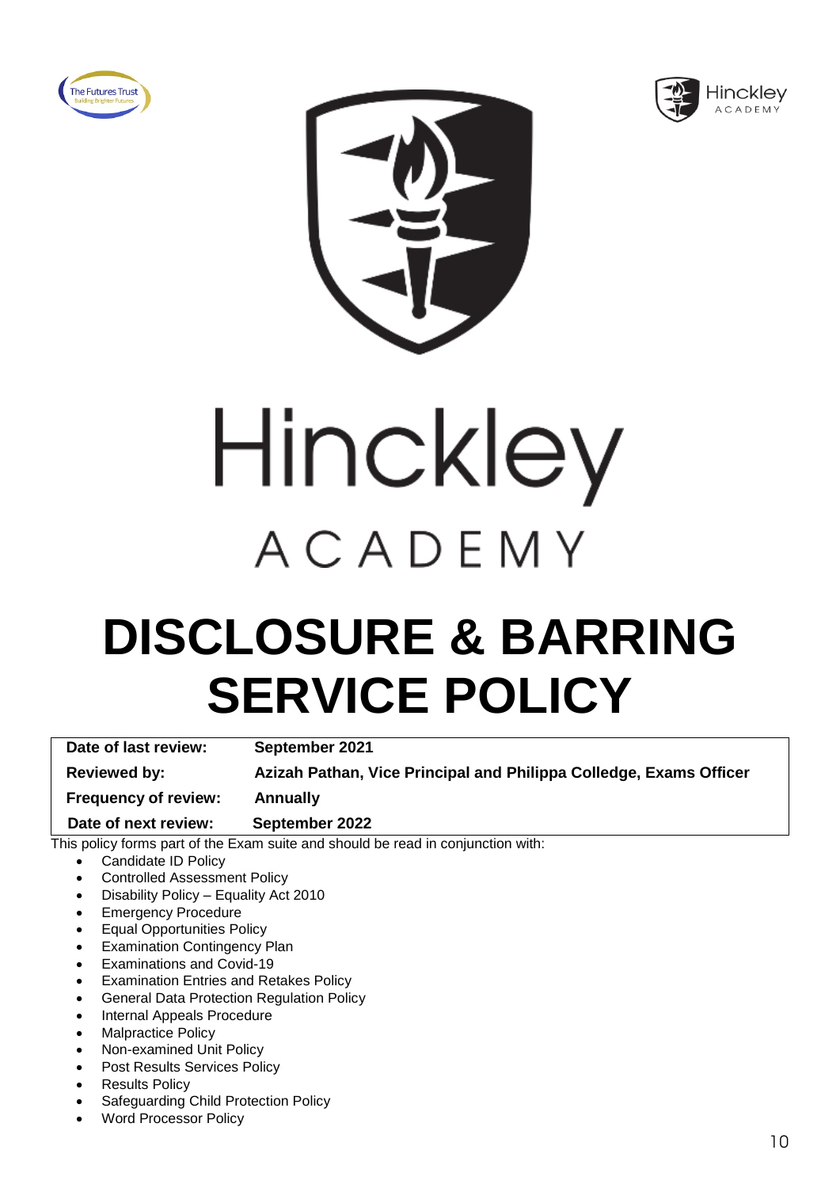Hinckley

ACADEMY

# DISCLOSURE & BARRING SERVICE POLICY

| Date of last review: | September 2021 |
|---|---|
| Reviewed by: | Azizah Pathan, Vice Principal and Philippa Colledge, Exams Officer |
| Frequency of review: | Annually |
| Date of next review: | September 2022 |

This policy forms part of the Exam suite and should be read in conjunction with:

- Candidate ID Policy
- Controlled Assessment Policy
- Disability Policy – Equality Act 2010
- Emergency Procedure
- Equal Opportunities Policy
- Examination Contingency Plan
- Examinations and Covid-19
- Examination Entries and Retakes Policy
- General Data Protection Regulation Policy
- Internal Appeals Procedure
- Malpractice Policy
- Non-examined Unit Policy
- Post Results Services Policy
- Results Policy
- Safeguarding Child Protection Policy
- Word Processor Policy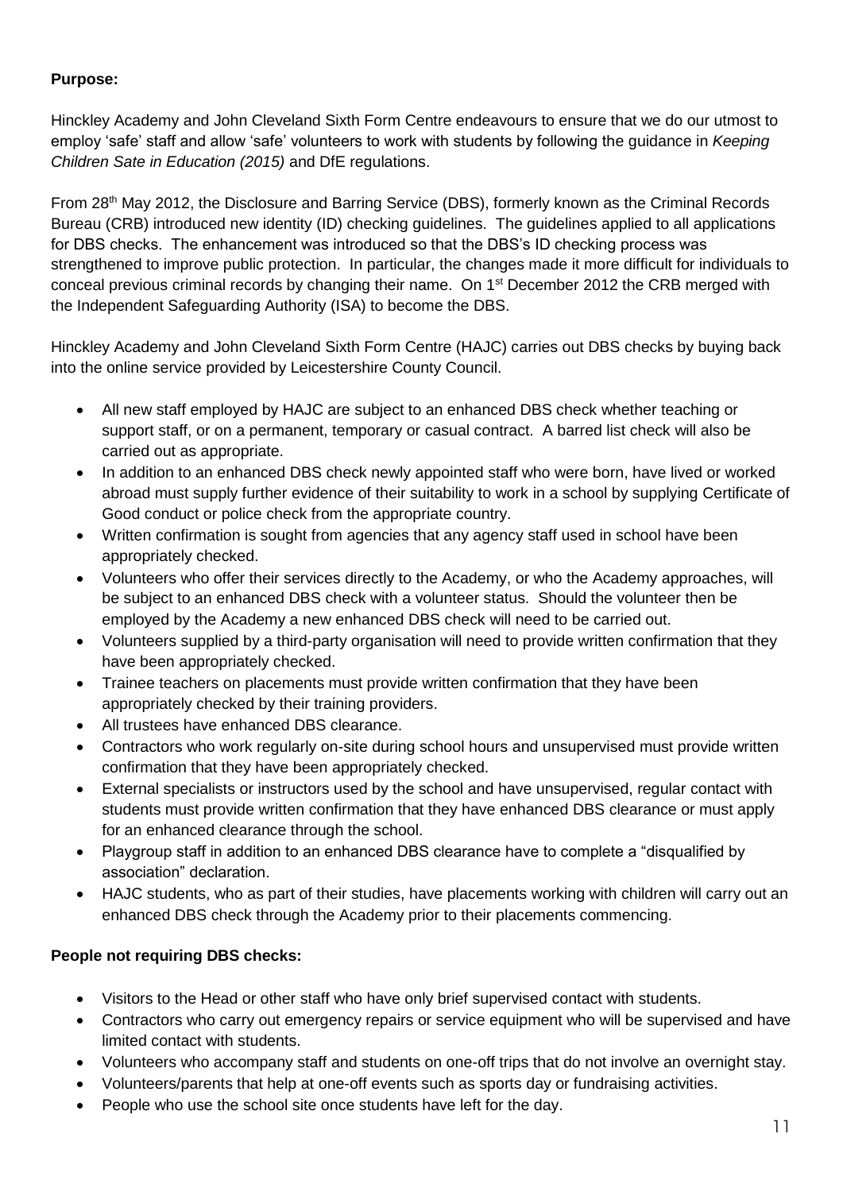**Purpose:**

Hinckley Academy and John Cleveland Sixth Form Centre endeavours to ensure that we do our utmost to employ 'safe' staff and allow 'safe' volunteers to work with students by following the guidance in *Keeping Children Sate in Education (2015)* and DfE regulations.

From 28th May 2012, the Disclosure and Barring Service (DBS), formerly known as the Criminal Records Bureau (CRB) introduced new identity (ID) checking guidelines. The guidelines applied to all applications for DBS checks. The enhancement was introduced so that the DBS's ID checking process was strengthened to improve public protection. In particular, the changes made it more difficult for individuals to conceal previous criminal records by changing their name. On 1st December 2012 the CRB merged with the Independent Safeguarding Authority (ISA) to become the DBS.

Hinckley Academy and John Cleveland Sixth Form Centre (HAJC) carries out DBS checks by buying back into the online service provided by Leicestershire County Council.

- All new staff employed by HAJC are subject to an enhanced DBS check whether teaching or support staff, or on a permanent, temporary or casual contract. A barred list check will also be carried out as appropriate.
- In addition to an enhanced DBS check newly appointed staff who were born, have lived or worked abroad must supply further evidence of their suitability to work in a school by supplying Certificate of Good conduct or police check from the appropriate country.
- Written confirmation is sought from agencies that any agency staff used in school have been appropriately checked.
- Volunteers who offer their services directly to the Academy, or who the Academy approaches, will be subject to an enhanced DBS check with a volunteer status. Should the volunteer then be employed by the Academy a new enhanced DBS check will need to be carried out.
- Volunteers supplied by a third-party organisation will need to provide written confirmation that they have been appropriately checked.
- Trainee teachers on placements must provide written confirmation that they have been appropriately checked by their training providers.
- All trustees have enhanced DBS clearance.
- Contractors who work regularly on-site during school hours and unsupervised must provide written confirmation that they have been appropriately checked.
- External specialists or instructors used by the school and have unsupervised, regular contact with students must provide written confirmation that they have enhanced DBS clearance or must apply for an enhanced clearance through the school.
- Playgroup staff in addition to an enhanced DBS clearance have to complete a "disqualified by association" declaration.
- HAJC students, who as part of their studies, have placements working with children will carry out an enhanced DBS check through the Academy prior to their placements commencing.

**People not requiring DBS checks:**

- Visitors to the Head or other staff who have only brief supervised contact with students.
- Contractors who carry out emergency repairs or service equipment who will be supervised and have limited contact with students.
- Volunteers who accompany staff and students on one-off trips that do not involve an overnight stay.
- Volunteers/parents that help at one-off events such as sports day or fundraising activities.
- People who use the school site once students have left for the day.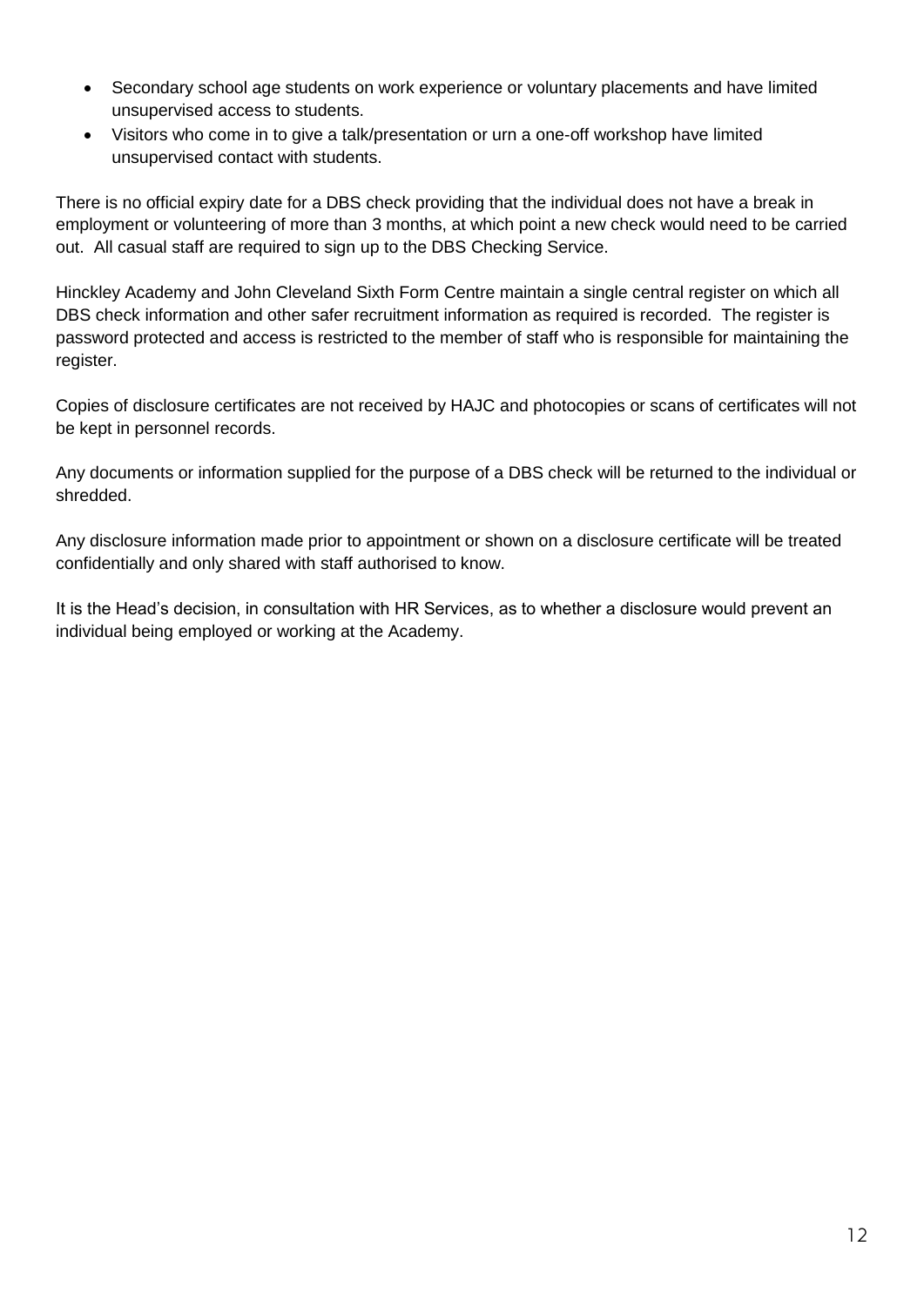- Secondary school age students on work experience or voluntary placements and have limited unsupervised access to students.
- Visitors who come in to give a talk/presentation or urn a one-off workshop have limited unsupervised contact with students.

There is no official expiry date for a DBS check providing that the individual does not have a break in employment or volunteering of more than 3 months, at which point a new check would need to be carried out. All casual staff are required to sign up to the DBS Checking Service.

Hinckley Academy and John Cleveland Sixth Form Centre maintain a single central register on which all DBS check information and other safer recruitment information as required is recorded. The register is password protected and access is restricted to the member of staff who is responsible for maintaining the register.

Copies of disclosure certificates are not received by HAJC and photocopies or scans of certificates will not be kept in personnel records.

Any documents or information supplied for the purpose of a DBS check will be returned to the individual or shredded.

Any disclosure information made prior to appointment or shown on a disclosure certificate will be treated confidentially and only shared with staff authorised to know.

It is the Head's decision, in consultation with HR Services, as to whether a disclosure would prevent an individual being employed or working at the Academy.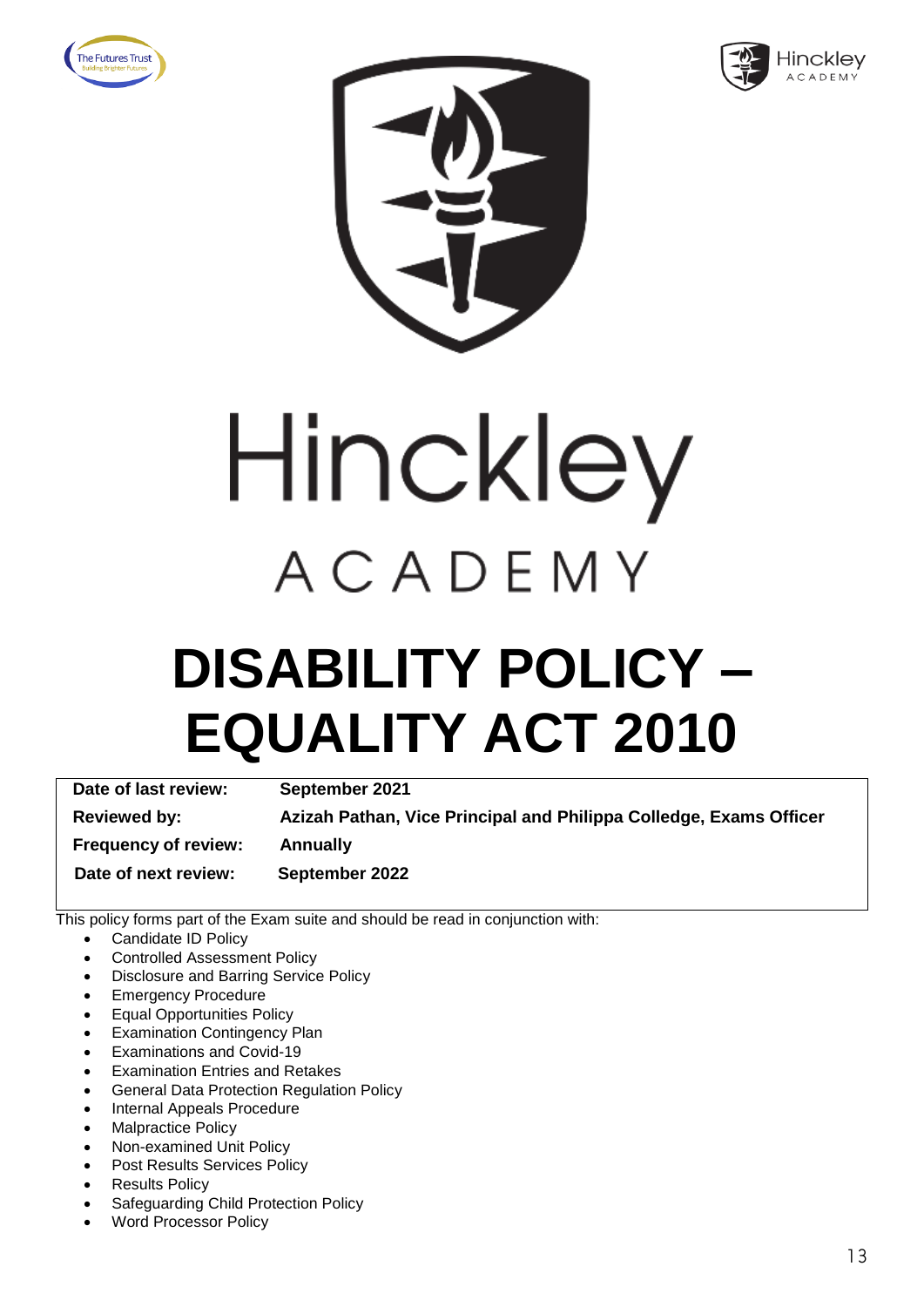Hinckley

ACADEMY

# DISABILITY POLICY – EQUALITY ACT 2010

| | |
|---|---|
| **Date of last review:** | **September 2021** |
| **Reviewed by:** | **Azizah Pathan, Vice Principal and Philippa Colledge, Exams Officer** |
| **Frequency of review:** | **Annually** |
| **Date of next review:** | **September 2022** |

This policy forms part of the Exam suite and should be read in conjunction with:

- Candidate ID Policy
- Controlled Assessment Policy
- Disclosure and Barring Service Policy
- Emergency Procedure
- Equal Opportunities Policy
- Examination Contingency Plan
- Examinations and Covid-19
- Examination Entries and Retakes
- General Data Protection Regulation Policy
- Internal Appeals Procedure
- Malpractice Policy
- Non-examined Unit Policy
- Post Results Services Policy
- Results Policy
- Safeguarding Child Protection Policy
- Word Processor Policy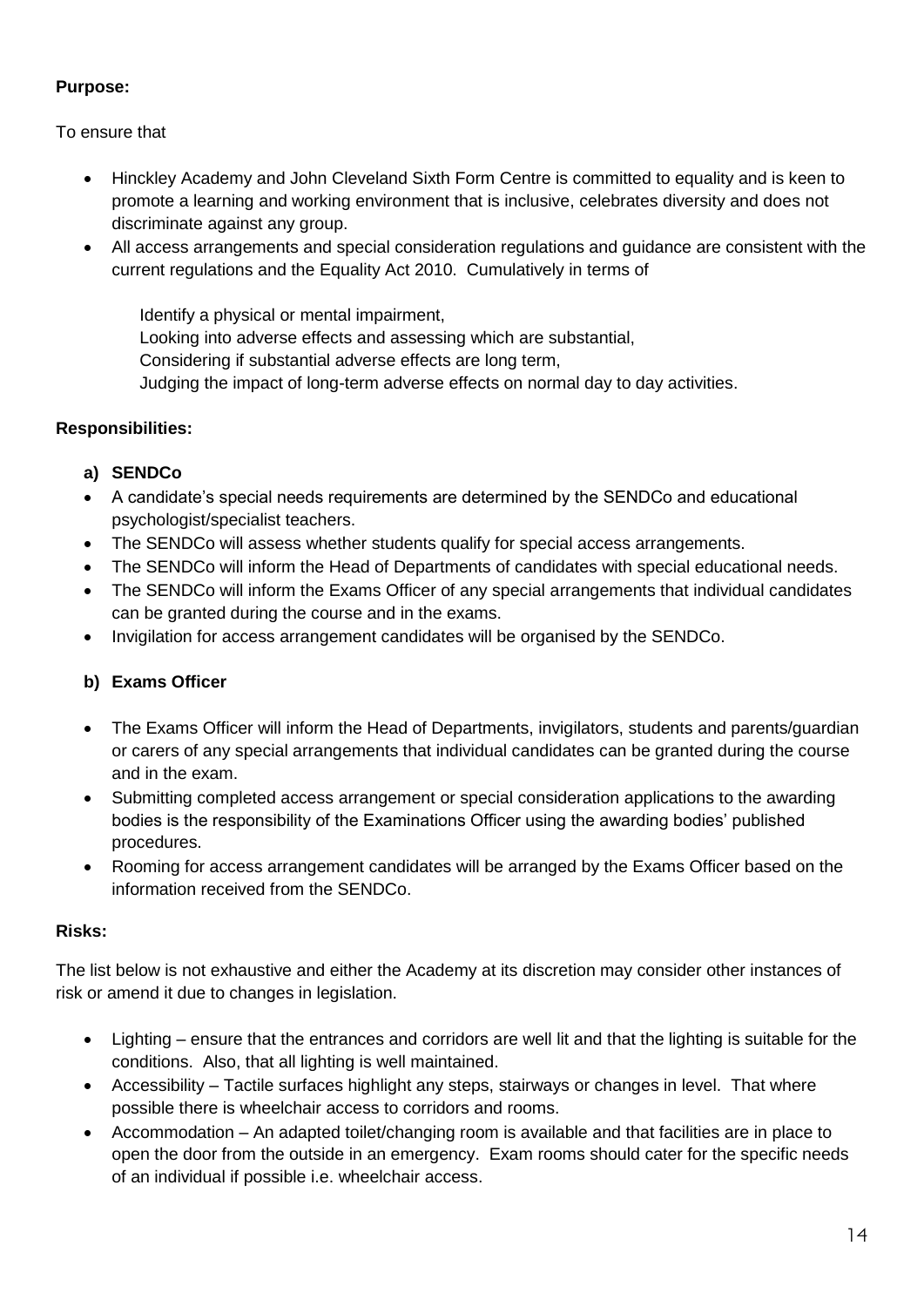**Purpose:**

To ensure that

- Hinckley Academy and John Cleveland Sixth Form Centre is committed to equality and is keen to promote a learning and working environment that is inclusive, celebrates diversity and does not discriminate against any group.
- All access arrangements and special consideration regulations and guidance are consistent with the current regulations and the Equality Act 2010. Cumulatively in terms of

  Identify a physical or mental impairment,
  Looking into adverse effects and assessing which are substantial,
  Considering if substantial adverse effects are long term,
  Judging the impact of long-term adverse effects on normal day to day activities.

**Responsibilities:**

**a) SENDCo**

- A candidate's special needs requirements are determined by the SENDCo and educational psychologist/specialist teachers.
- The SENDCo will assess whether students qualify for special access arrangements.
- The SENDCo will inform the Head of Departments of candidates with special educational needs.
- The SENDCo will inform the Exams Officer of any special arrangements that individual candidates can be granted during the course and in the exams.
- Invigilation for access arrangement candidates will be organised by the SENDCo.

**b) Exams Officer**

- The Exams Officer will inform the Head of Departments, invigilators, students and parents/guardian or carers of any special arrangements that individual candidates can be granted during the course and in the exam.
- Submitting completed access arrangement or special consideration applications to the awarding bodies is the responsibility of the Examinations Officer using the awarding bodies' published procedures.
- Rooming for access arrangement candidates will be arranged by the Exams Officer based on the information received from the SENDCo.

**Risks:**

The list below is not exhaustive and either the Academy at its discretion may consider other instances of risk or amend it due to changes in legislation.

- Lighting – ensure that the entrances and corridors are well lit and that the lighting is suitable for the conditions. Also, that all lighting is well maintained.
- Accessibility – Tactile surfaces highlight any steps, stairways or changes in level. That where possible there is wheelchair access to corridors and rooms.
- Accommodation – An adapted toilet/changing room is available and that facilities are in place to open the door from the outside in an emergency. Exam rooms should cater for the specific needs of an individual if possible i.e. wheelchair access.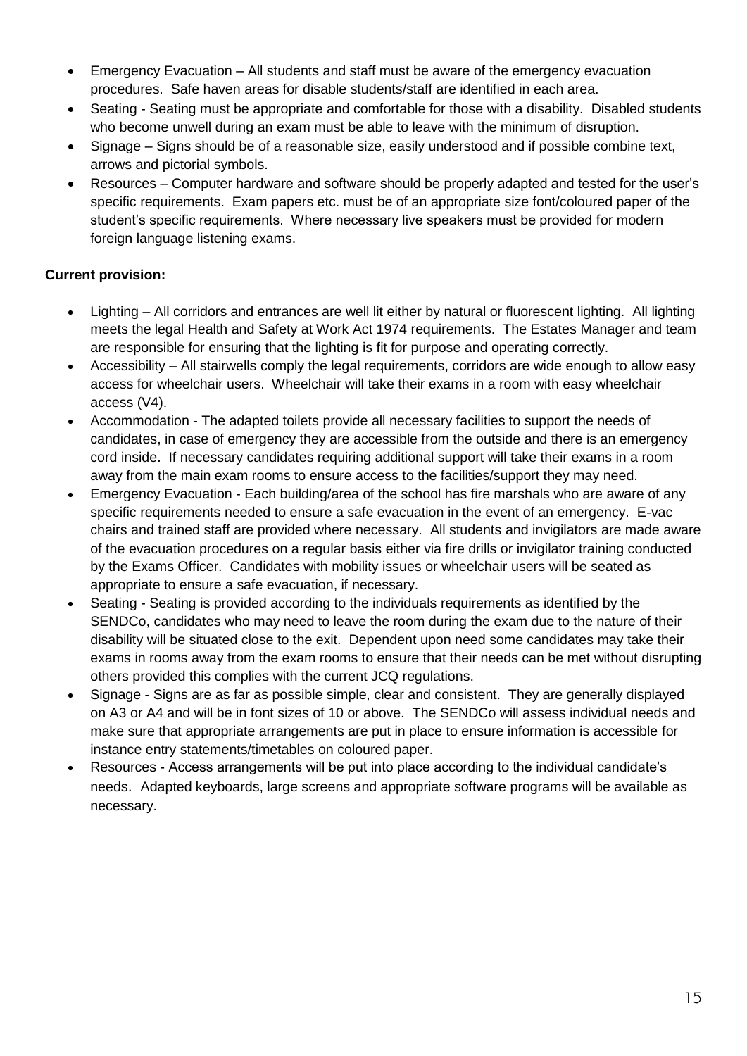- Emergency Evacuation – All students and staff must be aware of the emergency evacuation procedures. Safe haven areas for disable students/staff are identified in each area.
- Seating - Seating must be appropriate and comfortable for those with a disability. Disabled students who become unwell during an exam must be able to leave with the minimum of disruption.
- Signage – Signs should be of a reasonable size, easily understood and if possible combine text, arrows and pictorial symbols.
- Resources – Computer hardware and software should be properly adapted and tested for the user's specific requirements. Exam papers etc. must be of an appropriate size font/coloured paper of the student's specific requirements. Where necessary live speakers must be provided for modern foreign language listening exams.

**Current provision:**

- Lighting – All corridors and entrances are well lit either by natural or fluorescent lighting. All lighting meets the legal Health and Safety at Work Act 1974 requirements. The Estates Manager and team are responsible for ensuring that the lighting is fit for purpose and operating correctly.
- Accessibility – All stairwells comply the legal requirements, corridors are wide enough to allow easy access for wheelchair users. Wheelchair will take their exams in a room with easy wheelchair access (V4).
- Accommodation - The adapted toilets provide all necessary facilities to support the needs of candidates, in case of emergency they are accessible from the outside and there is an emergency cord inside. If necessary candidates requiring additional support will take their exams in a room away from the main exam rooms to ensure access to the facilities/support they may need.
- Emergency Evacuation - Each building/area of the school has fire marshals who are aware of any specific requirements needed to ensure a safe evacuation in the event of an emergency. E-vac chairs and trained staff are provided where necessary. All students and invigilators are made aware of the evacuation procedures on a regular basis either via fire drills or invigilator training conducted by the Exams Officer. Candidates with mobility issues or wheelchair users will be seated as appropriate to ensure a safe evacuation, if necessary.
- Seating - Seating is provided according to the individuals requirements as identified by the SENDCo, candidates who may need to leave the room during the exam due to the nature of their disability will be situated close to the exit. Dependent upon need some candidates may take their exams in rooms away from the exam rooms to ensure that their needs can be met without disrupting others provided this complies with the current JCQ regulations.
- Signage - Signs are as far as possible simple, clear and consistent. They are generally displayed on A3 or A4 and will be in font sizes of 10 or above. The SENDCo will assess individual needs and make sure that appropriate arrangements are put in place to ensure information is accessible for instance entry statements/timetables on coloured paper.
- Resources - Access arrangements will be put into place according to the individual candidate's needs. Adapted keyboards, large screens and appropriate software programs will be available as necessary.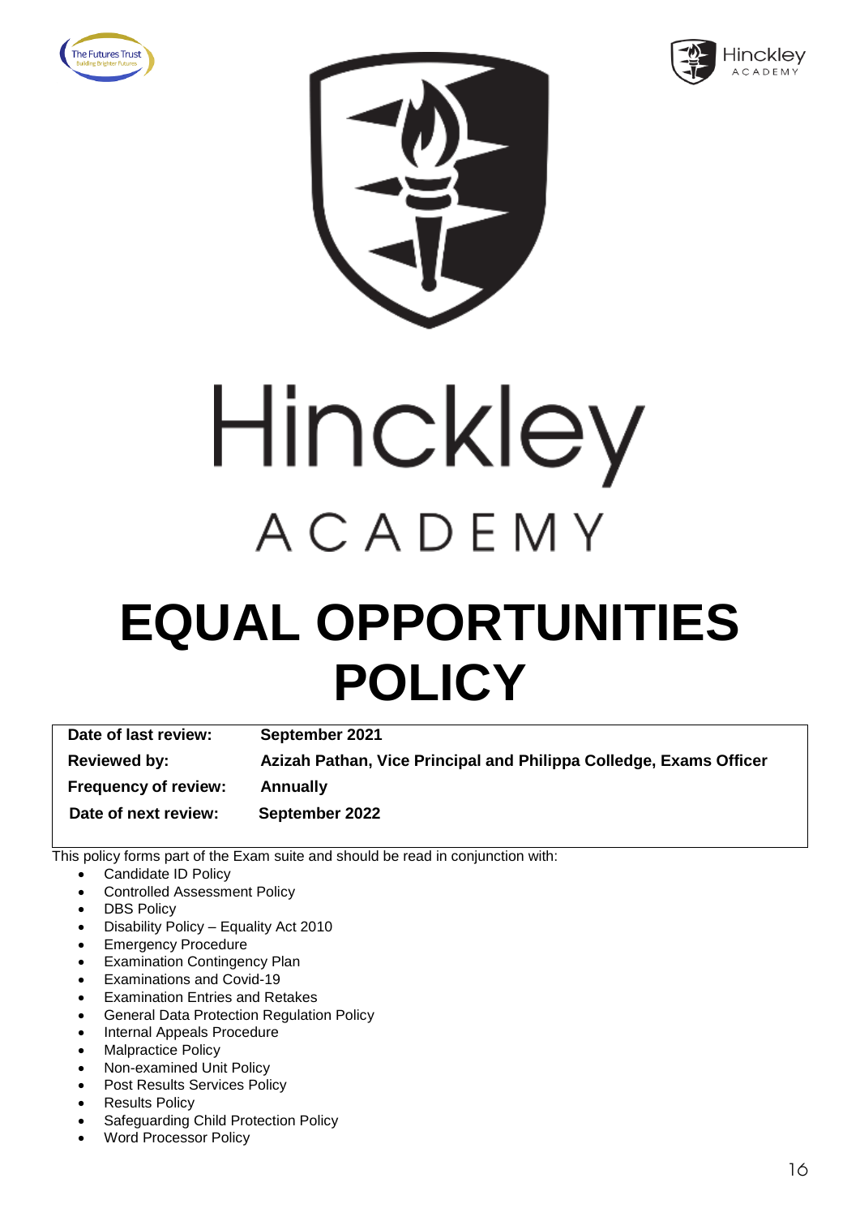# Hinckley

## ACADEMY

# EQUAL OPPORTUNITIES POLICY

| | |
|---|---|
| **Date of last review:** | **September 2021** |
| **Reviewed by:** | **Azizah Pathan, Vice Principal and Philippa Colledge, Exams Officer** |
| **Frequency of review:** | **Annually** |
| **Date of next review:** | **September 2022** |

This policy forms part of the Exam suite and should be read in conjunction with:

- Candidate ID Policy
- Controlled Assessment Policy
- DBS Policy
- Disability Policy – Equality Act 2010
- Emergency Procedure
- Examination Contingency Plan
- Examinations and Covid-19
- Examination Entries and Retakes
- General Data Protection Regulation Policy
- Internal Appeals Procedure
- Malpractice Policy
- Non-examined Unit Policy
- Post Results Services Policy
- Results Policy
- Safeguarding Child Protection Policy
- Word Processor Policy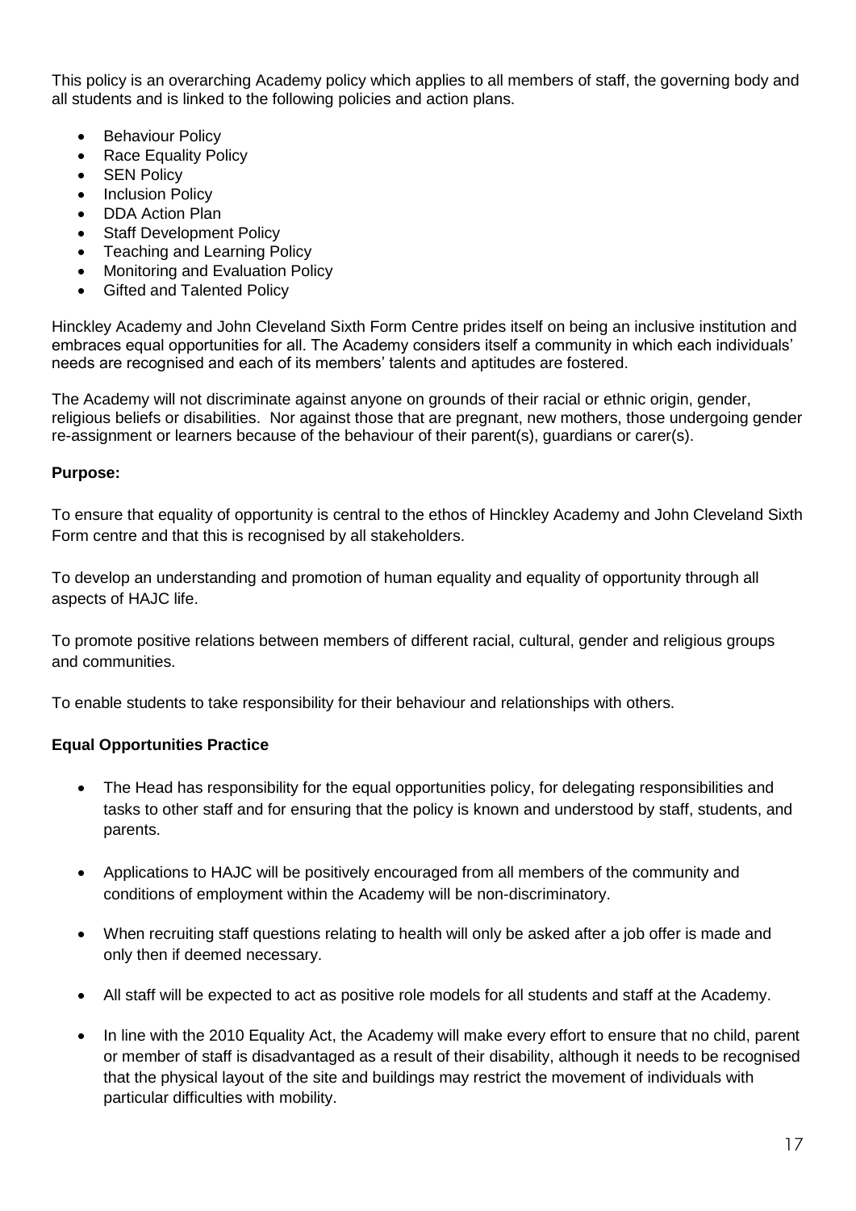This policy is an overarching Academy policy which applies to all members of staff, the governing body and all students and is linked to the following policies and action plans.

- Behaviour Policy
- Race Equality Policy
- SEN Policy
- Inclusion Policy
- DDA Action Plan
- Staff Development Policy
- Teaching and Learning Policy
- Monitoring and Evaluation Policy
- Gifted and Talented Policy

Hinckley Academy and John Cleveland Sixth Form Centre prides itself on being an inclusive institution and embraces equal opportunities for all. The Academy considers itself a community in which each individuals' needs are recognised and each of its members' talents and aptitudes are fostered.

The Academy will not discriminate against anyone on grounds of their racial or ethnic origin, gender, religious beliefs or disabilities. Nor against those that are pregnant, new mothers, those undergoing gender re-assignment or learners because of the behaviour of their parent(s), guardians or carer(s).

**Purpose:**

To ensure that equality of opportunity is central to the ethos of Hinckley Academy and John Cleveland Sixth Form centre and that this is recognised by all stakeholders.

To develop an understanding and promotion of human equality and equality of opportunity through all aspects of HAJC life.

To promote positive relations between members of different racial, cultural, gender and religious groups and communities.

To enable students to take responsibility for their behaviour and relationships with others.

**Equal Opportunities Practice**

- The Head has responsibility for the equal opportunities policy, for delegating responsibilities and tasks to other staff and for ensuring that the policy is known and understood by staff, students, and parents.

- Applications to HAJC will be positively encouraged from all members of the community and conditions of employment within the Academy will be non-discriminatory.

- When recruiting staff questions relating to health will only be asked after a job offer is made and only then if deemed necessary.

- All staff will be expected to act as positive role models for all students and staff at the Academy.

- In line with the 2010 Equality Act, the Academy will make every effort to ensure that no child, parent or member of staff is disadvantaged as a result of their disability, although it needs to be recognised that the physical layout of the site and buildings may restrict the movement of individuals with particular difficulties with mobility.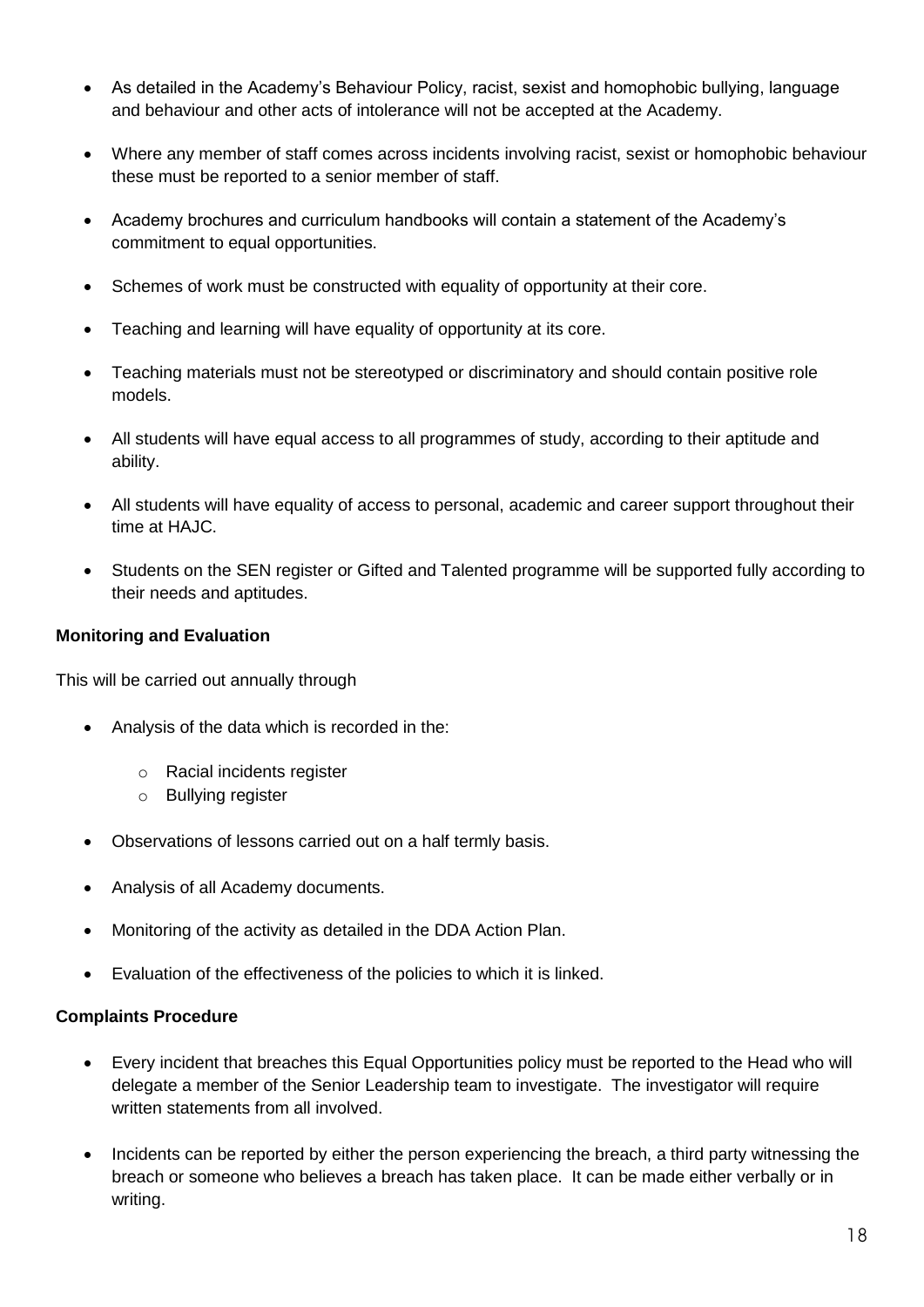- As detailed in the Academy's Behaviour Policy, racist, sexist and homophobic bullying, language and behaviour and other acts of intolerance will not be accepted at the Academy.
- Where any member of staff comes across incidents involving racist, sexist or homophobic behaviour these must be reported to a senior member of staff.
- Academy brochures and curriculum handbooks will contain a statement of the Academy's commitment to equal opportunities.
- Schemes of work must be constructed with equality of opportunity at their core.
- Teaching and learning will have equality of opportunity at its core.
- Teaching materials must not be stereotyped or discriminatory and should contain positive role models.
- All students will have equal access to all programmes of study, according to their aptitude and ability.
- All students will have equality of access to personal, academic and career support throughout their time at HAJC.
- Students on the SEN register or Gifted and Talented programme will be supported fully according to their needs and aptitudes.

**Monitoring and Evaluation**

This will be carried out annually through

- Analysis of the data which is recorded in the:
  - Racial incidents register
  - Bullying register
- Observations of lessons carried out on a half termly basis.
- Analysis of all Academy documents.
- Monitoring of the activity as detailed in the DDA Action Plan.
- Evaluation of the effectiveness of the policies to which it is linked.

**Complaints Procedure**

- Every incident that breaches this Equal Opportunities policy must be reported to the Head who will delegate a member of the Senior Leadership team to investigate. The investigator will require written statements from all involved.
- Incidents can be reported by either the person experiencing the breach, a third party witnessing the breach or someone who believes a breach has taken place. It can be made either verbally or in writing.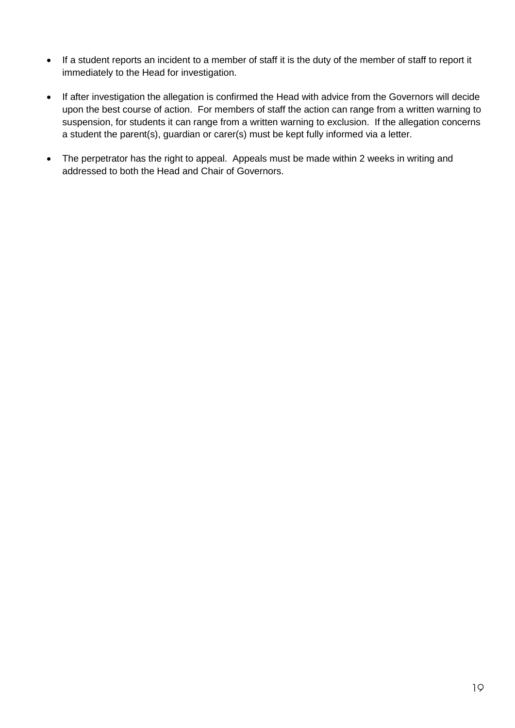- If a student reports an incident to a member of staff it is the duty of the member of staff to report it immediately to the Head for investigation.

- If after investigation the allegation is confirmed the Head with advice from the Governors will decide upon the best course of action. For members of staff the action can range from a written warning to suspension, for students it can range from a written warning to exclusion. If the allegation concerns a student the parent(s), guardian or carer(s) must be kept fully informed via a letter.

- The perpetrator has the right to appeal. Appeals must be made within 2 weeks in writing and addressed to both the Head and Chair of Governors.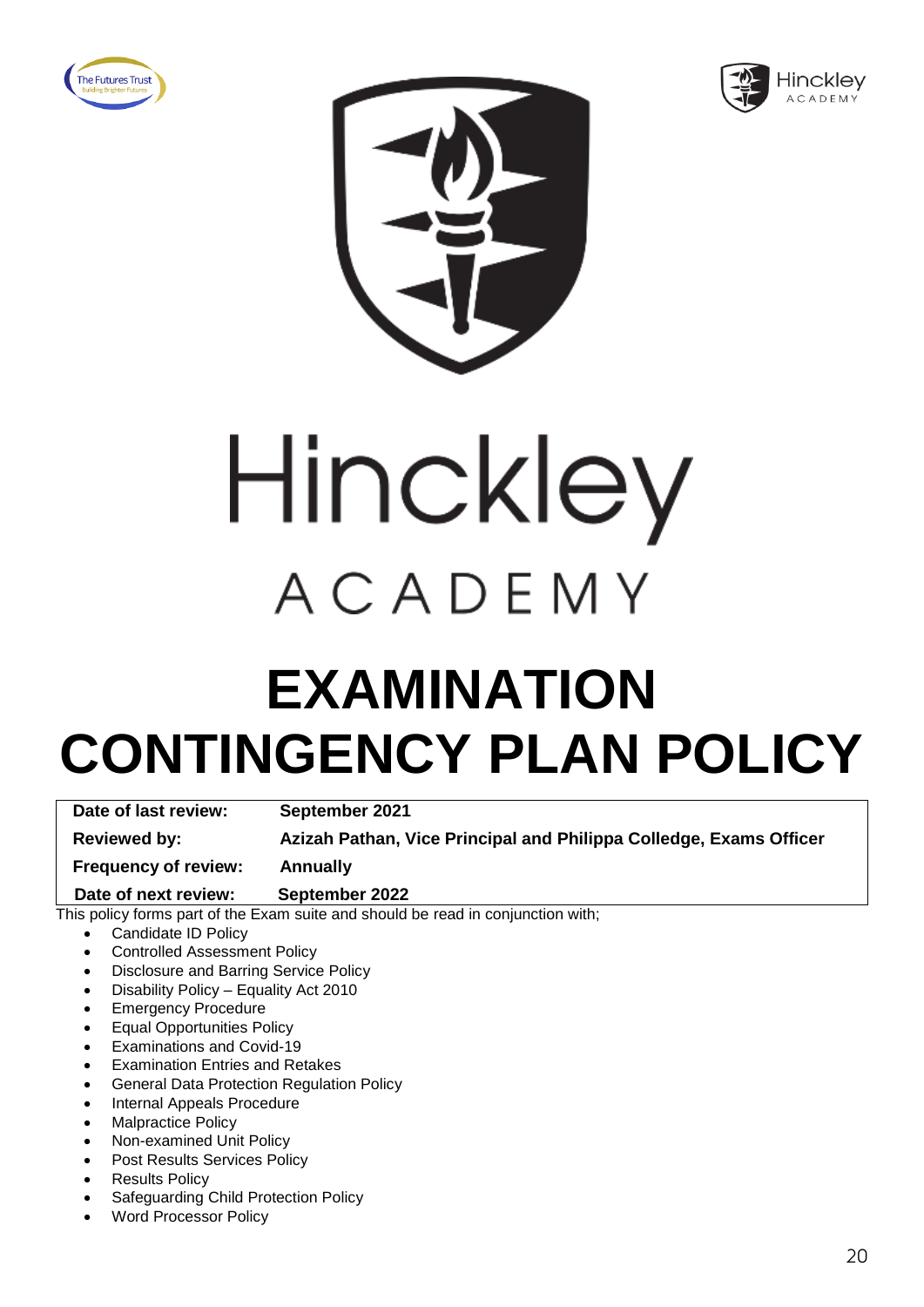# Hinckley ACADEMY

# EXAMINATION CONTINGENCY PLAN POLICY

| | |
|---|---|
| **Date of last review:** | **September 2021** |
| **Reviewed by:** | **Azizah Pathan, Vice Principal and Philippa Colledge, Exams Officer** |
| **Frequency of review:** | **Annually** |
| **Date of next review:** | **September 2022** |

This policy forms part of the Exam suite and should be read in conjunction with;

- Candidate ID Policy
- Controlled Assessment Policy
- Disclosure and Barring Service Policy
- Disability Policy – Equality Act 2010
- Emergency Procedure
- Equal Opportunities Policy
- Examinations and Covid-19
- Examination Entries and Retakes
- General Data Protection Regulation Policy
- Internal Appeals Procedure
- Malpractice Policy
- Non-examined Unit Policy
- Post Results Services Policy
- Results Policy
- Safeguarding Child Protection Policy
- Word Processor Policy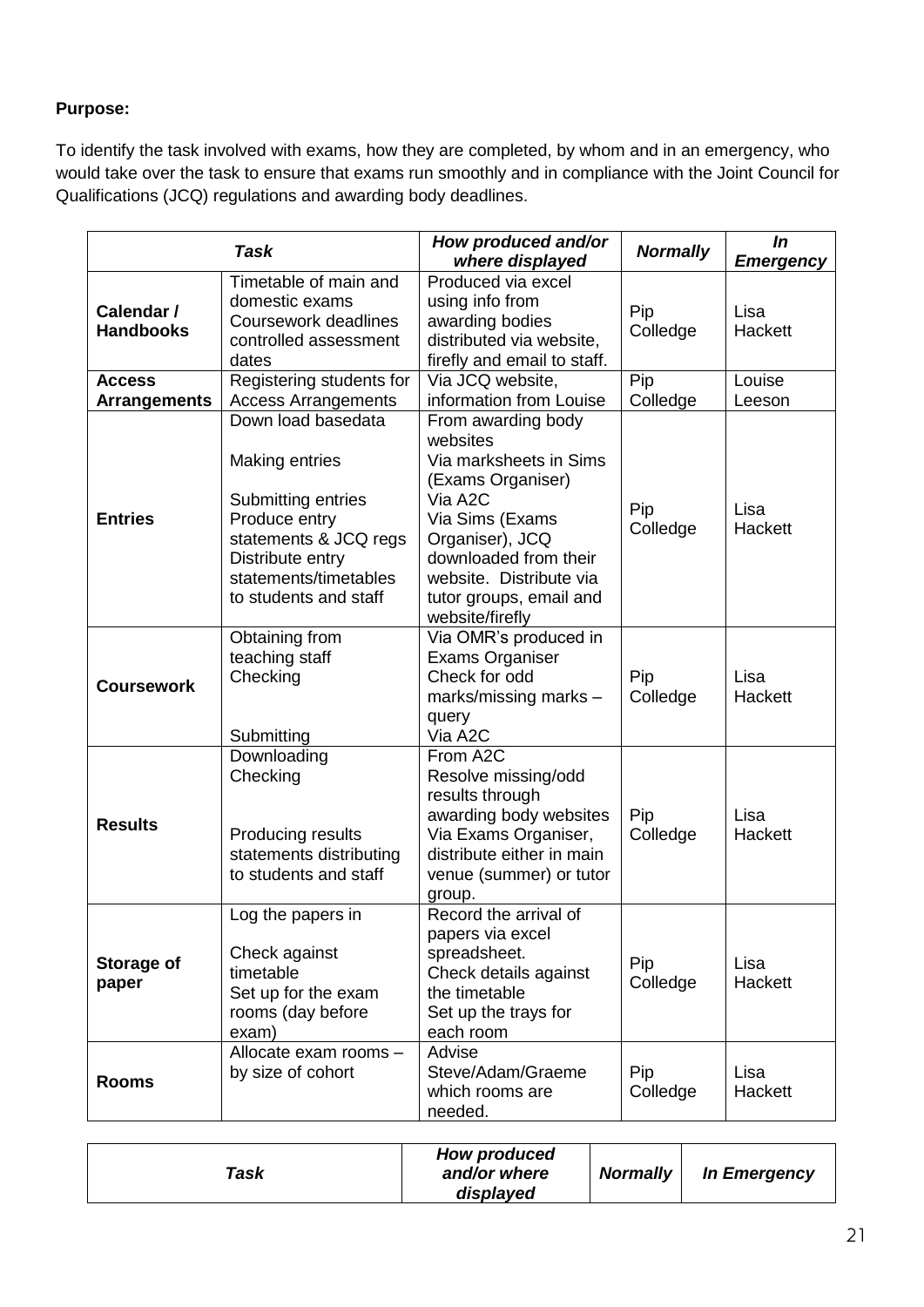**Purpose:**

To identify the task involved with exams, how they are completed, by whom and in an emergency, who would take over the task to ensure that exams run smoothly and in compliance with the Joint Council for Qualifications (JCQ) regulations and awarding body deadlines.

| ***Task*** | | ***How produced and/or where displayed*** | ***Normally*** | ***In Emergency*** |
|---|---|---|---|---|
| **Calendar / Handbooks** | Timetable of main and domestic exams Coursework deadlines controlled assessment dates | Produced via excel using info from awarding bodies distributed via website, firefly and email to staff. | Pip Colledge | Lisa Hackett |
| **Access Arrangements** | Registering students for Access Arrangements | Via JCQ website, information from Louise | Pip Colledge | Louise Leeson |
| **Entries** | Down load basedata<br><br>Making entries<br><br>Submitting entries<br>Produce entry statements & JCQ regs<br>Distribute entry statements/timetables to students and staff | From awarding body websites<br>Via marksheets in Sims (Exams Organiser)<br>Via A2C<br>Via Sims (Exams Organiser), JCQ downloaded from their website. Distribute via tutor groups, email and website/firefly | Pip Colledge | Lisa Hackett |
| **Coursework** | Obtaining from teaching staff<br>Checking<br><br>Submitting | Via OMR's produced in Exams Organiser<br>Check for odd marks/missing marks – query<br>Via A2C | Pip Colledge | Lisa Hackett |
| **Results** | Downloading<br>Checking<br><br>Producing results statements distributing to students and staff | From A2C<br>Resolve missing/odd results through awarding body websites<br>Via Exams Organiser, distribute either in main venue (summer) or tutor group. | Pip Colledge | Lisa Hackett |
| **Storage of paper** | Log the papers in<br><br>Check against timetable<br>Set up for the exam rooms (day before exam) | Record the arrival of papers via excel spreadsheet.<br>Check details against the timetable<br>Set up the trays for each room | Pip Colledge | Lisa Hackett |
| **Rooms** | Allocate exam rooms – by size of cohort | Advise Steve/Adam/Graeme which rooms are needed. | Pip Colledge | Lisa Hackett |

| ***Task*** | ***How produced and/or where displayed*** | ***Normally*** | ***In Emergency*** |
|---|---|---|---|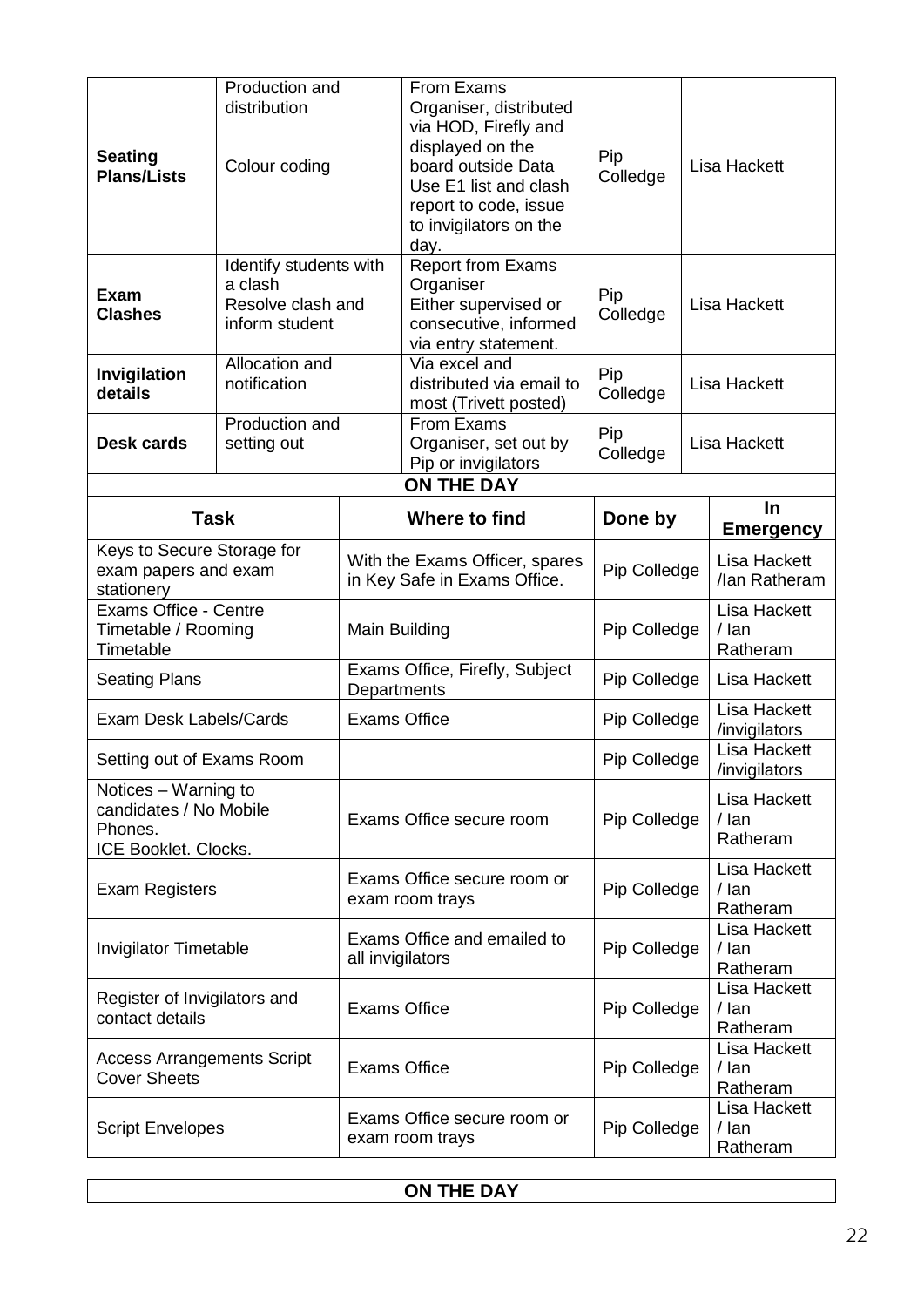| | | | | |
|---|---|---|---|---|
| **Seating Plans/Lists** | Production and distribution<br><br>Colour coding | From Exams Organiser, distributed via HOD, Firefly and displayed on the board outside Data<br>Use E1 list and clash report to code, issue to invigilators on the day. | Pip Colledge | Lisa Hackett |
| **Exam Clashes** | Identify students with a clash<br>Resolve clash and inform student | Report from Exams Organiser<br>Either supervised or consecutive, informed via entry statement. | Pip Colledge | Lisa Hackett |
| **Invigilation details** | Allocation and notification | Via excel and distributed via email to most (Trivett posted) | Pip Colledge | Lisa Hackett |
| **Desk cards** | Production and setting out | From Exams Organiser, set out by Pip or invigilators | Pip Colledge | Lisa Hackett |

**ON THE DAY**

| Task | Where to find | Done by | In Emergency |
|---|---|---|---|
| Keys to Secure Storage for exam papers and exam stationery | With the Exams Officer, spares in Key Safe in Exams Office. | Pip Colledge | Lisa Hackett /Ian Ratheram |
| Exams Office - Centre Timetable / Rooming Timetable | Main Building | Pip Colledge | Lisa Hackett / Ian Ratheram |
| Seating Plans | Exams Office, Firefly, Subject Departments | Pip Colledge | Lisa Hackett |
| Exam Desk Labels/Cards | Exams Office | Pip Colledge | Lisa Hackett /invigilators |
| Setting out of Exams Room | | Pip Colledge | Lisa Hackett /invigilators |
| Notices – Warning to candidates / No Mobile Phones.<br>ICE Booklet. Clocks. | Exams Office secure room | Pip Colledge | Lisa Hackett / Ian Ratheram |
| Exam Registers | Exams Office secure room or exam room trays | Pip Colledge | Lisa Hackett / Ian Ratheram |
| Invigilator Timetable | Exams Office and emailed to all invigilators | Pip Colledge | Lisa Hackett / Ian Ratheram |
| Register of Invigilators and contact details | Exams Office | Pip Colledge | Lisa Hackett / Ian Ratheram |
| Access Arrangements Script Cover Sheets | Exams Office | Pip Colledge | Lisa Hackett / Ian Ratheram |
| Script Envelopes | Exams Office secure room or exam room trays | Pip Colledge | Lisa Hackett / Ian Ratheram |

**ON THE DAY**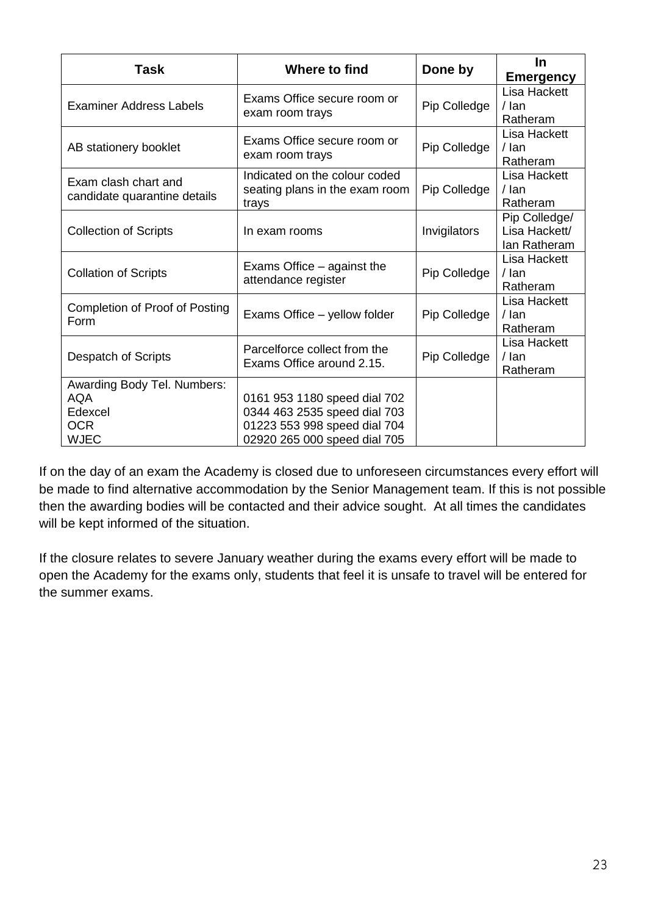| Task | Where to find | Done by | In Emergency |
|---|---|---|---|
| Examiner Address Labels | Exams Office secure room or exam room trays | Pip Colledge | Lisa Hackett / Ian Ratheram |
| AB stationery booklet | Exams Office secure room or exam room trays | Pip Colledge | Lisa Hackett / Ian Ratheram |
| Exam clash chart and candidate quarantine details | Indicated on the colour coded seating plans in the exam room trays | Pip Colledge | Lisa Hackett / Ian Ratheram |
| Collection of Scripts | In exam rooms | Invigilators | Pip Colledge/ Lisa Hackett/ Ian Ratheram |
| Collation of Scripts | Exams Office – against the attendance register | Pip Colledge | Lisa Hackett / Ian Ratheram |
| Completion of Proof of Posting Form | Exams Office – yellow folder | Pip Colledge | Lisa Hackett / Ian Ratheram |
| Despatch of Scripts | Parcelforce collect from the Exams Office around 2.15. | Pip Colledge | Lisa Hackett / Ian Ratheram |
| Awarding Body Tel. Numbers:<br>AQA<br>Edexcel<br>OCR<br>WJEC | <br>0161 953 1180 speed dial 702<br>0344 463 2535 speed dial 703<br>01223 553 998 speed dial 704<br>02920 265 000 speed dial 705 | | |

If on the day of an exam the Academy is closed due to unforeseen circumstances every effort will be made to find alternative accommodation by the Senior Management team. If this is not possible then the awarding bodies will be contacted and their advice sought. At all times the candidates will be kept informed of the situation.

If the closure relates to severe January weather during the exams every effort will be made to open the Academy for the exams only, students that feel it is unsafe to travel will be entered for the summer exams.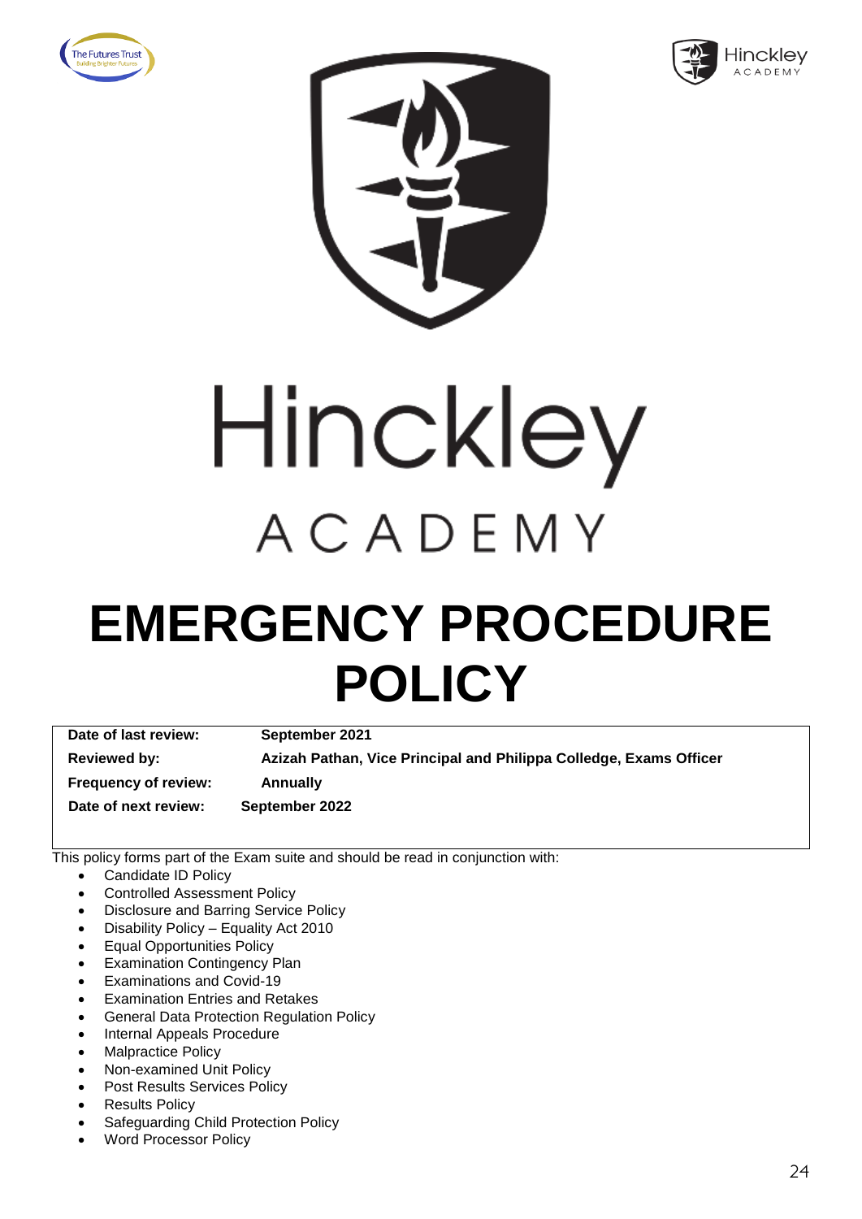# Hinckley ACADEMY

# EMERGENCY PROCEDURE POLICY

| Date of last review: | September 2021 |
|---|---|
| Reviewed by: | Azizah Pathan, Vice Principal and Philippa Colledge, Exams Officer |
| Frequency of review: | Annually |
| Date of next review: | September 2022 |

This policy forms part of the Exam suite and should be read in conjunction with:

- Candidate ID Policy
- Controlled Assessment Policy
- Disclosure and Barring Service Policy
- Disability Policy – Equality Act 2010
- Equal Opportunities Policy
- Examination Contingency Plan
- Examinations and Covid-19
- Examination Entries and Retakes
- General Data Protection Regulation Policy
- Internal Appeals Procedure
- Malpractice Policy
- Non-examined Unit Policy
- Post Results Services Policy
- Results Policy
- Safeguarding Child Protection Policy
- Word Processor Policy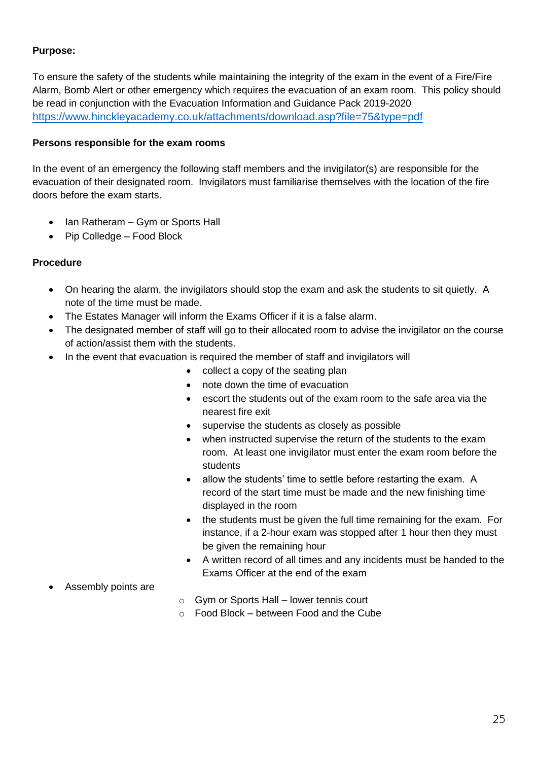**Purpose:**

To ensure the safety of the students while maintaining the integrity of the exam in the event of a Fire/Fire Alarm, Bomb Alert or other emergency which requires the evacuation of an exam room. This policy should be read in conjunction with the Evacuation Information and Guidance Pack 2019-2020 [https://www.hinckleyacademy.co.uk/attachments/download.asp?file=75&type=pdf](https://www.hinckleyacademy.co.uk/attachments/download.asp?file=75&type=pdf)

**Persons responsible for the exam rooms**

In the event of an emergency the following staff members and the invigilator(s) are responsible for the evacuation of their designated room. Invigilators must familiarise themselves with the location of the fire doors before the exam starts.

- Ian Ratheram – Gym or Sports Hall
- Pip Colledge – Food Block

**Procedure**

- On hearing the alarm, the invigilators should stop the exam and ask the students to sit quietly. A note of the time must be made.
- The Estates Manager will inform the Exams Officer if it is a false alarm.
- The designated member of staff will go to their allocated room to advise the invigilator on the course of action/assist them with the students.
- In the event that evacuation is required the member of staff and invigilators will
    - collect a copy of the seating plan
    - note down the time of evacuation
    - escort the students out of the exam room to the safe area via the nearest fire exit
    - supervise the students as closely as possible
    - when instructed supervise the return of the students to the exam room. At least one invigilator must enter the exam room before the students
    - allow the students' time to settle before restarting the exam. A record of the start time must be made and the new finishing time displayed in the room
    - the students must be given the full time remaining for the exam. For instance, if a 2-hour exam was stopped after 1 hour then they must be given the remaining hour
    - A written record of all times and any incidents must be handed to the Exams Officer at the end of the exam
- Assembly points are
    - Gym or Sports Hall – lower tennis court
    - Food Block – between Food and the Cube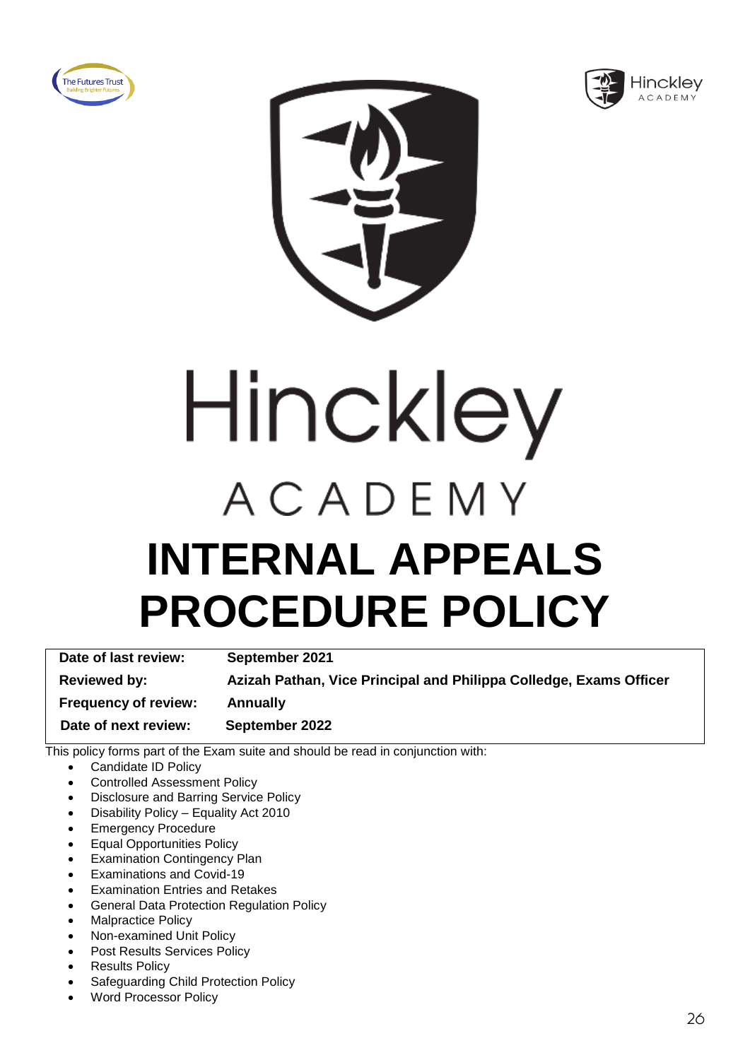Hinckley

ACADEMY

# INTERNAL APPEALS PROCEDURE POLICY

| Date of last review: | September 2021 |
|---|---|
| Reviewed by: | Azizah Pathan, Vice Principal and Philippa Colledge, Exams Officer |
| Frequency of review: | Annually |
| Date of next review: | September 2022 |

This policy forms part of the Exam suite and should be read in conjunction with:

- Candidate ID Policy
- Controlled Assessment Policy
- Disclosure and Barring Service Policy
- Disability Policy – Equality Act 2010
- Emergency Procedure
- Equal Opportunities Policy
- Examination Contingency Plan
- Examinations and Covid-19
- Examination Entries and Retakes
- General Data Protection Regulation Policy
- Malpractice Policy
- Non-examined Unit Policy
- Post Results Services Policy
- Results Policy
- Safeguarding Child Protection Policy
- Word Processor Policy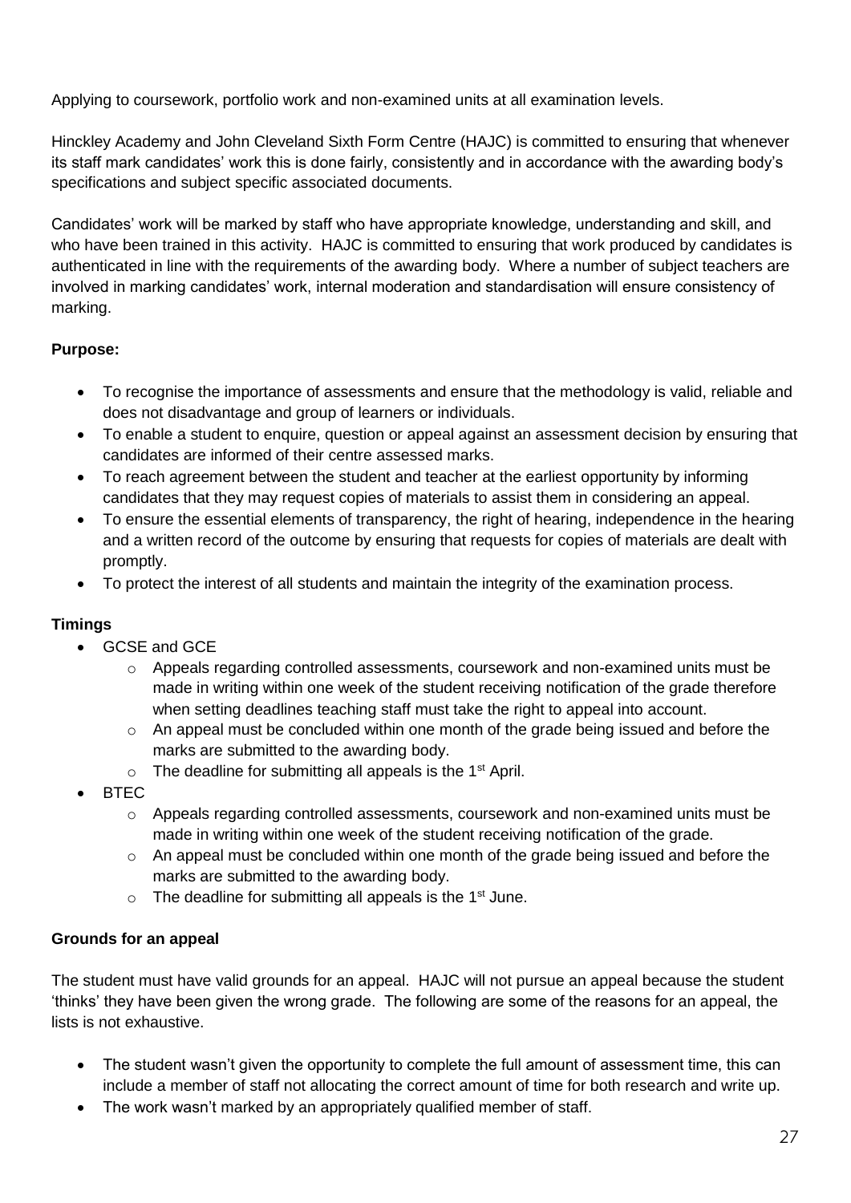Applying to coursework, portfolio work and non-examined units at all examination levels.

Hinckley Academy and John Cleveland Sixth Form Centre (HAJC) is committed to ensuring that whenever its staff mark candidates' work this is done fairly, consistently and in accordance with the awarding body's specifications and subject specific associated documents.

Candidates' work will be marked by staff who have appropriate knowledge, understanding and skill, and who have been trained in this activity. HAJC is committed to ensuring that work produced by candidates is authenticated in line with the requirements of the awarding body. Where a number of subject teachers are involved in marking candidates' work, internal moderation and standardisation will ensure consistency of marking.

**Purpose:**

- To recognise the importance of assessments and ensure that the methodology is valid, reliable and does not disadvantage and group of learners or individuals.
- To enable a student to enquire, question or appeal against an assessment decision by ensuring that candidates are informed of their centre assessed marks.
- To reach agreement between the student and teacher at the earliest opportunity by informing candidates that they may request copies of materials to assist them in considering an appeal.
- To ensure the essential elements of transparency, the right of hearing, independence in the hearing and a written record of the outcome by ensuring that requests for copies of materials are dealt with promptly.
- To protect the interest of all students and maintain the integrity of the examination process.

**Timings**

- GCSE and GCE
  - Appeals regarding controlled assessments, coursework and non-examined units must be made in writing within one week of the student receiving notification of the grade therefore when setting deadlines teaching staff must take the right to appeal into account.
  - An appeal must be concluded within one month of the grade being issued and before the marks are submitted to the awarding body.
  - The deadline for submitting all appeals is the 1st April.
- BTEC
  - Appeals regarding controlled assessments, coursework and non-examined units must be made in writing within one week of the student receiving notification of the grade.
  - An appeal must be concluded within one month of the grade being issued and before the marks are submitted to the awarding body.
  - The deadline for submitting all appeals is the 1st June.

**Grounds for an appeal**

The student must have valid grounds for an appeal. HAJC will not pursue an appeal because the student 'thinks' they have been given the wrong grade. The following are some of the reasons for an appeal, the lists is not exhaustive.

- The student wasn't given the opportunity to complete the full amount of assessment time, this can include a member of staff not allocating the correct amount of time for both research and write up.
- The work wasn't marked by an appropriately qualified member of staff.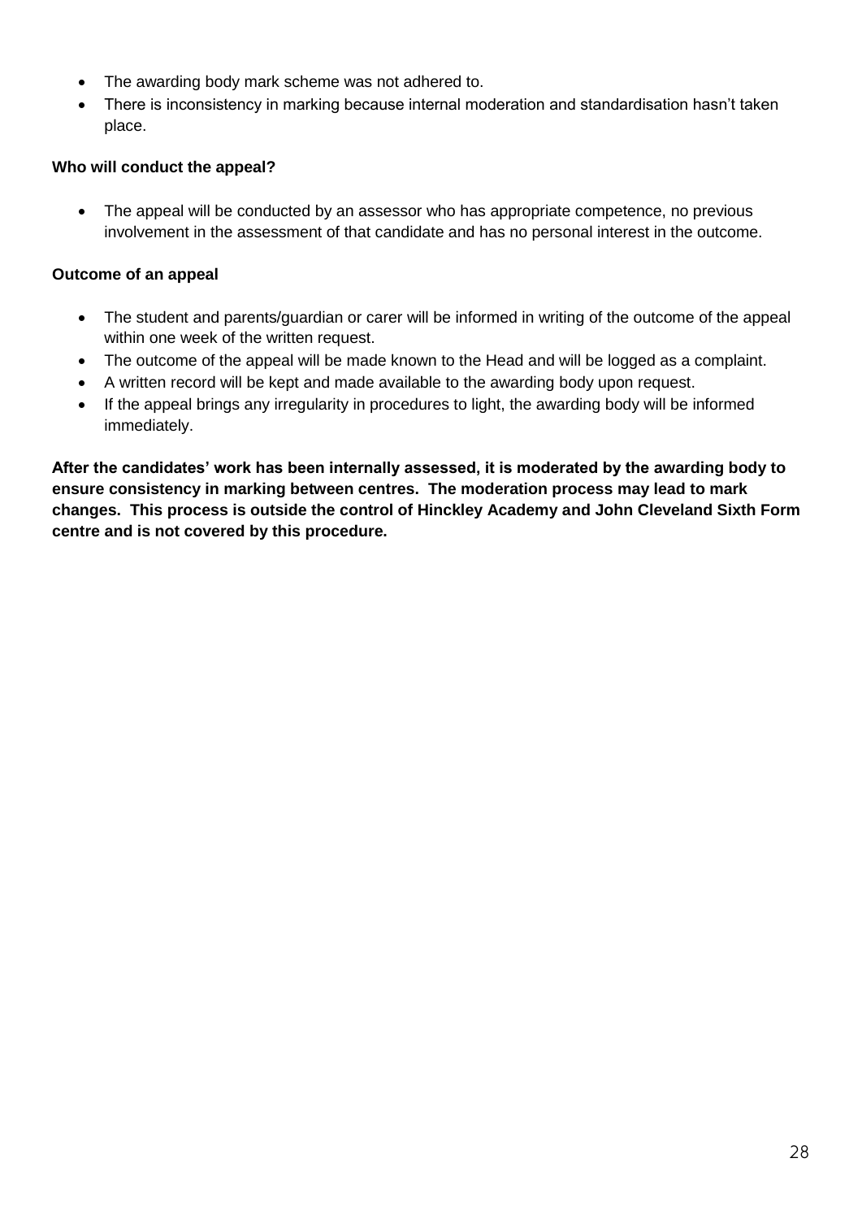- The awarding body mark scheme was not adhered to.
- There is inconsistency in marking because internal moderation and standardisation hasn't taken place.

**Who will conduct the appeal?**

- The appeal will be conducted by an assessor who has appropriate competence, no previous involvement in the assessment of that candidate and has no personal interest in the outcome.

**Outcome of an appeal**

- The student and parents/guardian or carer will be informed in writing of the outcome of the appeal within one week of the written request.
- The outcome of the appeal will be made known to the Head and will be logged as a complaint.
- A written record will be kept and made available to the awarding body upon request.
- If the appeal brings any irregularity in procedures to light, the awarding body will be informed immediately.

**After the candidates' work has been internally assessed, it is moderated by the awarding body to ensure consistency in marking between centres. The moderation process may lead to mark changes. This process is outside the control of Hinckley Academy and John Cleveland Sixth Form centre and is not covered by this procedure.**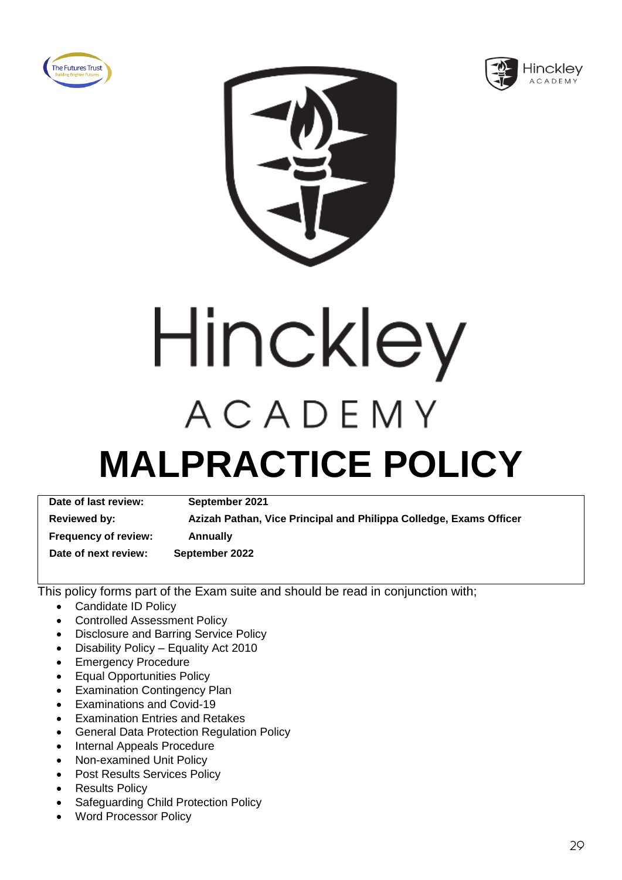# Hinckley

ACADEMY

# MALPRACTICE POLICY

| Date of last review: | September 2021 |
| --- | --- |
| Reviewed by: | Azizah Pathan, Vice Principal and Philippa Colledge, Exams Officer |
| Frequency of review: | Annually |
| Date of next review: | September 2022 |

This policy forms part of the Exam suite and should be read in conjunction with;

- Candidate ID Policy
- Controlled Assessment Policy
- Disclosure and Barring Service Policy
- Disability Policy – Equality Act 2010
- Emergency Procedure
- Equal Opportunities Policy
- Examination Contingency Plan
- Examinations and Covid-19
- Examination Entries and Retakes
- General Data Protection Regulation Policy
- Internal Appeals Procedure
- Non-examined Unit Policy
- Post Results Services Policy
- Results Policy
- Safeguarding Child Protection Policy
- Word Processor Policy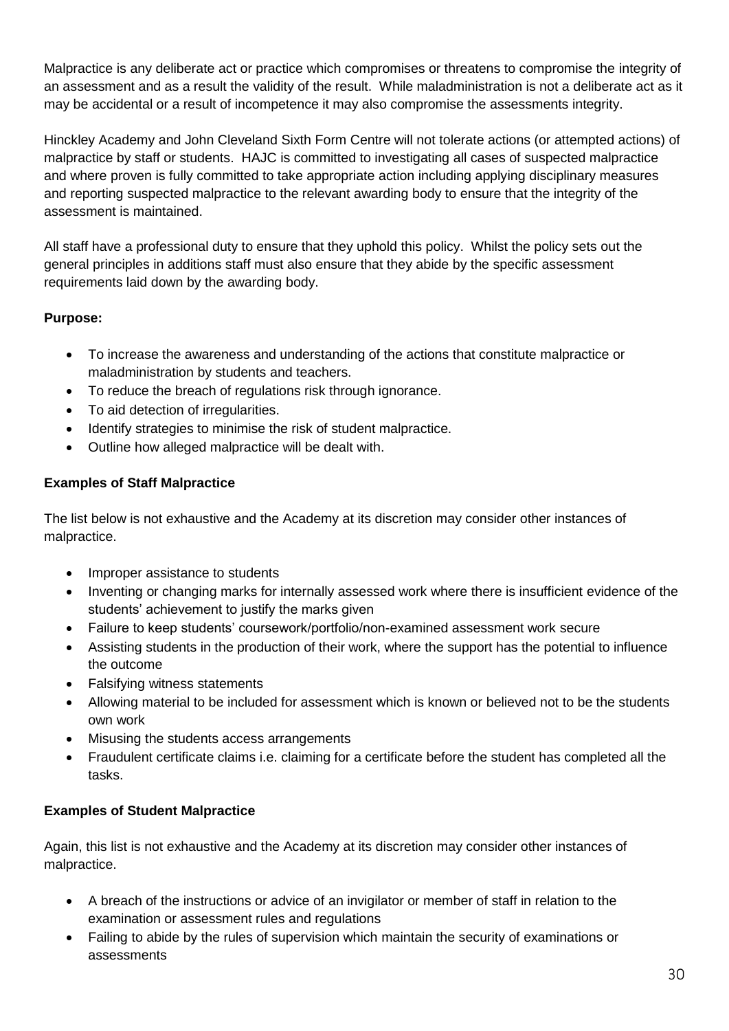Malpractice is any deliberate act or practice which compromises or threatens to compromise the integrity of an assessment and as a result the validity of the result. While maladministration is not a deliberate act as it may be accidental or a result of incompetence it may also compromise the assessments integrity.

Hinckley Academy and John Cleveland Sixth Form Centre will not tolerate actions (or attempted actions) of malpractice by staff or students. HAJC is committed to investigating all cases of suspected malpractice and where proven is fully committed to take appropriate action including applying disciplinary measures and reporting suspected malpractice to the relevant awarding body to ensure that the integrity of the assessment is maintained.

All staff have a professional duty to ensure that they uphold this policy. Whilst the policy sets out the general principles in additions staff must also ensure that they abide by the specific assessment requirements laid down by the awarding body.

**Purpose:**

- To increase the awareness and understanding of the actions that constitute malpractice or maladministration by students and teachers.
- To reduce the breach of regulations risk through ignorance.
- To aid detection of irregularities.
- Identify strategies to minimise the risk of student malpractice.
- Outline how alleged malpractice will be dealt with.

**Examples of Staff Malpractice**

The list below is not exhaustive and the Academy at its discretion may consider other instances of malpractice.

- Improper assistance to students
- Inventing or changing marks for internally assessed work where there is insufficient evidence of the students' achievement to justify the marks given
- Failure to keep students' coursework/portfolio/non-examined assessment work secure
- Assisting students in the production of their work, where the support has the potential to influence the outcome
- Falsifying witness statements
- Allowing material to be included for assessment which is known or believed not to be the students own work
- Misusing the students access arrangements
- Fraudulent certificate claims i.e. claiming for a certificate before the student has completed all the tasks.

**Examples of Student Malpractice**

Again, this list is not exhaustive and the Academy at its discretion may consider other instances of malpractice.

- A breach of the instructions or advice of an invigilator or member of staff in relation to the examination or assessment rules and regulations
- Failing to abide by the rules of supervision which maintain the security of examinations or assessments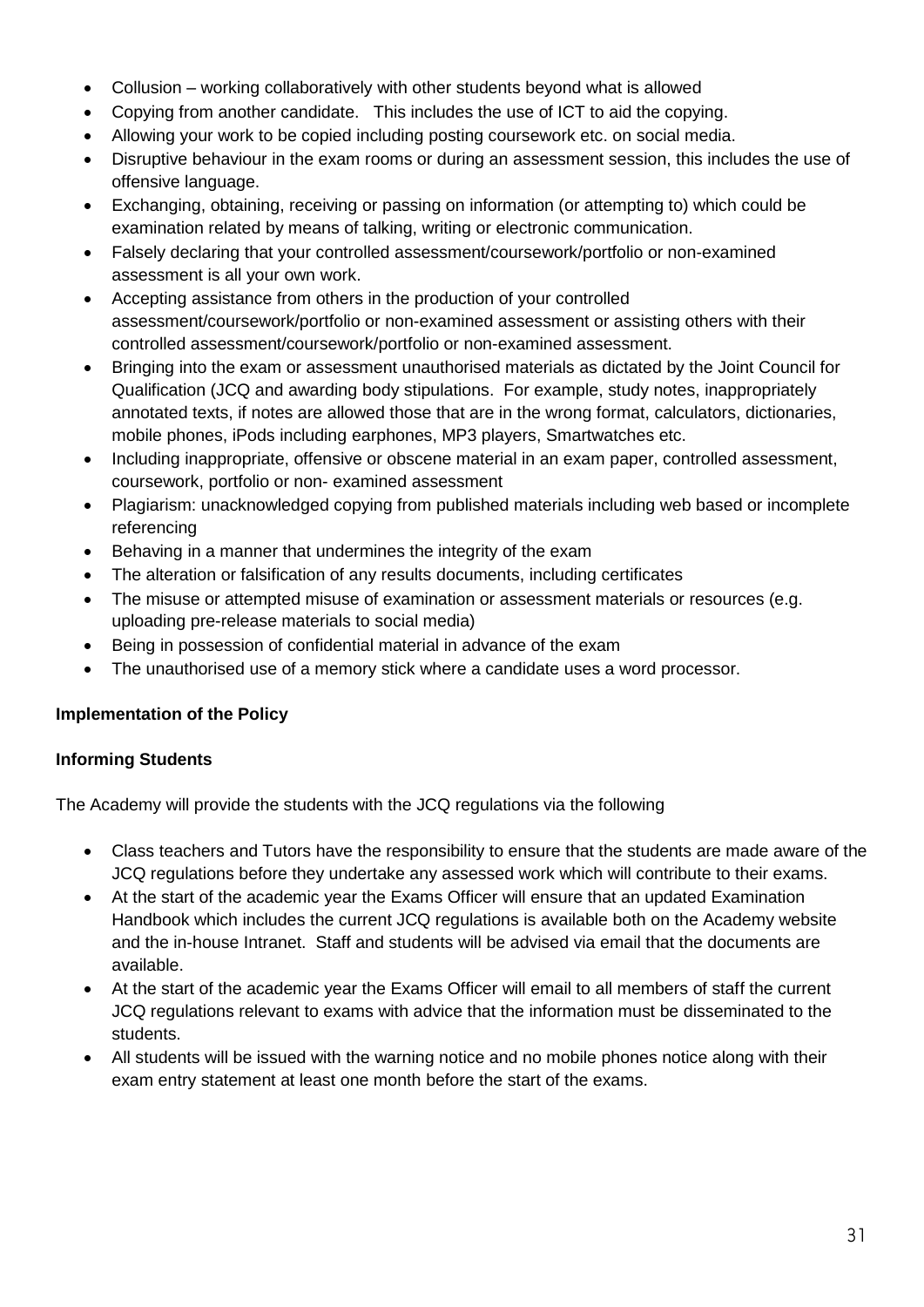- Collusion – working collaboratively with other students beyond what is allowed
- Copying from another candidate. This includes the use of ICT to aid the copying.
- Allowing your work to be copied including posting coursework etc. on social media.
- Disruptive behaviour in the exam rooms or during an assessment session, this includes the use of offensive language.
- Exchanging, obtaining, receiving or passing on information (or attempting to) which could be examination related by means of talking, writing or electronic communication.
- Falsely declaring that your controlled assessment/coursework/portfolio or non-examined assessment is all your own work.
- Accepting assistance from others in the production of your controlled assessment/coursework/portfolio or non-examined assessment or assisting others with their controlled assessment/coursework/portfolio or non-examined assessment.
- Bringing into the exam or assessment unauthorised materials as dictated by the Joint Council for Qualification (JCQ and awarding body stipulations. For example, study notes, inappropriately annotated texts, if notes are allowed those that are in the wrong format, calculators, dictionaries, mobile phones, iPods including earphones, MP3 players, Smartwatches etc.
- Including inappropriate, offensive or obscene material in an exam paper, controlled assessment, coursework, portfolio or non- examined assessment
- Plagiarism: unacknowledged copying from published materials including web based or incomplete referencing
- Behaving in a manner that undermines the integrity of the exam
- The alteration or falsification of any results documents, including certificates
- The misuse or attempted misuse of examination or assessment materials or resources (e.g. uploading pre-release materials to social media)
- Being in possession of confidential material in advance of the exam
- The unauthorised use of a memory stick where a candidate uses a word processor.

**Implementation of the Policy**

**Informing Students**

The Academy will provide the students with the JCQ regulations via the following

- Class teachers and Tutors have the responsibility to ensure that the students are made aware of the JCQ regulations before they undertake any assessed work which will contribute to their exams.
- At the start of the academic year the Exams Officer will ensure that an updated Examination Handbook which includes the current JCQ regulations is available both on the Academy website and the in-house Intranet. Staff and students will be advised via email that the documents are available.
- At the start of the academic year the Exams Officer will email to all members of staff the current JCQ regulations relevant to exams with advice that the information must be disseminated to the students.
- All students will be issued with the warning notice and no mobile phones notice along with their exam entry statement at least one month before the start of the exams.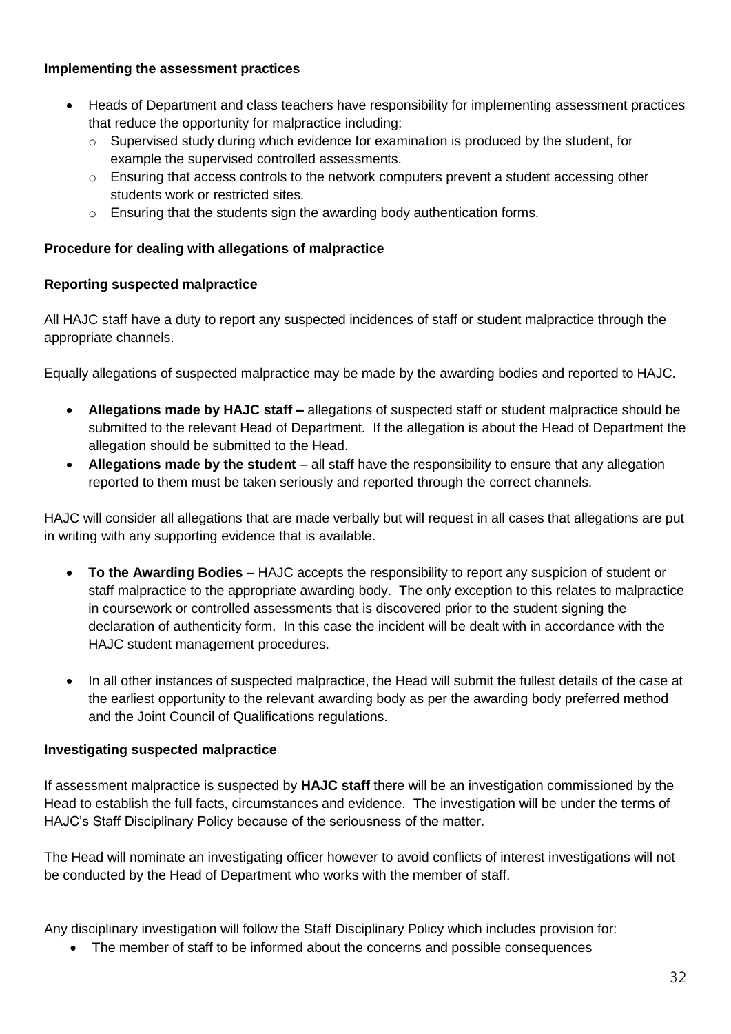**Implementing the assessment practices**

- Heads of Department and class teachers have responsibility for implementing assessment practices that reduce the opportunity for malpractice including:
  - Supervised study during which evidence for examination is produced by the student, for example the supervised controlled assessments.
  - Ensuring that access controls to the network computers prevent a student accessing other students work or restricted sites.
  - Ensuring that the students sign the awarding body authentication forms.

**Procedure for dealing with allegations of malpractice**

**Reporting suspected malpractice**

All HAJC staff have a duty to report any suspected incidences of staff or student malpractice through the appropriate channels.

Equally allegations of suspected malpractice may be made by the awarding bodies and reported to HAJC.

- **Allegations made by HAJC staff –** allegations of suspected staff or student malpractice should be submitted to the relevant Head of Department. If the allegation is about the Head of Department the allegation should be submitted to the Head.
- **Allegations made by the student** – all staff have the responsibility to ensure that any allegation reported to them must be taken seriously and reported through the correct channels.

HAJC will consider all allegations that are made verbally but will request in all cases that allegations are put in writing with any supporting evidence that is available.

- **To the Awarding Bodies –** HAJC accepts the responsibility to report any suspicion of student or staff malpractice to the appropriate awarding body. The only exception to this relates to malpractice in coursework or controlled assessments that is discovered prior to the student signing the declaration of authenticity form. In this case the incident will be dealt with in accordance with the HAJC student management procedures.

- In all other instances of suspected malpractice, the Head will submit the fullest details of the case at the earliest opportunity to the relevant awarding body as per the awarding body preferred method and the Joint Council of Qualifications regulations.

**Investigating suspected malpractice**

If assessment malpractice is suspected by **HAJC staff** there will be an investigation commissioned by the Head to establish the full facts, circumstances and evidence. The investigation will be under the terms of HAJC's Staff Disciplinary Policy because of the seriousness of the matter.

The Head will nominate an investigating officer however to avoid conflicts of interest investigations will not be conducted by the Head of Department who works with the member of staff.

Any disciplinary investigation will follow the Staff Disciplinary Policy which includes provision for:

- The member of staff to be informed about the concerns and possible consequences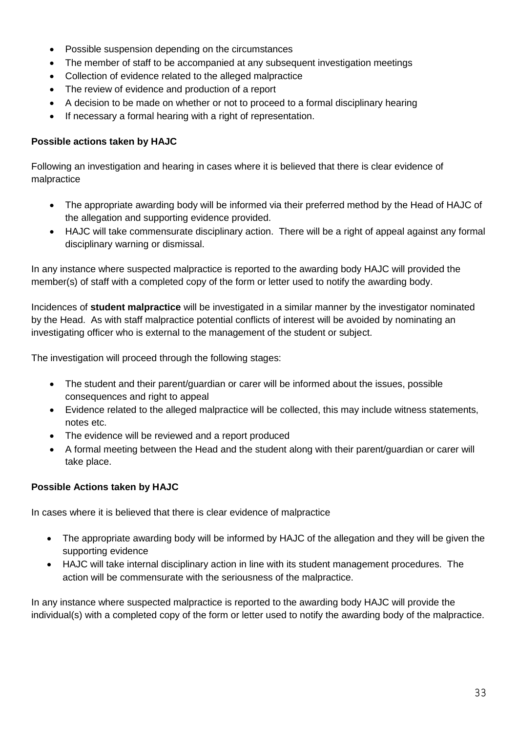- Possible suspension depending on the circumstances
- The member of staff to be accompanied at any subsequent investigation meetings
- Collection of evidence related to the alleged malpractice
- The review of evidence and production of a report
- A decision to be made on whether or not to proceed to a formal disciplinary hearing
- If necessary a formal hearing with a right of representation.

**Possible actions taken by HAJC**

Following an investigation and hearing in cases where it is believed that there is clear evidence of malpractice

- The appropriate awarding body will be informed via their preferred method by the Head of HAJC of the allegation and supporting evidence provided.
- HAJC will take commensurate disciplinary action. There will be a right of appeal against any formal disciplinary warning or dismissal.

In any instance where suspected malpractice is reported to the awarding body HAJC will provided the member(s) of staff with a completed copy of the form or letter used to notify the awarding body.

Incidences of **student malpractice** will be investigated in a similar manner by the investigator nominated by the Head. As with staff malpractice potential conflicts of interest will be avoided by nominating an investigating officer who is external to the management of the student or subject.

The investigation will proceed through the following stages:

- The student and their parent/guardian or carer will be informed about the issues, possible consequences and right to appeal
- Evidence related to the alleged malpractice will be collected, this may include witness statements, notes etc.
- The evidence will be reviewed and a report produced
- A formal meeting between the Head and the student along with their parent/guardian or carer will take place.

**Possible Actions taken by HAJC**

In cases where it is believed that there is clear evidence of malpractice

- The appropriate awarding body will be informed by HAJC of the allegation and they will be given the supporting evidence
- HAJC will take internal disciplinary action in line with its student management procedures. The action will be commensurate with the seriousness of the malpractice.

In any instance where suspected malpractice is reported to the awarding body HAJC will provide the individual(s) with a completed copy of the form or letter used to notify the awarding body of the malpractice.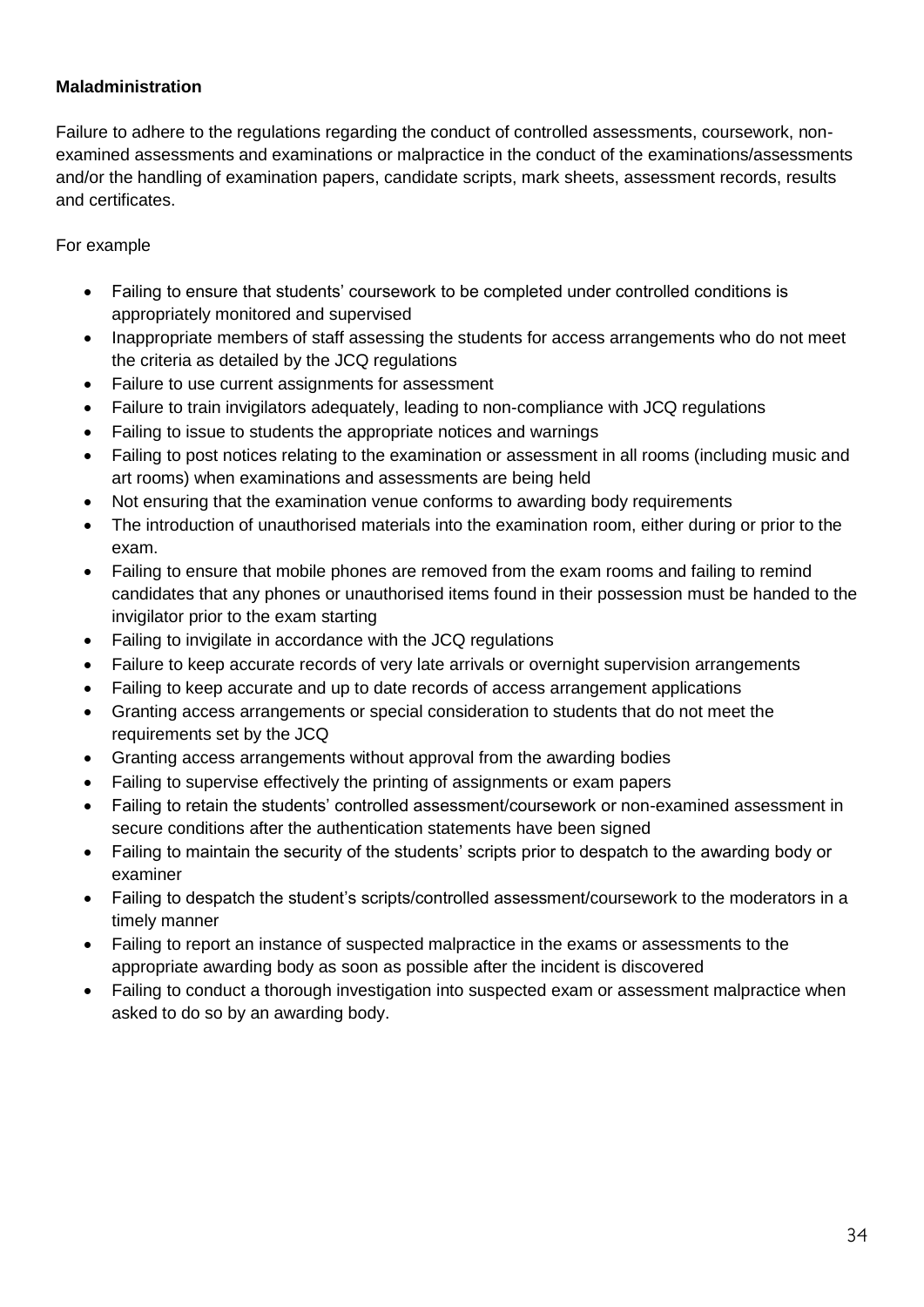**Maladministration**

Failure to adhere to the regulations regarding the conduct of controlled assessments, coursework, non-examined assessments and examinations or malpractice in the conduct of the examinations/assessments and/or the handling of examination papers, candidate scripts, mark sheets, assessment records, results and certificates.

For example

- Failing to ensure that students' coursework to be completed under controlled conditions is appropriately monitored and supervised
- Inappropriate members of staff assessing the students for access arrangements who do not meet the criteria as detailed by the JCQ regulations
- Failure to use current assignments for assessment
- Failure to train invigilators adequately, leading to non-compliance with JCQ regulations
- Failing to issue to students the appropriate notices and warnings
- Failing to post notices relating to the examination or assessment in all rooms (including music and art rooms) when examinations and assessments are being held
- Not ensuring that the examination venue conforms to awarding body requirements
- The introduction of unauthorised materials into the examination room, either during or prior to the exam.
- Failing to ensure that mobile phones are removed from the exam rooms and failing to remind candidates that any phones or unauthorised items found in their possession must be handed to the invigilator prior to the exam starting
- Failing to invigilate in accordance with the JCQ regulations
- Failure to keep accurate records of very late arrivals or overnight supervision arrangements
- Failing to keep accurate and up to date records of access arrangement applications
- Granting access arrangements or special consideration to students that do not meet the requirements set by the JCQ
- Granting access arrangements without approval from the awarding bodies
- Failing to supervise effectively the printing of assignments or exam papers
- Failing to retain the students' controlled assessment/coursework or non-examined assessment in secure conditions after the authentication statements have been signed
- Failing to maintain the security of the students' scripts prior to despatch to the awarding body or examiner
- Failing to despatch the student's scripts/controlled assessment/coursework to the moderators in a timely manner
- Failing to report an instance of suspected malpractice in the exams or assessments to the appropriate awarding body as soon as possible after the incident is discovered
- Failing to conduct a thorough investigation into suspected exam or assessment malpractice when asked to do so by an awarding body.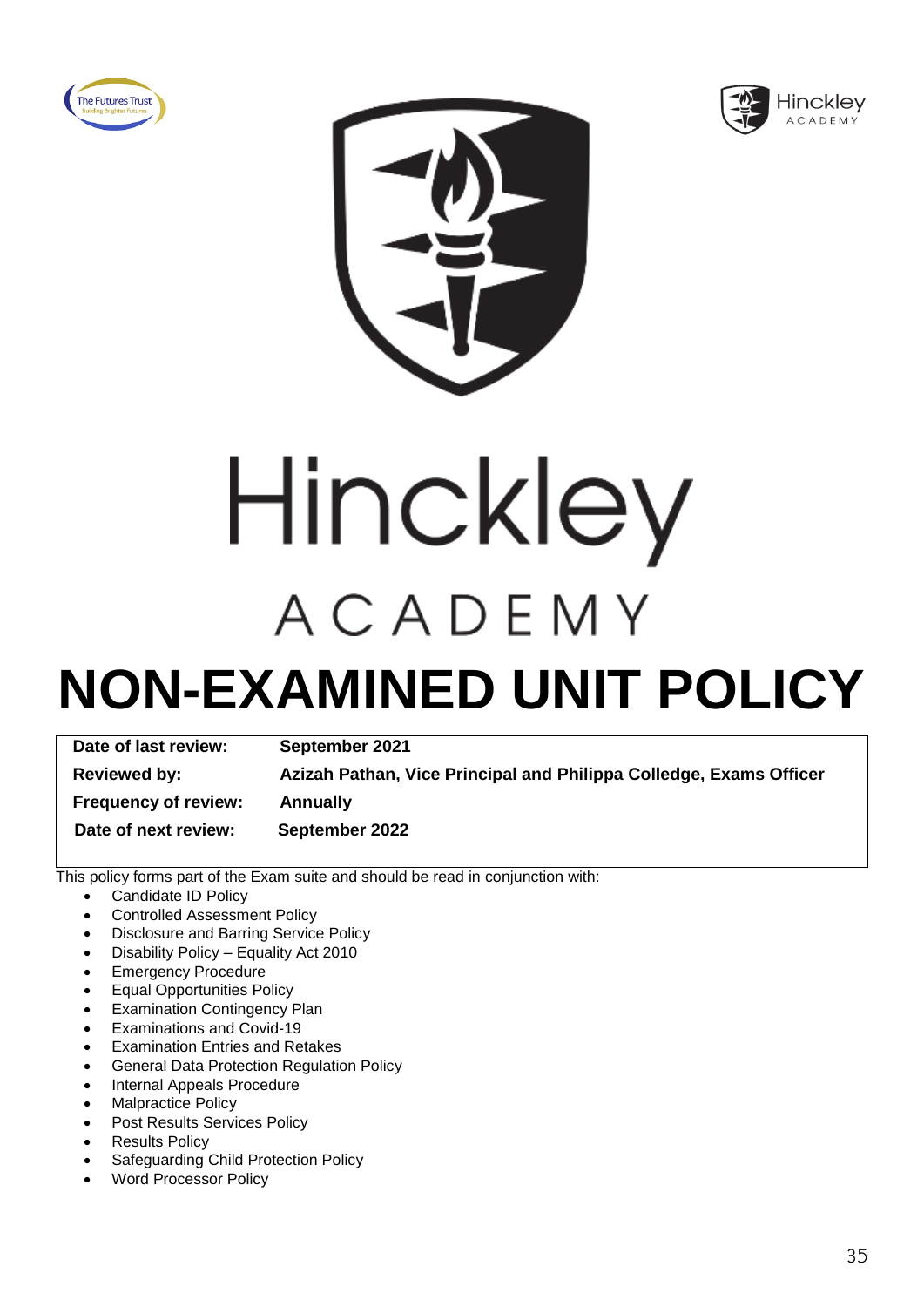# Hinckley

ACADEMY

# NON-EXAMINED UNIT POLICY

| | |
|---|---|
| **Date of last review:** | **September 2021** |
| **Reviewed by:** | **Azizah Pathan, Vice Principal and Philippa Colledge, Exams Officer** |
| **Frequency of review:** | **Annually** |
| **Date of next review:** | **September 2022** |

This policy forms part of the Exam suite and should be read in conjunction with:

- Candidate ID Policy
- Controlled Assessment Policy
- Disclosure and Barring Service Policy
- Disability Policy – Equality Act 2010
- Emergency Procedure
- Equal Opportunities Policy
- Examination Contingency Plan
- Examinations and Covid-19
- Examination Entries and Retakes
- General Data Protection Regulation Policy
- Internal Appeals Procedure
- Malpractice Policy
- Post Results Services Policy
- Results Policy
- Safeguarding Child Protection Policy
- Word Processor Policy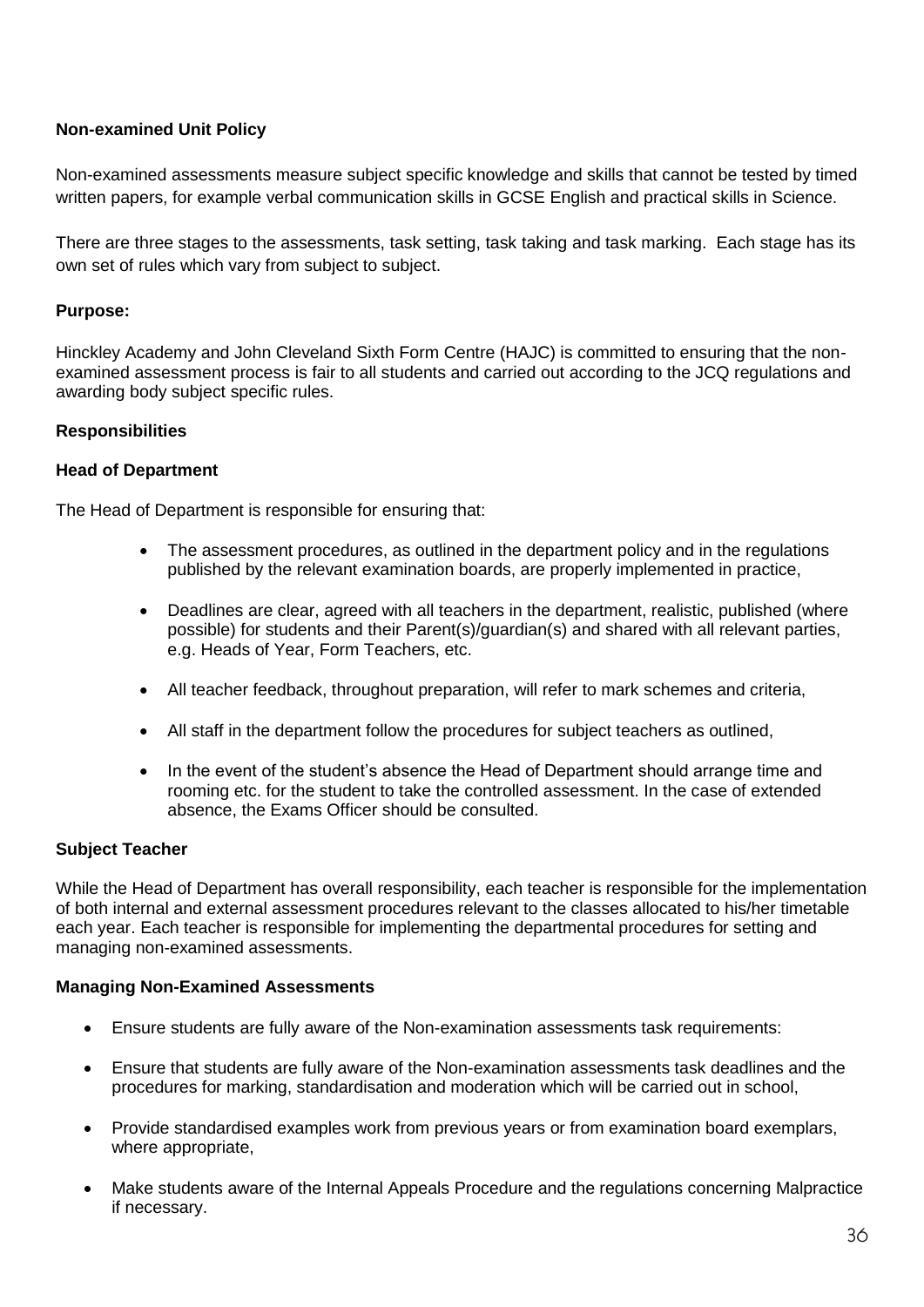**Non-examined Unit Policy**

Non-examined assessments measure subject specific knowledge and skills that cannot be tested by timed written papers, for example verbal communication skills in GCSE English and practical skills in Science.

There are three stages to the assessments, task setting, task taking and task marking. Each stage has its own set of rules which vary from subject to subject.

**Purpose:**

Hinckley Academy and John Cleveland Sixth Form Centre (HAJC) is committed to ensuring that the non-examined assessment process is fair to all students and carried out according to the JCQ regulations and awarding body subject specific rules.

**Responsibilities**

**Head of Department**

The Head of Department is responsible for ensuring that:

- The assessment procedures, as outlined in the department policy and in the regulations published by the relevant examination boards, are properly implemented in practice,
- Deadlines are clear, agreed with all teachers in the department, realistic, published (where possible) for students and their Parent(s)/guardian(s) and shared with all relevant parties, e.g. Heads of Year, Form Teachers, etc.
- All teacher feedback, throughout preparation, will refer to mark schemes and criteria,
- All staff in the department follow the procedures for subject teachers as outlined,
- In the event of the student's absence the Head of Department should arrange time and rooming etc. for the student to take the controlled assessment. In the case of extended absence, the Exams Officer should be consulted.

**Subject Teacher**

While the Head of Department has overall responsibility, each teacher is responsible for the implementation of both internal and external assessment procedures relevant to the classes allocated to his/her timetable each year. Each teacher is responsible for implementing the departmental procedures for setting and managing non-examined assessments.

**Managing Non-Examined Assessments**

- Ensure students are fully aware of the Non-examination assessments task requirements:
- Ensure that students are fully aware of the Non-examination assessments task deadlines and the procedures for marking, standardisation and moderation which will be carried out in school,
- Provide standardised examples work from previous years or from examination board exemplars, where appropriate,
- Make students aware of the Internal Appeals Procedure and the regulations concerning Malpractice if necessary.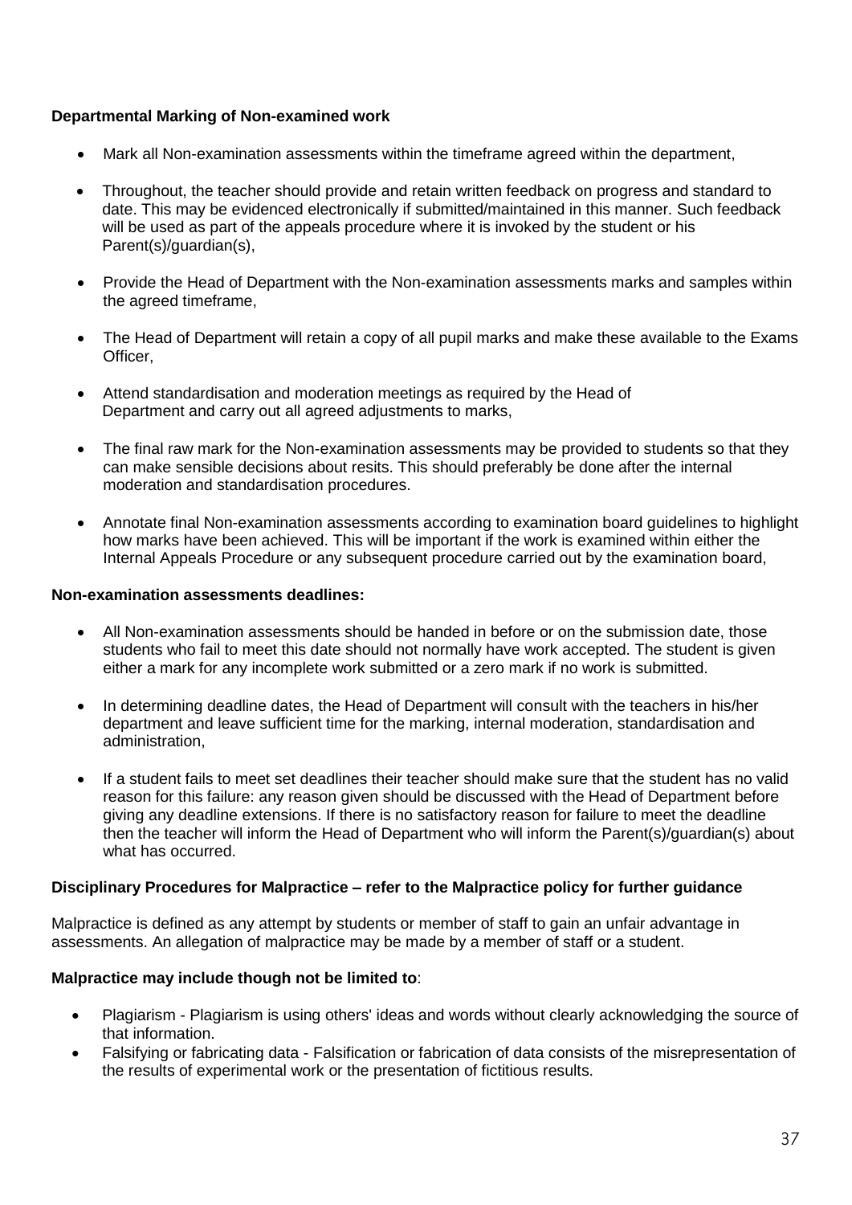**Departmental Marking of Non-examined work**

- Mark all Non-examination assessments within the timeframe agreed within the department,
- Throughout, the teacher should provide and retain written feedback on progress and standard to date. This may be evidenced electronically if submitted/maintained in this manner. Such feedback will be used as part of the appeals procedure where it is invoked by the student or his Parent(s)/guardian(s),
- Provide the Head of Department with the Non-examination assessments marks and samples within the agreed timeframe,
- The Head of Department will retain a copy of all pupil marks and make these available to the Exams Officer,
- Attend standardisation and moderation meetings as required by the Head of Department and carry out all agreed adjustments to marks,
- The final raw mark for the Non-examination assessments may be provided to students so that they can make sensible decisions about resits. This should preferably be done after the internal moderation and standardisation procedures.
- Annotate final Non-examination assessments according to examination board guidelines to highlight how marks have been achieved. This will be important if the work is examined within either the Internal Appeals Procedure or any subsequent procedure carried out by the examination board,

**Non-examination assessments deadlines:**

- All Non-examination assessments should be handed in before or on the submission date, those students who fail to meet this date should not normally have work accepted. The student is given either a mark for any incomplete work submitted or a zero mark if no work is submitted.
- In determining deadline dates, the Head of Department will consult with the teachers in his/her department and leave sufficient time for the marking, internal moderation, standardisation and administration,
- If a student fails to meet set deadlines their teacher should make sure that the student has no valid reason for this failure: any reason given should be discussed with the Head of Department before giving any deadline extensions. If there is no satisfactory reason for failure to meet the deadline then the teacher will inform the Head of Department who will inform the Parent(s)/guardian(s) about what has occurred.

**Disciplinary Procedures for Malpractice – refer to the Malpractice policy for further guidance**

Malpractice is defined as any attempt by students or member of staff to gain an unfair advantage in assessments. An allegation of malpractice may be made by a member of staff or a student.

**Malpractice may include though not be limited to**:

- Plagiarism - Plagiarism is using others' ideas and words without clearly acknowledging the source of that information.
- Falsifying or fabricating data - Falsification or fabrication of data consists of the misrepresentation of the results of experimental work or the presentation of fictitious results.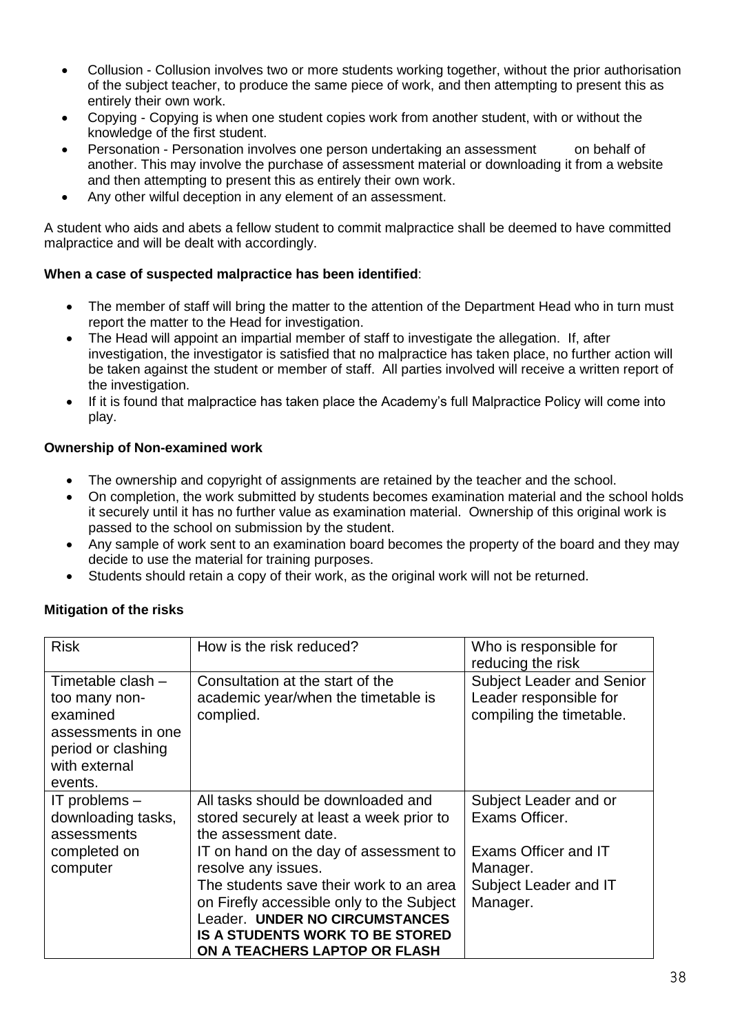- Collusion - Collusion involves two or more students working together, without the prior authorisation of the subject teacher, to produce the same piece of work, and then attempting to present this as entirely their own work.
- Copying - Copying is when one student copies work from another student, with or without the knowledge of the first student.
- Personation - Personation involves one person undertaking an assessment on behalf of another. This may involve the purchase of assessment material or downloading it from a website and then attempting to present this as entirely their own work.
- Any other wilful deception in any element of an assessment.

A student who aids and abets a fellow student to commit malpractice shall be deemed to have committed malpractice and will be dealt with accordingly.

**When a case of suspected malpractice has been identified**:

- The member of staff will bring the matter to the attention of the Department Head who in turn must report the matter to the Head for investigation.
- The Head will appoint an impartial member of staff to investigate the allegation. If, after investigation, the investigator is satisfied that no malpractice has taken place, no further action will be taken against the student or member of staff. All parties involved will receive a written report of the investigation.
- If it is found that malpractice has taken place the Academy's full Malpractice Policy will come into play.

**Ownership of Non-examined work**

- The ownership and copyright of assignments are retained by the teacher and the school.
- On completion, the work submitted by students becomes examination material and the school holds it securely until it has no further value as examination material. Ownership of this original work is passed to the school on submission by the student.
- Any sample of work sent to an examination board becomes the property of the board and they may decide to use the material for training purposes.
- Students should retain a copy of their work, as the original work will not be returned.

**Mitigation of the risks**

| Risk | How is the risk reduced? | Who is responsible for reducing the risk |
|---|---|---|
| Timetable clash – too many non-examined assessments in one period or clashing with external events. | Consultation at the start of the academic year/when the timetable is complied. | Subject Leader and Senior Leader responsible for compiling the timetable. |
| IT problems – downloading tasks, assessments completed on computer | All tasks should be downloaded and stored securely at least a week prior to the assessment date.<br>IT on hand on the day of assessment to resolve any issues.<br>The students save their work to an area on Firefly accessible only to the Subject Leader. **UNDER NO CIRCUMSTANCES IS A STUDENTS WORK TO BE STORED ON A TEACHERS LAPTOP OR FLASH** | Subject Leader and or Exams Officer.<br><br>Exams Officer and IT Manager.<br>Subject Leader and IT Manager. |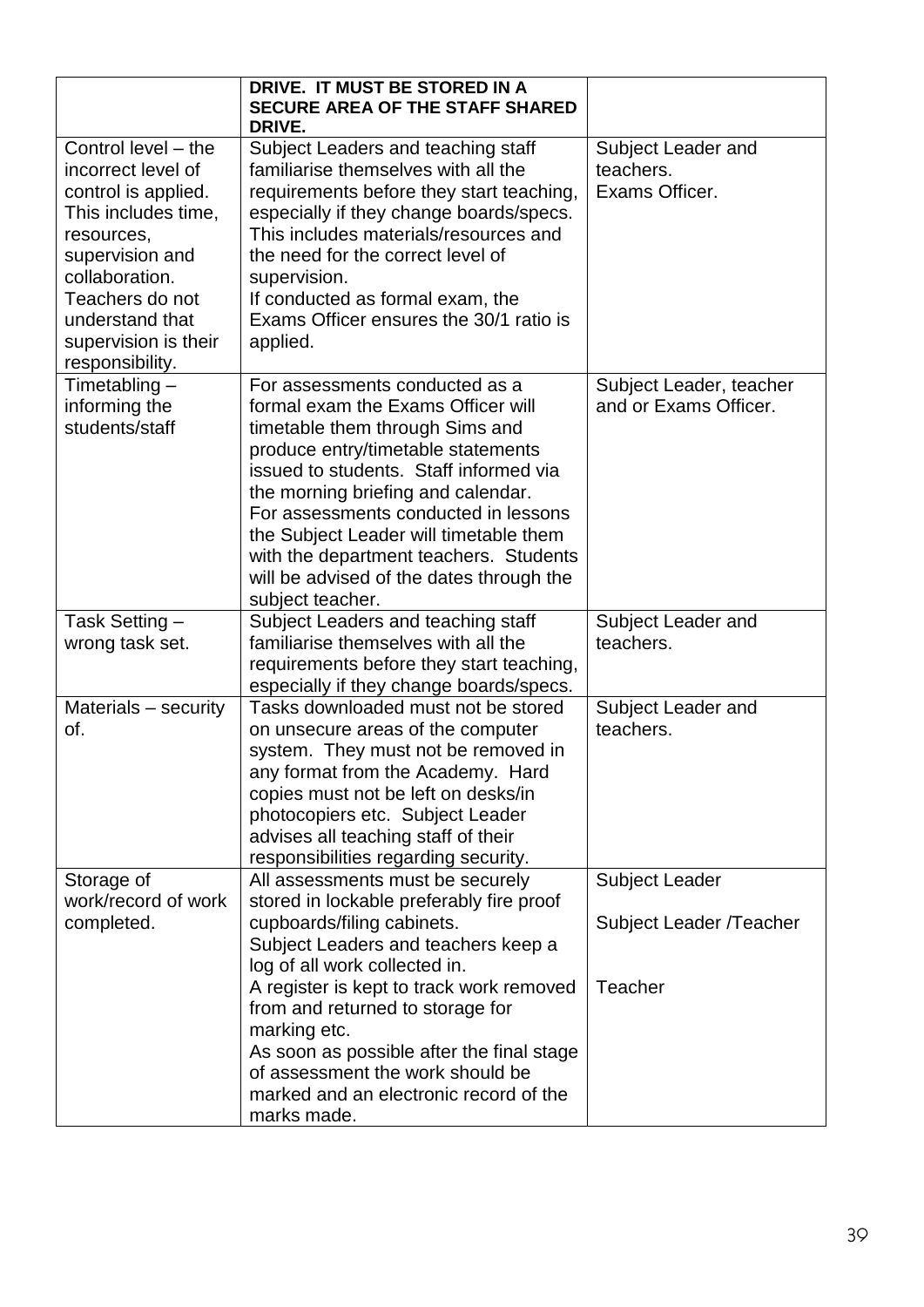| | | |
|---|---|---|
| | **DRIVE. IT MUST BE STORED IN A SECURE AREA OF THE STAFF SHARED DRIVE.** | |
| Control level – the incorrect level of control is applied. This includes time, resources, supervision and collaboration. Teachers do not understand that supervision is their responsibility. | Subject Leaders and teaching staff familiarise themselves with all the requirements before they start teaching, especially if they change boards/specs. This includes materials/resources and the need for the correct level of supervision.<br>If conducted as formal exam, the Exams Officer ensures the 30/1 ratio is applied. | Subject Leader and teachers.<br>Exams Officer. |
| Timetabling – informing the students/staff | For assessments conducted as a formal exam the Exams Officer will timetable them through Sims and produce entry/timetable statements issued to students. Staff informed via the morning briefing and calendar.<br>For assessments conducted in lessons the Subject Leader will timetable them with the department teachers. Students will be advised of the dates through the subject teacher. | Subject Leader, teacher and or Exams Officer. |
| Task Setting – wrong task set. | Subject Leaders and teaching staff familiarise themselves with all the requirements before they start teaching, especially if they change boards/specs. | Subject Leader and teachers. |
| Materials – security of. | Tasks downloaded must not be stored on unsecure areas of the computer system. They must not be removed in any format from the Academy. Hard copies must not be left on desks/in photocopiers etc. Subject Leader advises all teaching staff of their responsibilities regarding security. | Subject Leader and teachers. |
| Storage of work/record of work completed. | All assessments must be securely stored in lockable preferably fire proof cupboards/filing cabinets.<br>Subject Leaders and teachers keep a log of all work collected in.<br>A register is kept to track work removed from and returned to storage for marking etc.<br>As soon as possible after the final stage of assessment the work should be marked and an electronic record of the marks made. | Subject Leader<br>Subject Leader /Teacher<br>Teacher |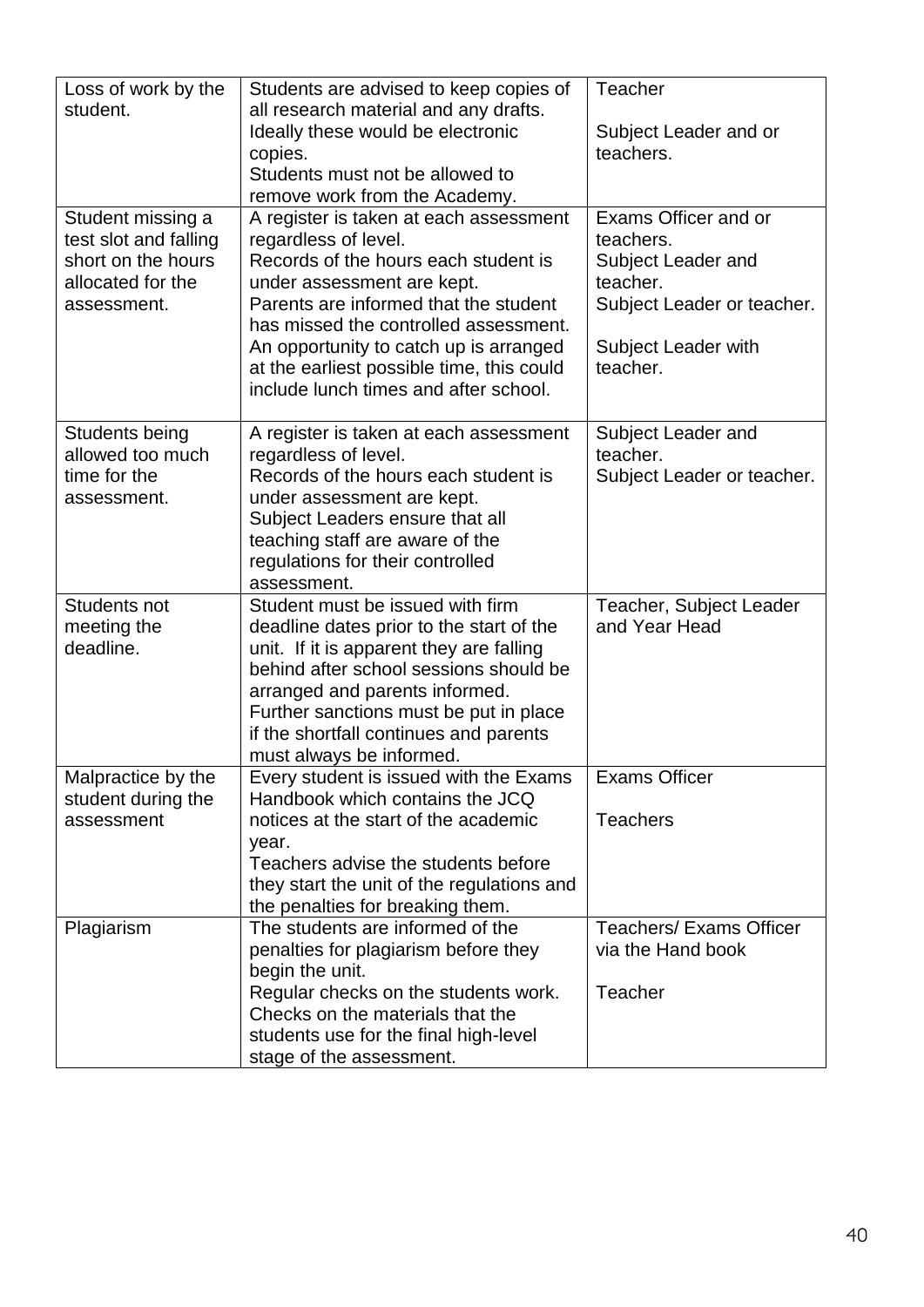| | | |
|---|---|---|
| Loss of work by the student. | Students are advised to keep copies of all research material and any drafts. Ideally these would be electronic copies.<br>Students must not be allowed to remove work from the Academy. | Teacher<br><br>Subject Leader and or teachers. |
| Student missing a test slot and falling short on the hours allocated for the assessment. | A register is taken at each assessment regardless of level.<br>Records of the hours each student is under assessment are kept.<br>Parents are informed that the student has missed the controlled assessment.<br>An opportunity to catch up is arranged at the earliest possible time, this could include lunch times and after school. | Exams Officer and or teachers.<br>Subject Leader and teacher.<br>Subject Leader or teacher.<br><br>Subject Leader with teacher. |
| Students being allowed too much time for the assessment. | A register is taken at each assessment regardless of level.<br>Records of the hours each student is under assessment are kept.<br>Subject Leaders ensure that all teaching staff are aware of the regulations for their controlled assessment. | Subject Leader and teacher.<br>Subject Leader or teacher. |
| Students not meeting the deadline. | Student must be issued with firm deadline dates prior to the start of the unit. If it is apparent they are falling behind after school sessions should be arranged and parents informed.<br>Further sanctions must be put in place if the shortfall continues and parents must always be informed. | Teacher, Subject Leader and Year Head |
| Malpractice by the student during the assessment | Every student is issued with the Exams Handbook which contains the JCQ notices at the start of the academic year.<br>Teachers advise the students before they start the unit of the regulations and the penalties for breaking them. | Exams Officer<br><br>Teachers |
| Plagiarism | The students are informed of the penalties for plagiarism before they begin the unit.<br>Regular checks on the students work.<br>Checks on the materials that the students use for the final high-level stage of the assessment. | Teachers/ Exams Officer via the Hand book<br><br>Teacher |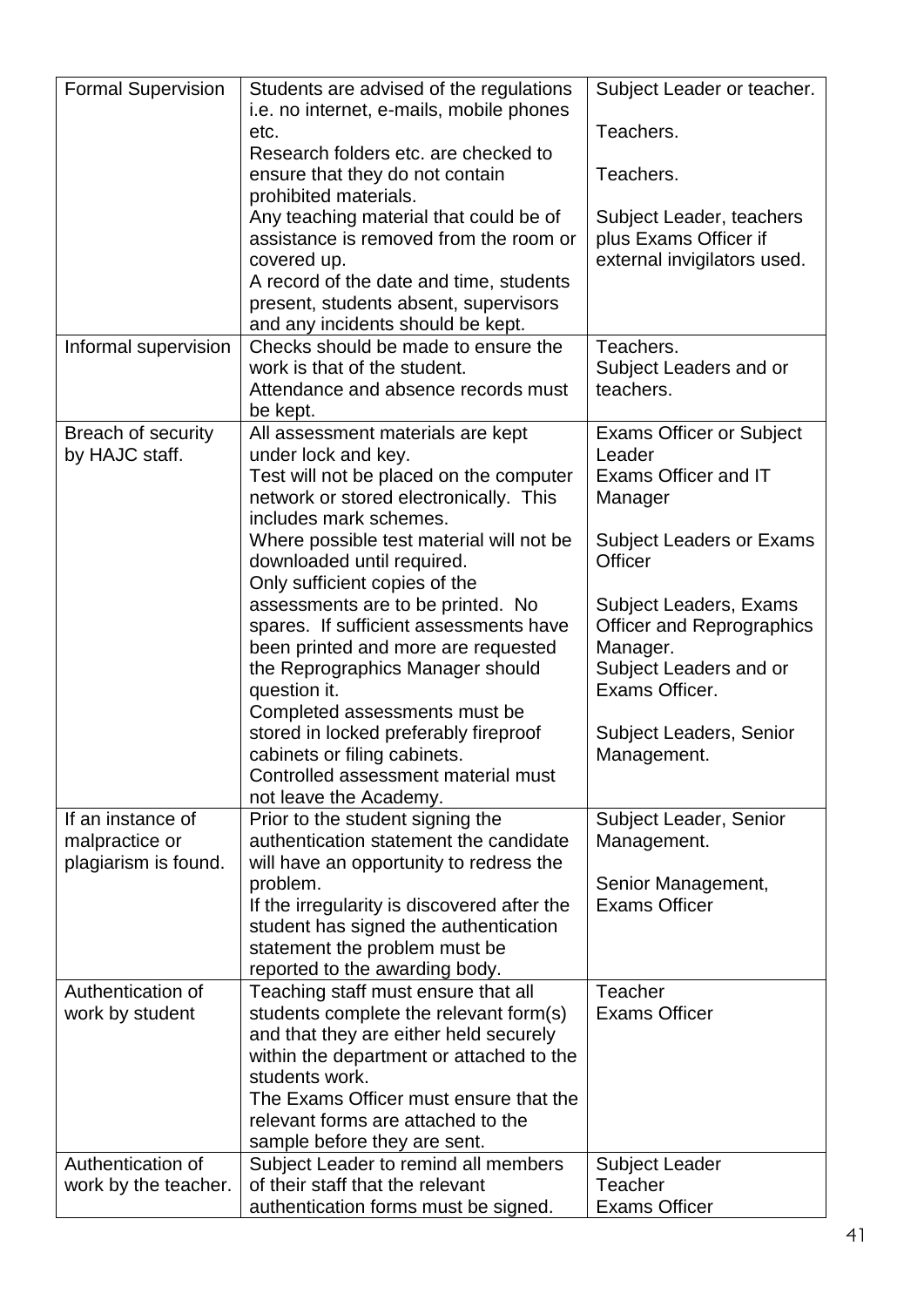| Formal Supervision | Students are advised of the regulations i.e. no internet, e-mails, mobile phones etc.<br>Research folders etc. are checked to ensure that they do not contain prohibited materials.<br>Any teaching material that could be of assistance is removed from the room or covered up.<br>A record of the date and time, students present, students absent, supervisors and any incidents should be kept. | Subject Leader or teacher.<br><br>Teachers.<br><br>Teachers.<br><br>Subject Leader, teachers plus Exams Officer if external invigilators used. |
|---|---|---|
| Informal supervision | Checks should be made to ensure the work is that of the student.<br>Attendance and absence records must be kept. | Teachers.<br>Subject Leaders and or teachers. |
| Breach of security by HAJC staff. | All assessment materials are kept under lock and key.<br>Test will not be placed on the computer network or stored electronically. This includes mark schemes.<br>Where possible test material will not be downloaded until required.<br>Only sufficient copies of the assessments are to be printed. No spares. If sufficient assessments have been printed and more are requested the Reprographics Manager should question it.<br>Completed assessments must be stored in locked preferably fireproof cabinets or filing cabinets.<br>Controlled assessment material must not leave the Academy. | Exams Officer or Subject Leader<br>Exams Officer and IT Manager<br><br>Subject Leaders or Exams Officer<br><br>Subject Leaders, Exams Officer and Reprographics Manager.<br>Subject Leaders and or Exams Officer.<br><br>Subject Leaders, Senior Management. |
| If an instance of malpractice or plagiarism is found. | Prior to the student signing the authentication statement the candidate will have an opportunity to redress the problem.<br>If the irregularity is discovered after the student has signed the authentication statement the problem must be reported to the awarding body. | Subject Leader, Senior Management.<br><br>Senior Management, Exams Officer |
| Authentication of work by student | Teaching staff must ensure that all students complete the relevant form(s) and that they are either held securely within the department or attached to the students work.<br>The Exams Officer must ensure that the relevant forms are attached to the sample before they are sent. | Teacher<br>Exams Officer |
| Authentication of work by the teacher. | Subject Leader to remind all members of their staff that the relevant authentication forms must be signed. | Subject Leader<br>Teacher<br>Exams Officer |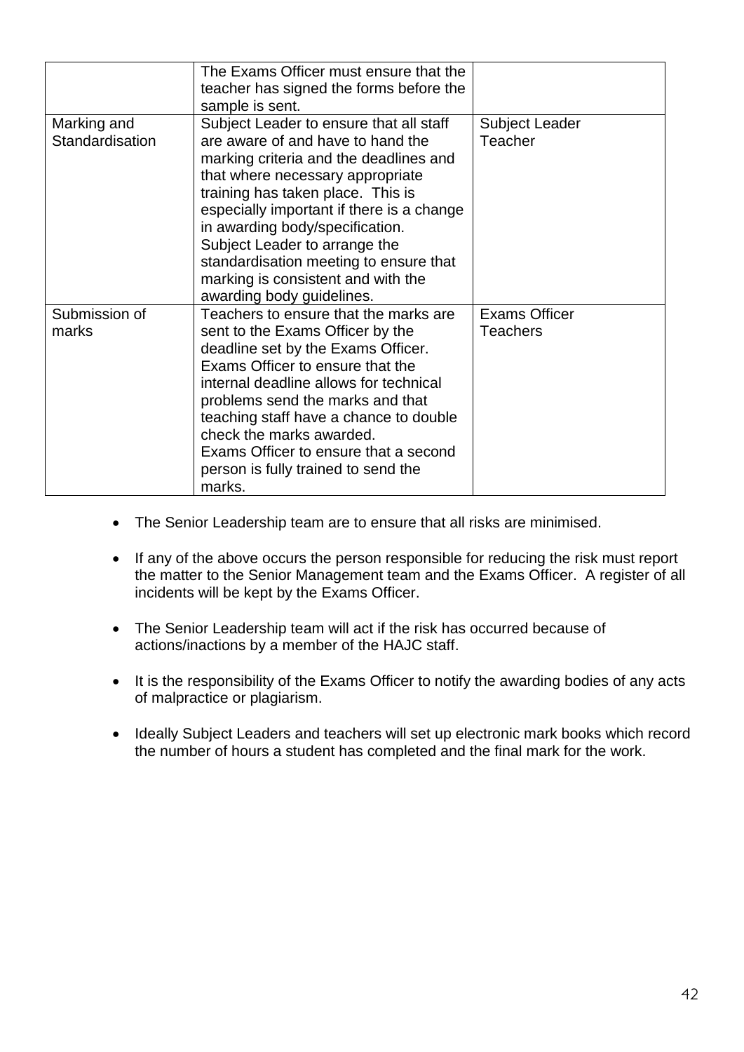| | | |
|---|---|---|
| | The Exams Officer must ensure that the teacher has signed the forms before the sample is sent. | |
| Marking and Standardisation | Subject Leader to ensure that all staff are aware of and have to hand the marking criteria and the deadlines and that where necessary appropriate training has taken place. This is especially important if there is a change in awarding body/specification.<br>Subject Leader to arrange the standardisation meeting to ensure that marking is consistent and with the awarding body guidelines. | Subject Leader<br>Teacher |
| Submission of marks | Teachers to ensure that the marks are sent to the Exams Officer by the deadline set by the Exams Officer.<br>Exams Officer to ensure that the internal deadline allows for technical problems send the marks and that teaching staff have a chance to double check the marks awarded.<br>Exams Officer to ensure that a second person is fully trained to send the marks. | Exams Officer<br>Teachers |

- The Senior Leadership team are to ensure that all risks are minimised.
- If any of the above occurs the person responsible for reducing the risk must report the matter to the Senior Management team and the Exams Officer. A register of all incidents will be kept by the Exams Officer.
- The Senior Leadership team will act if the risk has occurred because of actions/inactions by a member of the HAJC staff.
- It is the responsibility of the Exams Officer to notify the awarding bodies of any acts of malpractice or plagiarism.
- Ideally Subject Leaders and teachers will set up electronic mark books which record the number of hours a student has completed and the final mark for the work.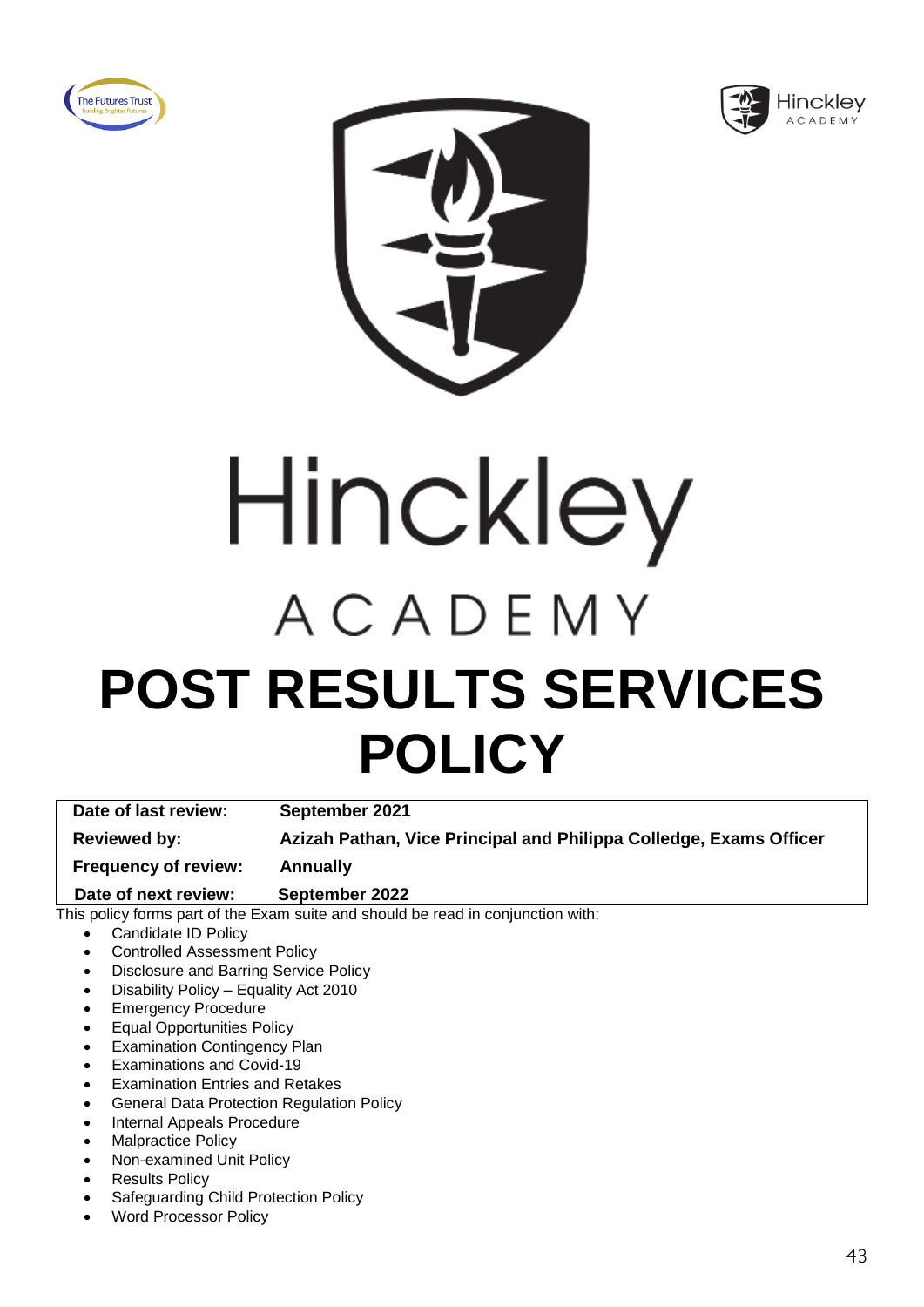Hinckley

ACADEMY

# POST RESULTS SERVICES POLICY

| | |
|---|---|
| **Date of last review:** | **September 2021** |
| **Reviewed by:** | **Azizah Pathan, Vice Principal and Philippa Colledge, Exams Officer** |
| **Frequency of review:** | **Annually** |
| **Date of next review:** | **September 2022** |

This policy forms part of the Exam suite and should be read in conjunction with:

- Candidate ID Policy
- Controlled Assessment Policy
- Disclosure and Barring Service Policy
- Disability Policy – Equality Act 2010
- Emergency Procedure
- Equal Opportunities Policy
- Examination Contingency Plan
- Examinations and Covid-19
- Examination Entries and Retakes
- General Data Protection Regulation Policy
- Internal Appeals Procedure
- Malpractice Policy
- Non-examined Unit Policy
- Results Policy
- Safeguarding Child Protection Policy
- Word Processor Policy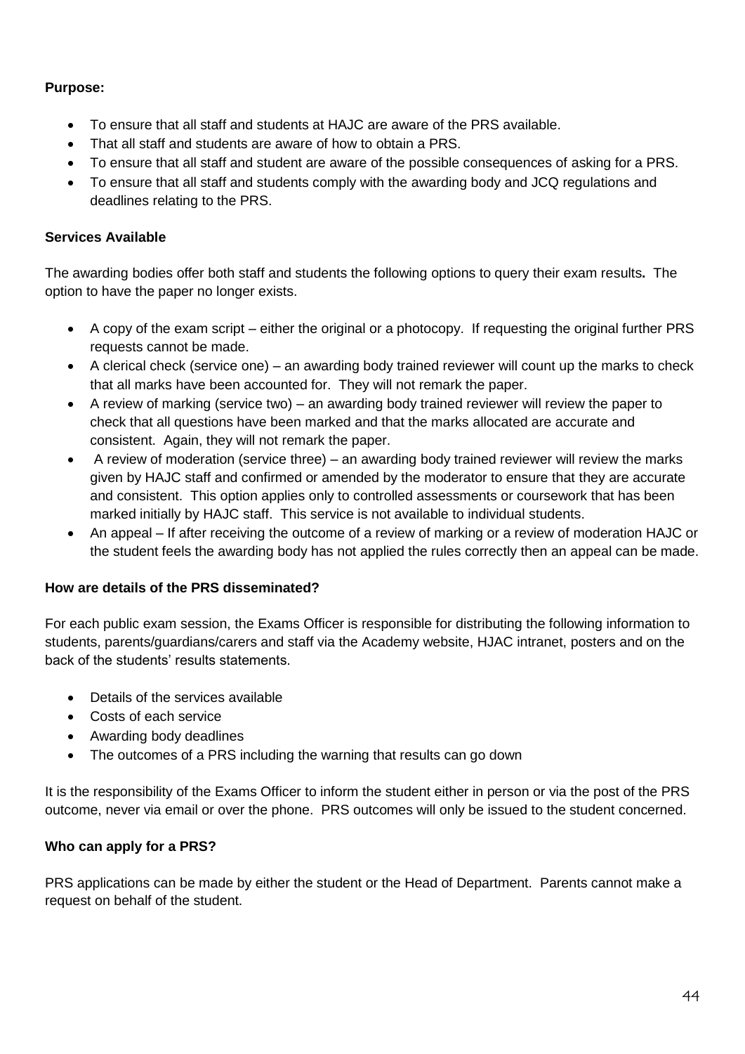**Purpose:**

- To ensure that all staff and students at HAJC are aware of the PRS available.
- That all staff and students are aware of how to obtain a PRS.
- To ensure that all staff and student are aware of the possible consequences of asking for a PRS.
- To ensure that all staff and students comply with the awarding body and JCQ regulations and deadlines relating to the PRS.

**Services Available**

The awarding bodies offer both staff and students the following options to query their exam results**.** The option to have the paper no longer exists.

- A copy of the exam script – either the original or a photocopy. If requesting the original further PRS requests cannot be made.
- A clerical check (service one) – an awarding body trained reviewer will count up the marks to check that all marks have been accounted for. They will not remark the paper.
- A review of marking (service two) – an awarding body trained reviewer will review the paper to check that all questions have been marked and that the marks allocated are accurate and consistent. Again, they will not remark the paper.
- A review of moderation (service three) – an awarding body trained reviewer will review the marks given by HAJC staff and confirmed or amended by the moderator to ensure that they are accurate and consistent. This option applies only to controlled assessments or coursework that has been marked initially by HAJC staff. This service is not available to individual students.
- An appeal – If after receiving the outcome of a review of marking or a review of moderation HAJC or the student feels the awarding body has not applied the rules correctly then an appeal can be made.

**How are details of the PRS disseminated?**

For each public exam session, the Exams Officer is responsible for distributing the following information to students, parents/guardians/carers and staff via the Academy website, HJAC intranet, posters and on the back of the students' results statements.

- Details of the services available
- Costs of each service
- Awarding body deadlines
- The outcomes of a PRS including the warning that results can go down

It is the responsibility of the Exams Officer to inform the student either in person or via the post of the PRS outcome, never via email or over the phone. PRS outcomes will only be issued to the student concerned.

**Who can apply for a PRS?**

PRS applications can be made by either the student or the Head of Department. Parents cannot make a request on behalf of the student.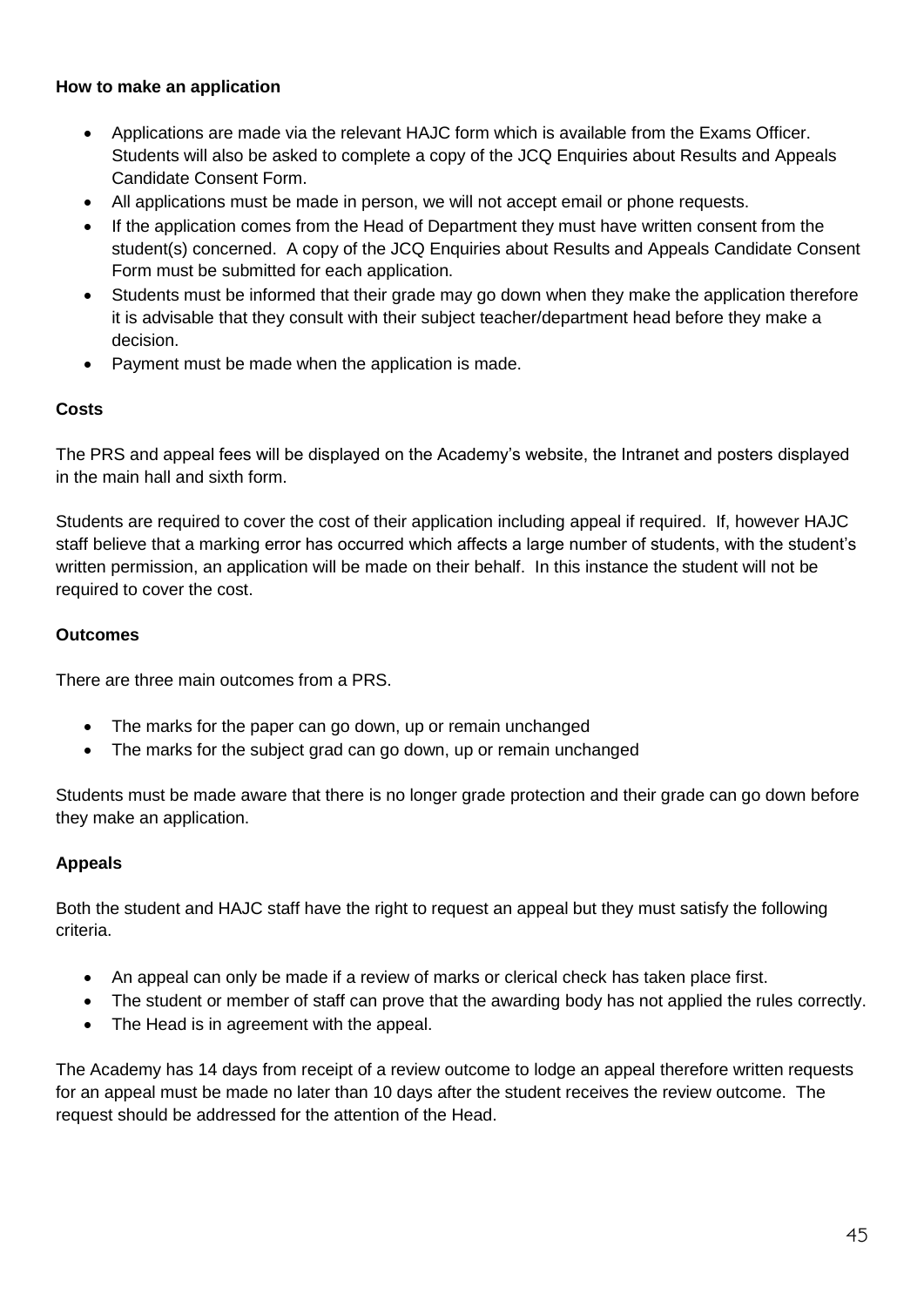**How to make an application**

- Applications are made via the relevant HAJC form which is available from the Exams Officer. Students will also be asked to complete a copy of the JCQ Enquiries about Results and Appeals Candidate Consent Form.
- All applications must be made in person, we will not accept email or phone requests.
- If the application comes from the Head of Department they must have written consent from the student(s) concerned. A copy of the JCQ Enquiries about Results and Appeals Candidate Consent Form must be submitted for each application.
- Students must be informed that their grade may go down when they make the application therefore it is advisable that they consult with their subject teacher/department head before they make a decision.
- Payment must be made when the application is made.

**Costs**

The PRS and appeal fees will be displayed on the Academy's website, the Intranet and posters displayed in the main hall and sixth form.

Students are required to cover the cost of their application including appeal if required. If, however HAJC staff believe that a marking error has occurred which affects a large number of students, with the student's written permission, an application will be made on their behalf. In this instance the student will not be required to cover the cost.

**Outcomes**

There are three main outcomes from a PRS.

- The marks for the paper can go down, up or remain unchanged
- The marks for the subject grad can go down, up or remain unchanged

Students must be made aware that there is no longer grade protection and their grade can go down before they make an application.

**Appeals**

Both the student and HAJC staff have the right to request an appeal but they must satisfy the following criteria.

- An appeal can only be made if a review of marks or clerical check has taken place first.
- The student or member of staff can prove that the awarding body has not applied the rules correctly.
- The Head is in agreement with the appeal.

The Academy has 14 days from receipt of a review outcome to lodge an appeal therefore written requests for an appeal must be made no later than 10 days after the student receives the review outcome. The request should be addressed for the attention of the Head.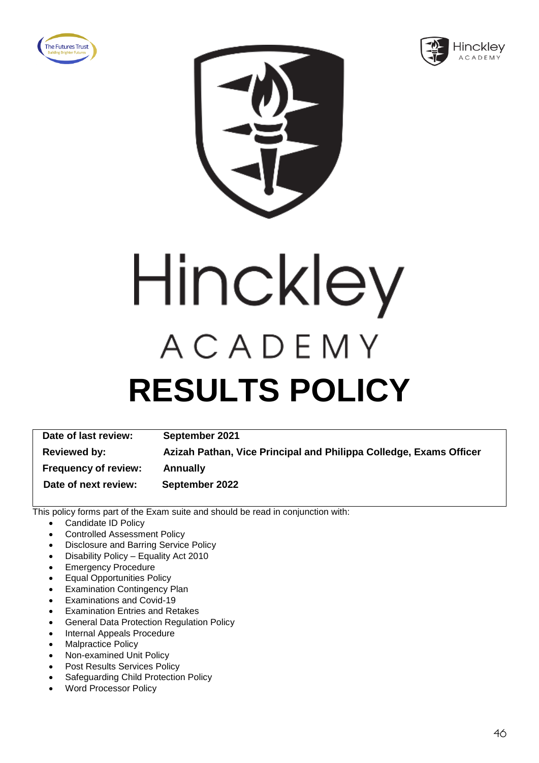# Hinckley

ACADEMY

# RESULTS POLICY

| Date of last review: | September 2021 |
|---|---|
| Reviewed by: | Azizah Pathan, Vice Principal and Philippa Colledge, Exams Officer |
| Frequency of review: | Annually |
| Date of next review: | September 2022 |

This policy forms part of the Exam suite and should be read in conjunction with:

- Candidate ID Policy
- Controlled Assessment Policy
- Disclosure and Barring Service Policy
- Disability Policy – Equality Act 2010
- Emergency Procedure
- Equal Opportunities Policy
- Examination Contingency Plan
- Examinations and Covid-19
- Examination Entries and Retakes
- General Data Protection Regulation Policy
- Internal Appeals Procedure
- Malpractice Policy
- Non-examined Unit Policy
- Post Results Services Policy
- Safeguarding Child Protection Policy
- Word Processor Policy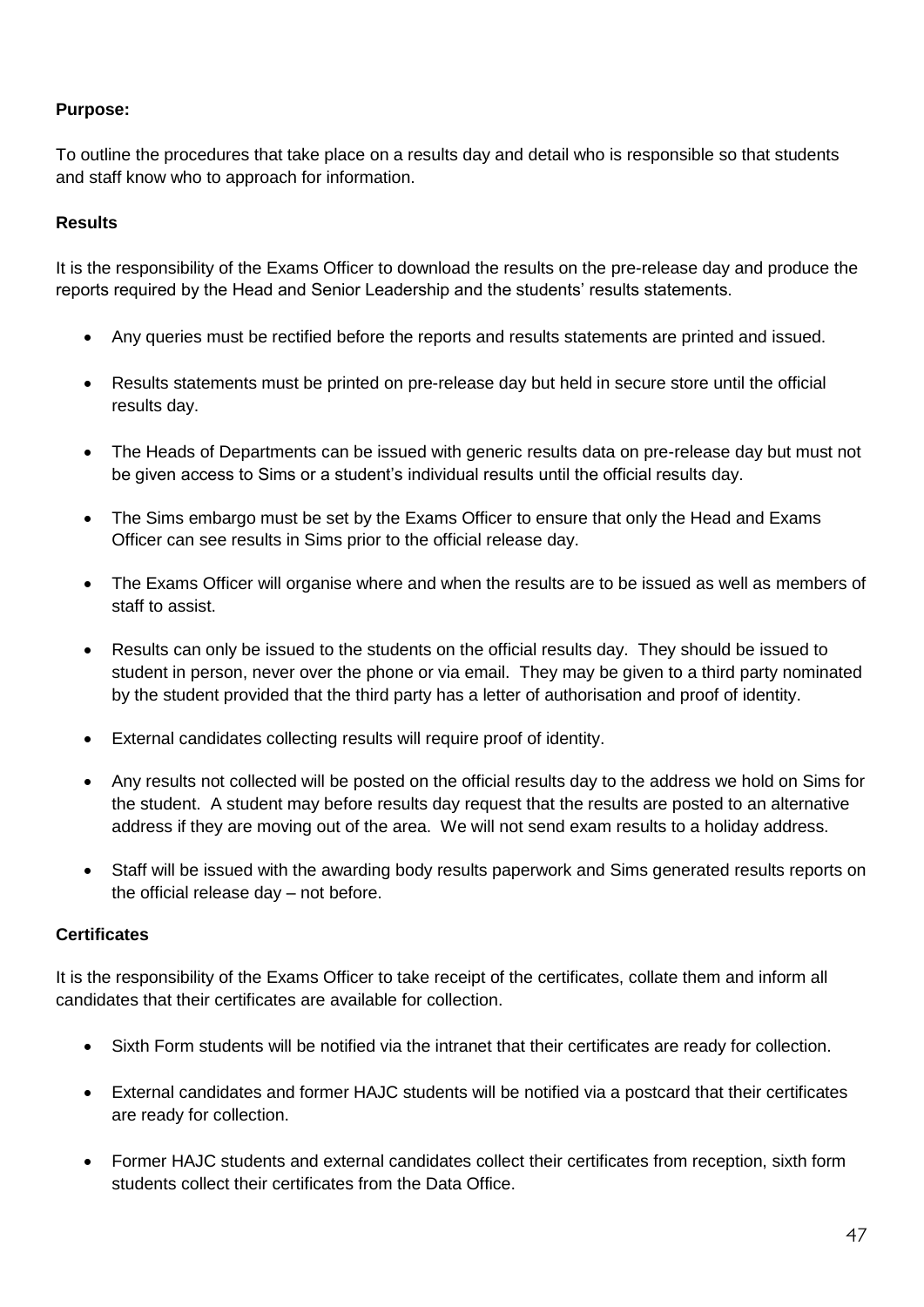**Purpose:**

To outline the procedures that take place on a results day and detail who is responsible so that students and staff know who to approach for information.

**Results**

It is the responsibility of the Exams Officer to download the results on the pre-release day and produce the reports required by the Head and Senior Leadership and the students' results statements.

- Any queries must be rectified before the reports and results statements are printed and issued.
- Results statements must be printed on pre-release day but held in secure store until the official results day.
- The Heads of Departments can be issued with generic results data on pre-release day but must not be given access to Sims or a student's individual results until the official results day.
- The Sims embargo must be set by the Exams Officer to ensure that only the Head and Exams Officer can see results in Sims prior to the official release day.
- The Exams Officer will organise where and when the results are to be issued as well as members of staff to assist.
- Results can only be issued to the students on the official results day. They should be issued to student in person, never over the phone or via email. They may be given to a third party nominated by the student provided that the third party has a letter of authorisation and proof of identity.
- External candidates collecting results will require proof of identity.
- Any results not collected will be posted on the official results day to the address we hold on Sims for the student. A student may before results day request that the results are posted to an alternative address if they are moving out of the area. We will not send exam results to a holiday address.
- Staff will be issued with the awarding body results paperwork and Sims generated results reports on the official release day – not before.

**Certificates**

It is the responsibility of the Exams Officer to take receipt of the certificates, collate them and inform all candidates that their certificates are available for collection.

- Sixth Form students will be notified via the intranet that their certificates are ready for collection.
- External candidates and former HAJC students will be notified via a postcard that their certificates are ready for collection.
- Former HAJC students and external candidates collect their certificates from reception, sixth form students collect their certificates from the Data Office.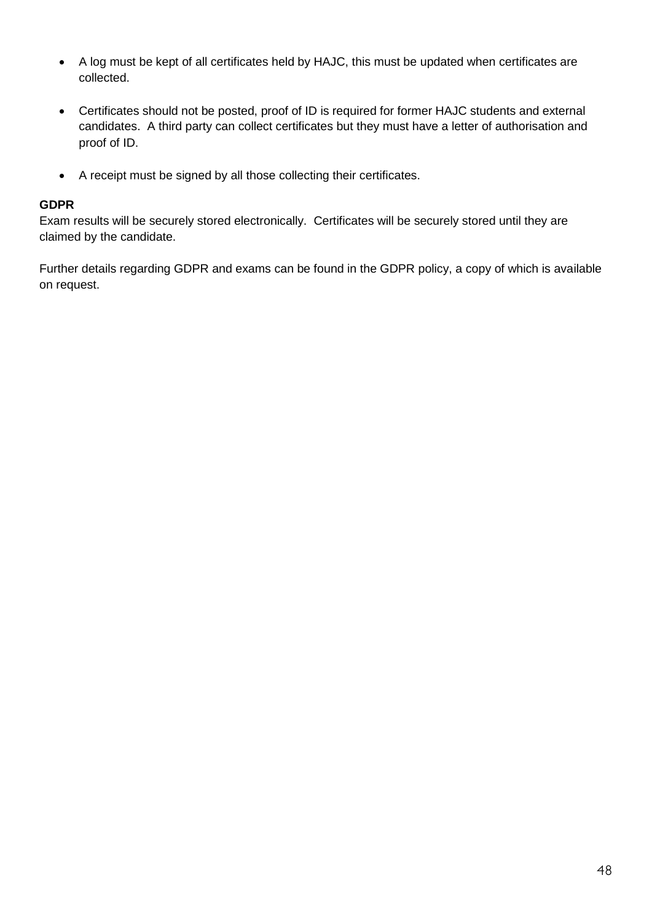- A log must be kept of all certificates held by HAJC, this must be updated when certificates are collected.

- Certificates should not be posted, proof of ID is required for former HAJC students and external candidates. A third party can collect certificates but they must have a letter of authorisation and proof of ID.

- A receipt must be signed by all those collecting their certificates.

**GDPR**
Exam results will be securely stored electronically. Certificates will be securely stored until they are claimed by the candidate.

Further details regarding GDPR and exams can be found in the GDPR policy, a copy of which is available on request.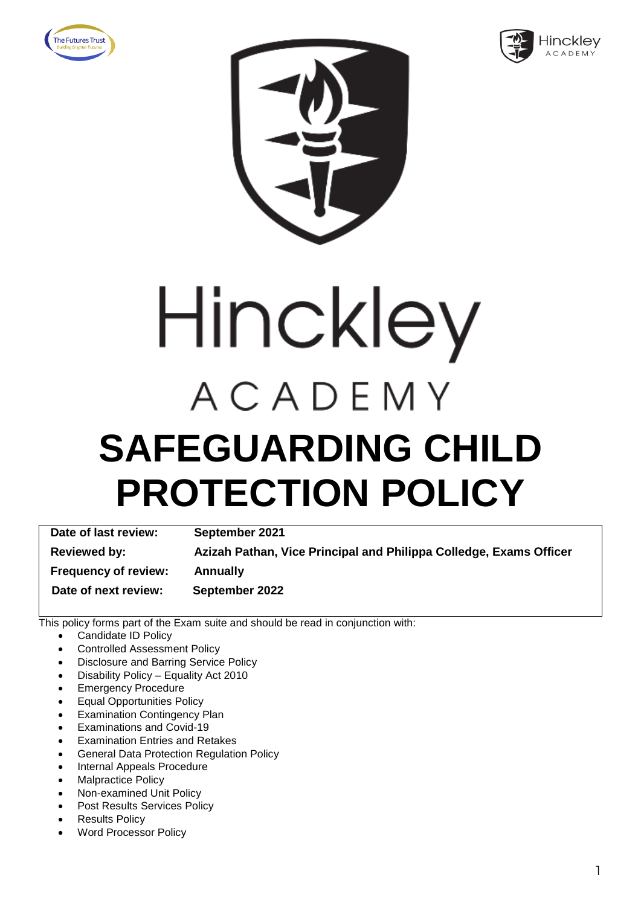Hinckley

ACADEMY

# SAFEGUARDING CHILD PROTECTION POLICY

| Date of last review: | September 2021 |
|---|---|
| Reviewed by: | Azizah Pathan, Vice Principal and Philippa Colledge, Exams Officer |
| Frequency of review: | Annually |
| Date of next review: | September 2022 |

This policy forms part of the Exam suite and should be read in conjunction with:

- Candidate ID Policy
- Controlled Assessment Policy
- Disclosure and Barring Service Policy
- Disability Policy – Equality Act 2010
- Emergency Procedure
- Equal Opportunities Policy
- Examination Contingency Plan
- Examinations and Covid-19
- Examination Entries and Retakes
- General Data Protection Regulation Policy
- Internal Appeals Procedure
- Malpractice Policy
- Non-examined Unit Policy
- Post Results Services Policy
- Results Policy
- Word Processor Policy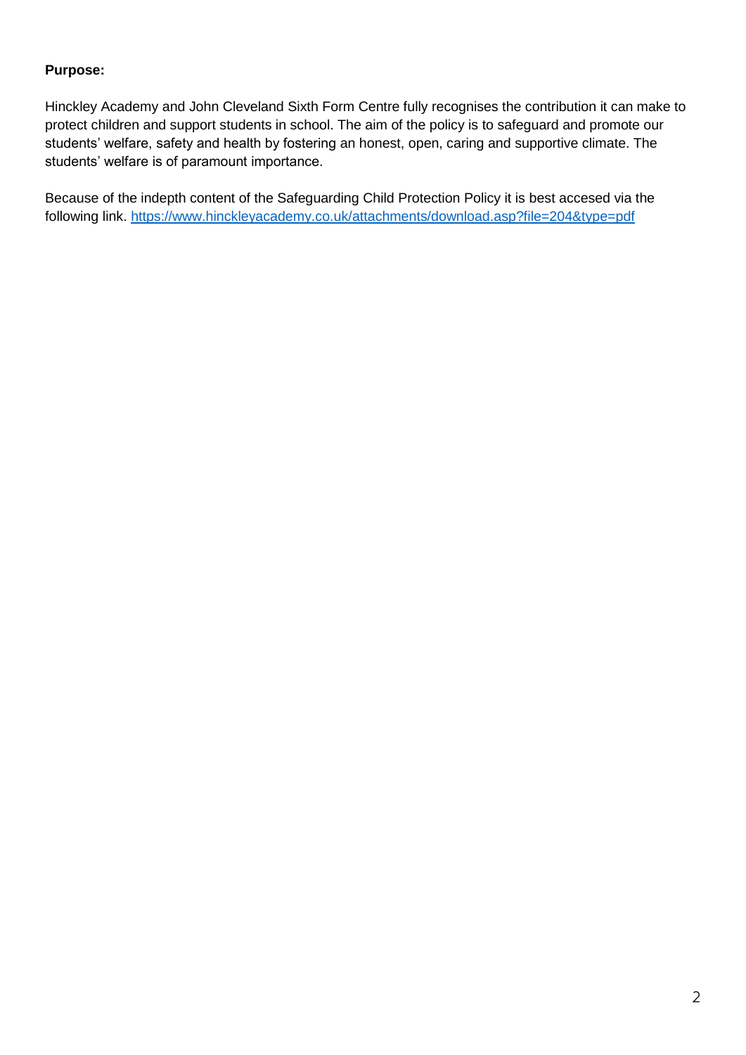**Purpose:**

Hinckley Academy and John Cleveland Sixth Form Centre fully recognises the contribution it can make to protect children and support students in school. The aim of the policy is to safeguard and promote our students' welfare, safety and health by fostering an honest, open, caring and supportive climate. The students' welfare is of paramount importance.

Because of the indepth content of the Safeguarding Child Protection Policy it is best accesed via the following link. https://www.hinckleyacademy.co.uk/attachments/download.asp?file=204&type=pdf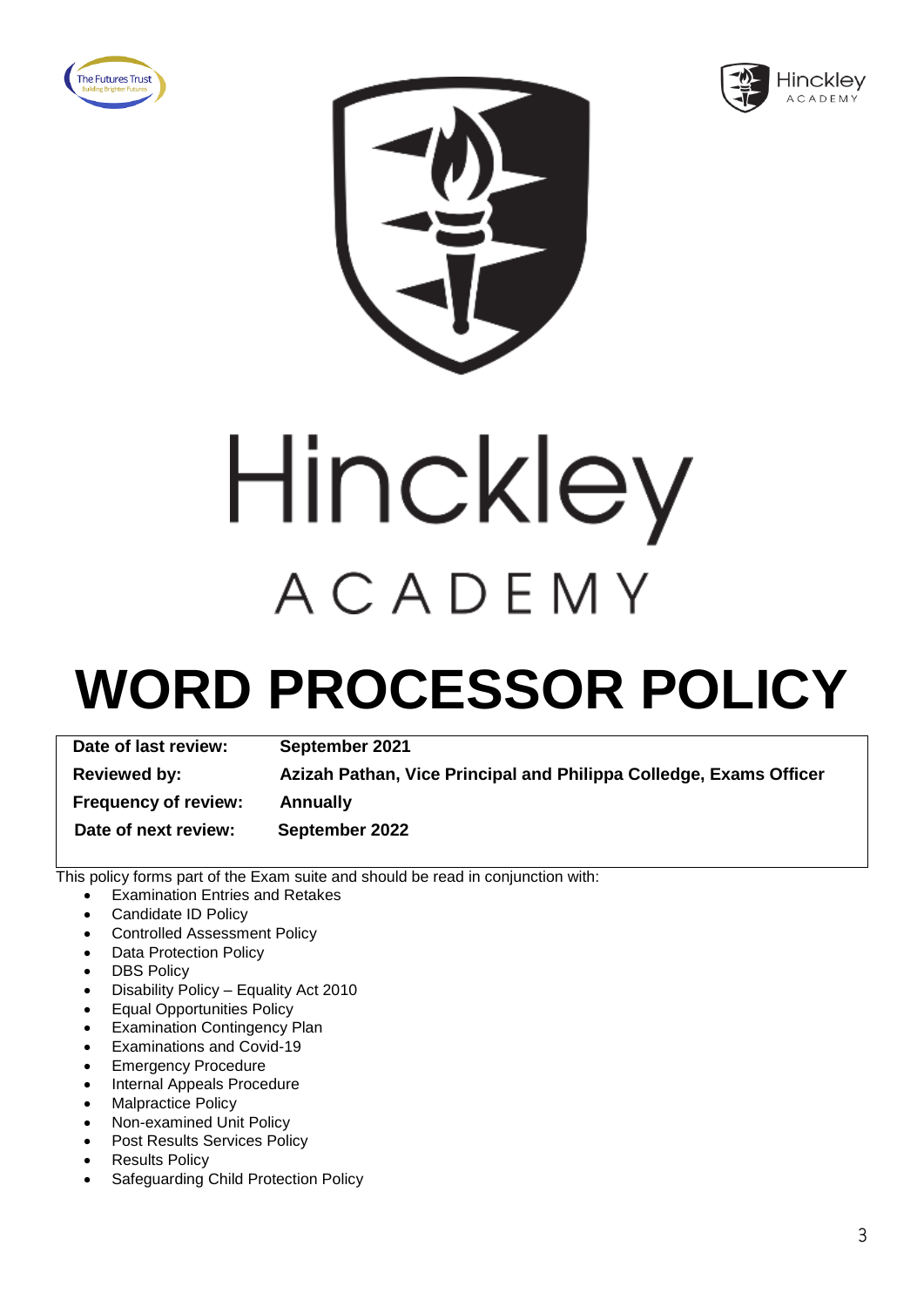# Hinckley

ACADEMY

# WORD PROCESSOR POLICY

| Date of last review: | September 2021 |
| --- | --- |
| Reviewed by: | Azizah Pathan, Vice Principal and Philippa Colledge, Exams Officer |
| Frequency of review: | Annually |
| Date of next review: | September 2022 |

This policy forms part of the Exam suite and should be read in conjunction with:

- Examination Entries and Retakes
- Candidate ID Policy
- Controlled Assessment Policy
- Data Protection Policy
- DBS Policy
- Disability Policy – Equality Act 2010
- Equal Opportunities Policy
- Examination Contingency Plan
- Examinations and Covid-19
- Emergency Procedure
- Internal Appeals Procedure
- Malpractice Policy
- Non-examined Unit Policy
- Post Results Services Policy
- Results Policy
- Safeguarding Child Protection Policy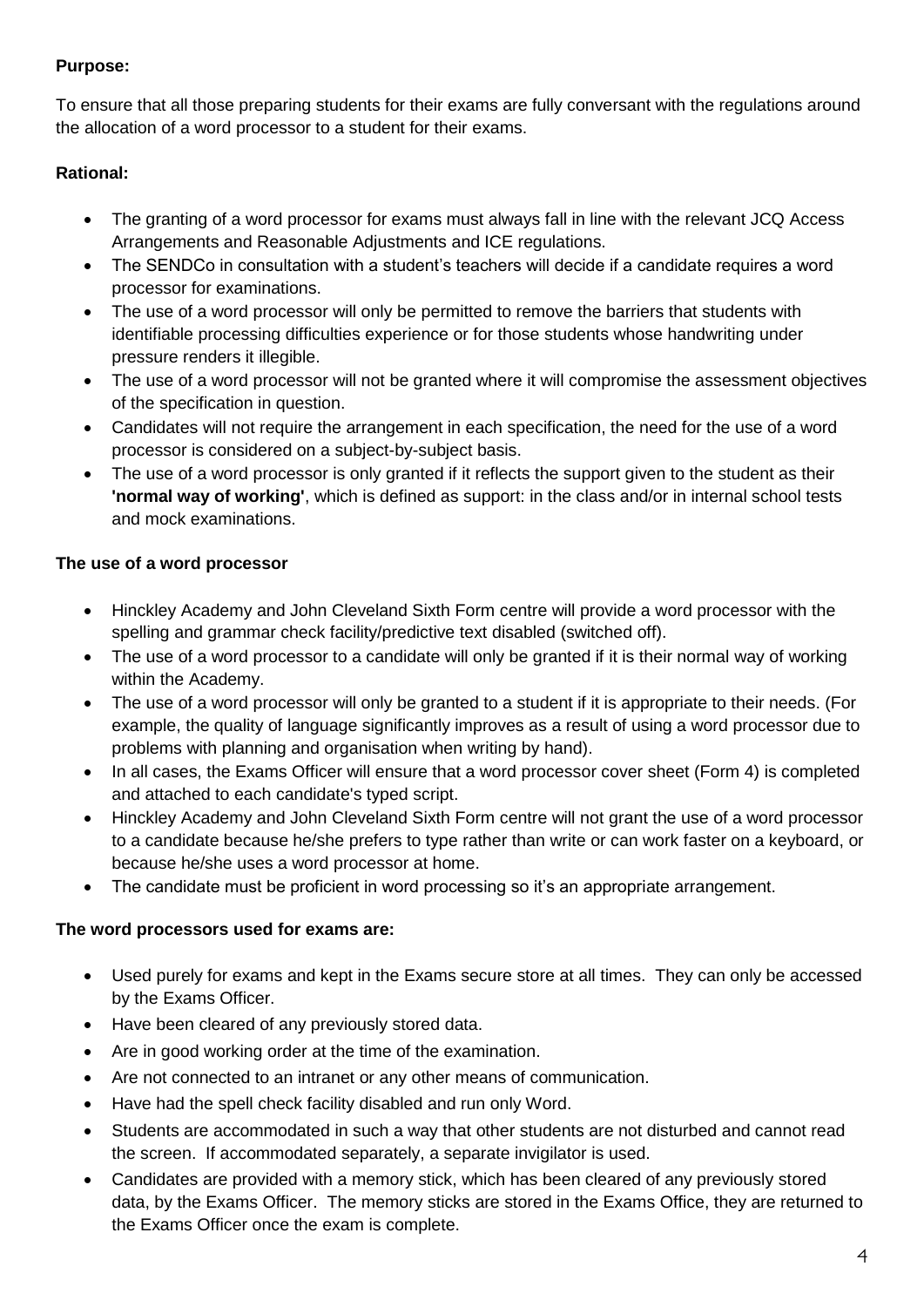**Purpose:**

To ensure that all those preparing students for their exams are fully conversant with the regulations around the allocation of a word processor to a student for their exams.

**Rational:**

- The granting of a word processor for exams must always fall in line with the relevant JCQ Access Arrangements and Reasonable Adjustments and ICE regulations.
- The SENDCo in consultation with a student's teachers will decide if a candidate requires a word processor for examinations.
- The use of a word processor will only be permitted to remove the barriers that students with identifiable processing difficulties experience or for those students whose handwriting under pressure renders it illegible.
- The use of a word processor will not be granted where it will compromise the assessment objectives of the specification in question.
- Candidates will not require the arrangement in each specification, the need for the use of a word processor is considered on a subject-by-subject basis.
- The use of a word processor is only granted if it reflects the support given to the student as their **'normal way of working'**, which is defined as support: in the class and/or in internal school tests and mock examinations.

**The use of a word processor**

- Hinckley Academy and John Cleveland Sixth Form centre will provide a word processor with the spelling and grammar check facility/predictive text disabled (switched off).
- The use of a word processor to a candidate will only be granted if it is their normal way of working within the Academy.
- The use of a word processor will only be granted to a student if it is appropriate to their needs. (For example, the quality of language significantly improves as a result of using a word processor due to problems with planning and organisation when writing by hand).
- In all cases, the Exams Officer will ensure that a word processor cover sheet (Form 4) is completed and attached to each candidate's typed script.
- Hinckley Academy and John Cleveland Sixth Form centre will not grant the use of a word processor to a candidate because he/she prefers to type rather than write or can work faster on a keyboard, or because he/she uses a word processor at home.
- The candidate must be proficient in word processing so it's an appropriate arrangement.

**The word processors used for exams are:**

- Used purely for exams and kept in the Exams secure store at all times. They can only be accessed by the Exams Officer.
- Have been cleared of any previously stored data.
- Are in good working order at the time of the examination.
- Are not connected to an intranet or any other means of communication.
- Have had the spell check facility disabled and run only Word.
- Students are accommodated in such a way that other students are not disturbed and cannot read the screen. If accommodated separately, a separate invigilator is used.
- Candidates are provided with a memory stick, which has been cleared of any previously stored data, by the Exams Officer. The memory sticks are stored in the Exams Office, they are returned to the Exams Officer once the exam is complete.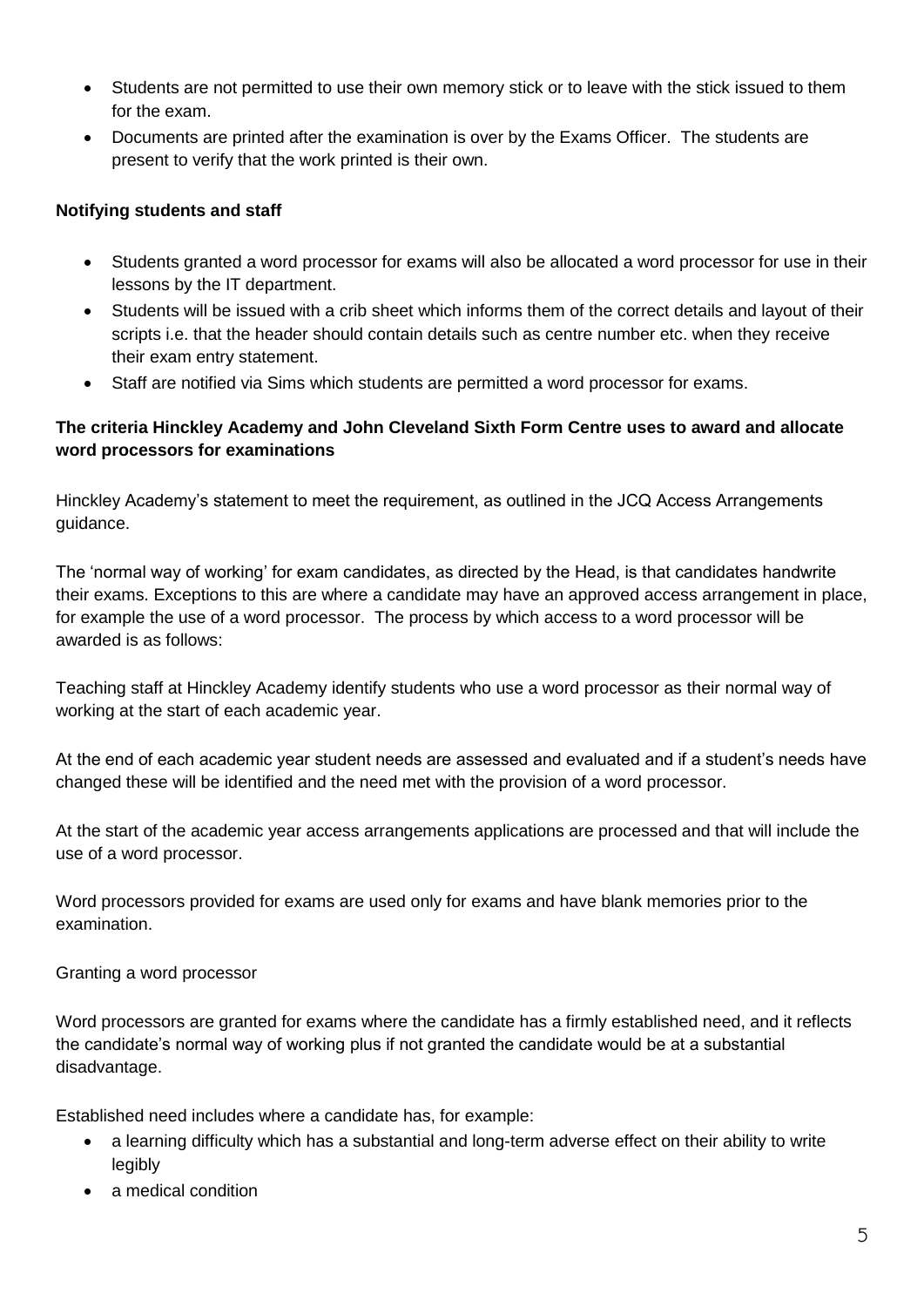- Students are not permitted to use their own memory stick or to leave with the stick issued to them for the exam.
- Documents are printed after the examination is over by the Exams Officer. The students are present to verify that the work printed is their own.

**Notifying students and staff**

- Students granted a word processor for exams will also be allocated a word processor for use in their lessons by the IT department.
- Students will be issued with a crib sheet which informs them of the correct details and layout of their scripts i.e. that the header should contain details such as centre number etc. when they receive their exam entry statement.
- Staff are notified via Sims which students are permitted a word processor for exams.

**The criteria Hinckley Academy and John Cleveland Sixth Form Centre uses to award and allocate word processors for examinations**

Hinckley Academy's statement to meet the requirement, as outlined in the JCQ Access Arrangements guidance.

The 'normal way of working' for exam candidates, as directed by the Head, is that candidates handwrite their exams. Exceptions to this are where a candidate may have an approved access arrangement in place, for example the use of a word processor. The process by which access to a word processor will be awarded is as follows:

Teaching staff at Hinckley Academy identify students who use a word processor as their normal way of working at the start of each academic year.

At the end of each academic year student needs are assessed and evaluated and if a student's needs have changed these will be identified and the need met with the provision of a word processor.

At the start of the academic year access arrangements applications are processed and that will include the use of a word processor.

Word processors provided for exams are used only for exams and have blank memories prior to the examination.

Granting a word processor

Word processors are granted for exams where the candidate has a firmly established need, and it reflects the candidate's normal way of working plus if not granted the candidate would be at a substantial disadvantage.

Established need includes where a candidate has, for example:

- a learning difficulty which has a substantial and long-term adverse effect on their ability to write legibly
- a medical condition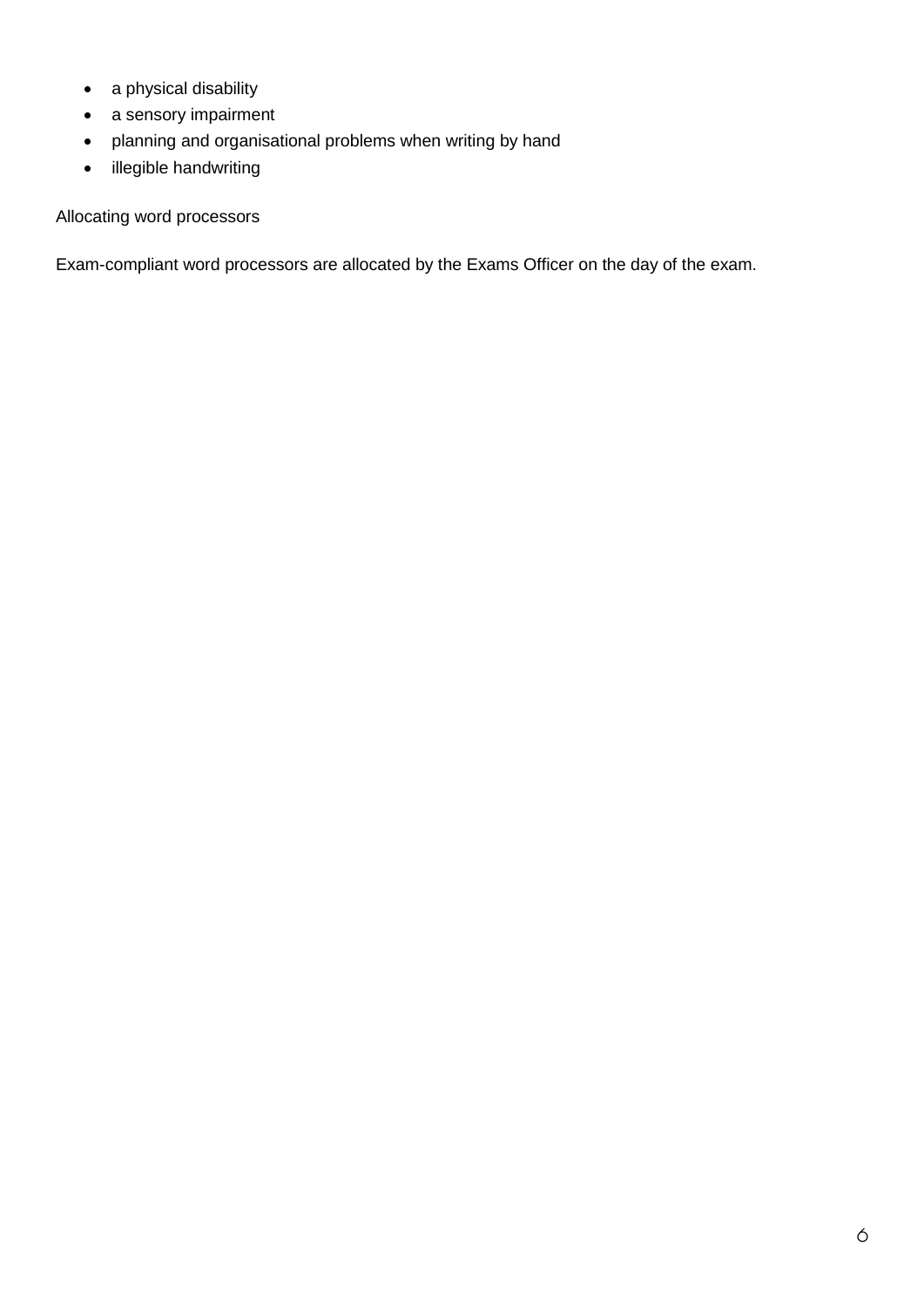- a physical disability
- a sensory impairment
- planning and organisational problems when writing by hand
- illegible handwriting

Allocating word processors

Exam-compliant word processors are allocated by the Exams Officer on the day of the exam.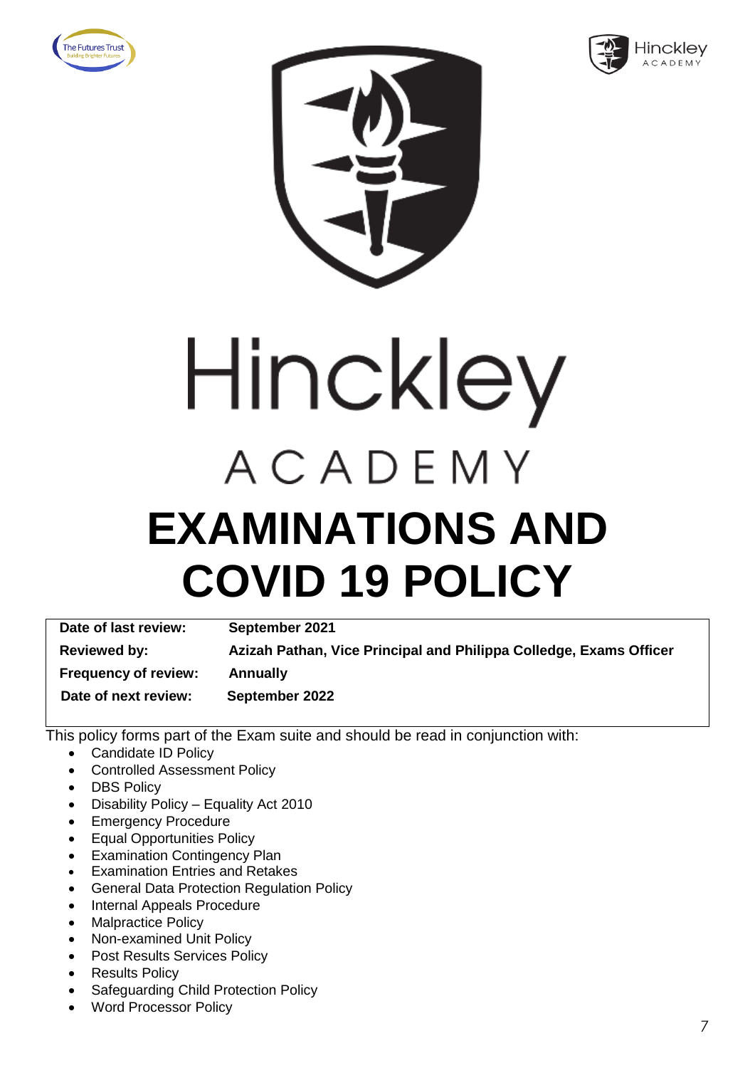# Hinckley

## ACADEMY

# EXAMINATIONS AND COVID 19 POLICY

| | |
|---|---|
| **Date of last review:** | **September 2021** |
| **Reviewed by:** | **Azizah Pathan, Vice Principal and Philippa Colledge, Exams Officer** |
| **Frequency of review:** | **Annually** |
| **Date of next review:** | **September 2022** |

This policy forms part of the Exam suite and should be read in conjunction with:

- Candidate ID Policy
- Controlled Assessment Policy
- DBS Policy
- Disability Policy – Equality Act 2010
- Emergency Procedure
- Equal Opportunities Policy
- Examination Contingency Plan
- Examination Entries and Retakes
- General Data Protection Regulation Policy
- Internal Appeals Procedure
- Malpractice Policy
- Non-examined Unit Policy
- Post Results Services Policy
- Results Policy
- Safeguarding Child Protection Policy
- Word Processor Policy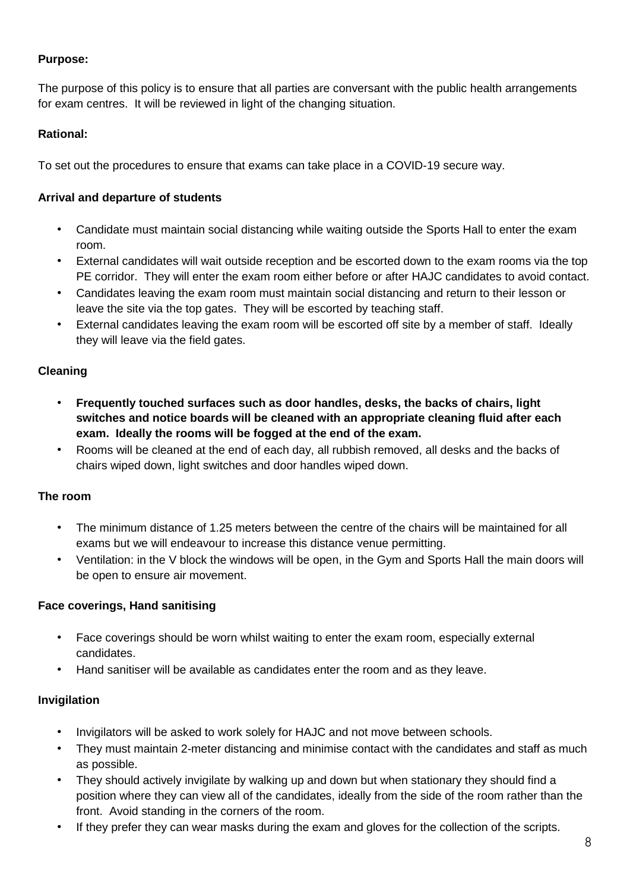**Purpose:**

The purpose of this policy is to ensure that all parties are conversant with the public health arrangements for exam centres. It will be reviewed in light of the changing situation.

**Rational:**

To set out the procedures to ensure that exams can take place in a COVID-19 secure way.

**Arrival and departure of students**

- Candidate must maintain social distancing while waiting outside the Sports Hall to enter the exam room.
- External candidates will wait outside reception and be escorted down to the exam rooms via the top PE corridor. They will enter the exam room either before or after HAJC candidates to avoid contact.
- Candidates leaving the exam room must maintain social distancing and return to their lesson or leave the site via the top gates. They will be escorted by teaching staff.
- External candidates leaving the exam room will be escorted off site by a member of staff. Ideally they will leave via the field gates.

**Cleaning**

- **Frequently touched surfaces such as door handles, desks, the backs of chairs, light switches and notice boards will be cleaned with an appropriate cleaning fluid after each exam. Ideally the rooms will be fogged at the end of the exam.**
- Rooms will be cleaned at the end of each day, all rubbish removed, all desks and the backs of chairs wiped down, light switches and door handles wiped down.

**The room**

- The minimum distance of 1.25 meters between the centre of the chairs will be maintained for all exams but we will endeavour to increase this distance venue permitting.
- Ventilation: in the V block the windows will be open, in the Gym and Sports Hall the main doors will be open to ensure air movement.

**Face coverings, Hand sanitising**

- Face coverings should be worn whilst waiting to enter the exam room, especially external candidates.
- Hand sanitiser will be available as candidates enter the room and as they leave.

**Invigilation**

- Invigilators will be asked to work solely for HAJC and not move between schools.
- They must maintain 2-meter distancing and minimise contact with the candidates and staff as much as possible.
- They should actively invigilate by walking up and down but when stationary they should find a position where they can view all of the candidates, ideally from the side of the room rather than the front. Avoid standing in the corners of the room.
- If they prefer they can wear masks during the exam and gloves for the collection of the scripts.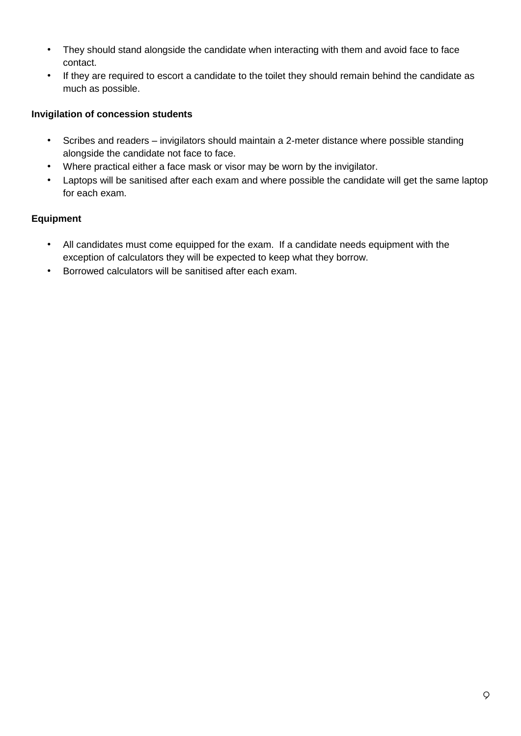- They should stand alongside the candidate when interacting with them and avoid face to face contact.
- If they are required to escort a candidate to the toilet they should remain behind the candidate as much as possible.

**Invigilation of concession students**

- Scribes and readers – invigilators should maintain a 2-meter distance where possible standing alongside the candidate not face to face.
- Where practical either a face mask or visor may be worn by the invigilator.
- Laptops will be sanitised after each exam and where possible the candidate will get the same laptop for each exam.

**Equipment**

- All candidates must come equipped for the exam.  If a candidate needs equipment with the exception of calculators they will be expected to keep what they borrow.
- Borrowed calculators will be sanitised after each exam.